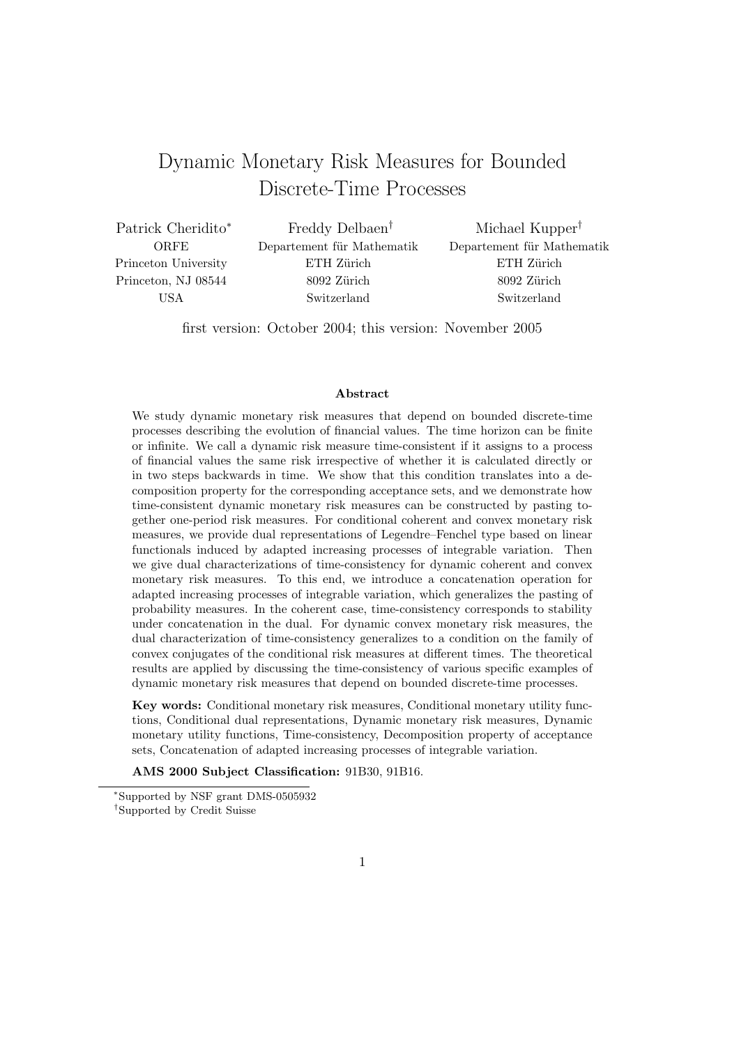# Dynamic Monetary Risk Measures for Bounded Discrete-Time Processes

Patrick Cheridito[*]
ORFE
Princeton University
Princeton, NJ 08544
USA

Freddy Delbaen[†]
Departement für Mathematik
ETH Zürich
8092 Zürich
Switzerland

Michael Kupper[†]
Departement für Mathematik
ETH Zürich
8092 Zürich
Switzerland

first version: October 2004; this version: November 2005

**Abstract**

We study dynamic monetary risk measures that depend on bounded discrete-time processes describing the evolution of financial values. The time horizon can be finite or infinite. We call a dynamic risk measure time-consistent if it assigns to a process of financial values the same risk irrespective of whether it is calculated directly or in two steps backwards in time. We show that this condition translates into a decomposition property for the corresponding acceptance sets, and we demonstrate how time-consistent dynamic monetary risk measures can be constructed by pasting together one-period risk measures. For conditional coherent and convex monetary risk measures, we provide dual representations of Legendre–Fenchel type based on linear functionals induced by adapted increasing processes of integrable variation. Then we give dual characterizations of time-consistency for dynamic coherent and convex monetary risk measures. To this end, we introduce a concatenation operation for adapted increasing processes of integrable variation, which generalizes the pasting of probability measures. In the coherent case, time-consistency corresponds to stability under concatenation in the dual. For dynamic convex monetary risk measures, the dual characterization of time-consistency generalizes to a condition on the family of convex conjugates of the conditional risk measures at different times. The theoretical results are applied by discussing the time-consistency of various specific examples of dynamic monetary risk measures that depend on bounded discrete-time processes.

**Key words:** Conditional monetary risk measures, Conditional monetary utility functions, Conditional dual representations, Dynamic monetary risk measures, Dynamic monetary utility functions, Time-consistency, Decomposition property of acceptance sets, Concatenation of adapted increasing processes of integrable variation.

**AMS 2000 Subject Classification:** 91B30, 91B16.

[*] Supported by NSF grant DMS-0505932

[†] Supported by Credit Suisse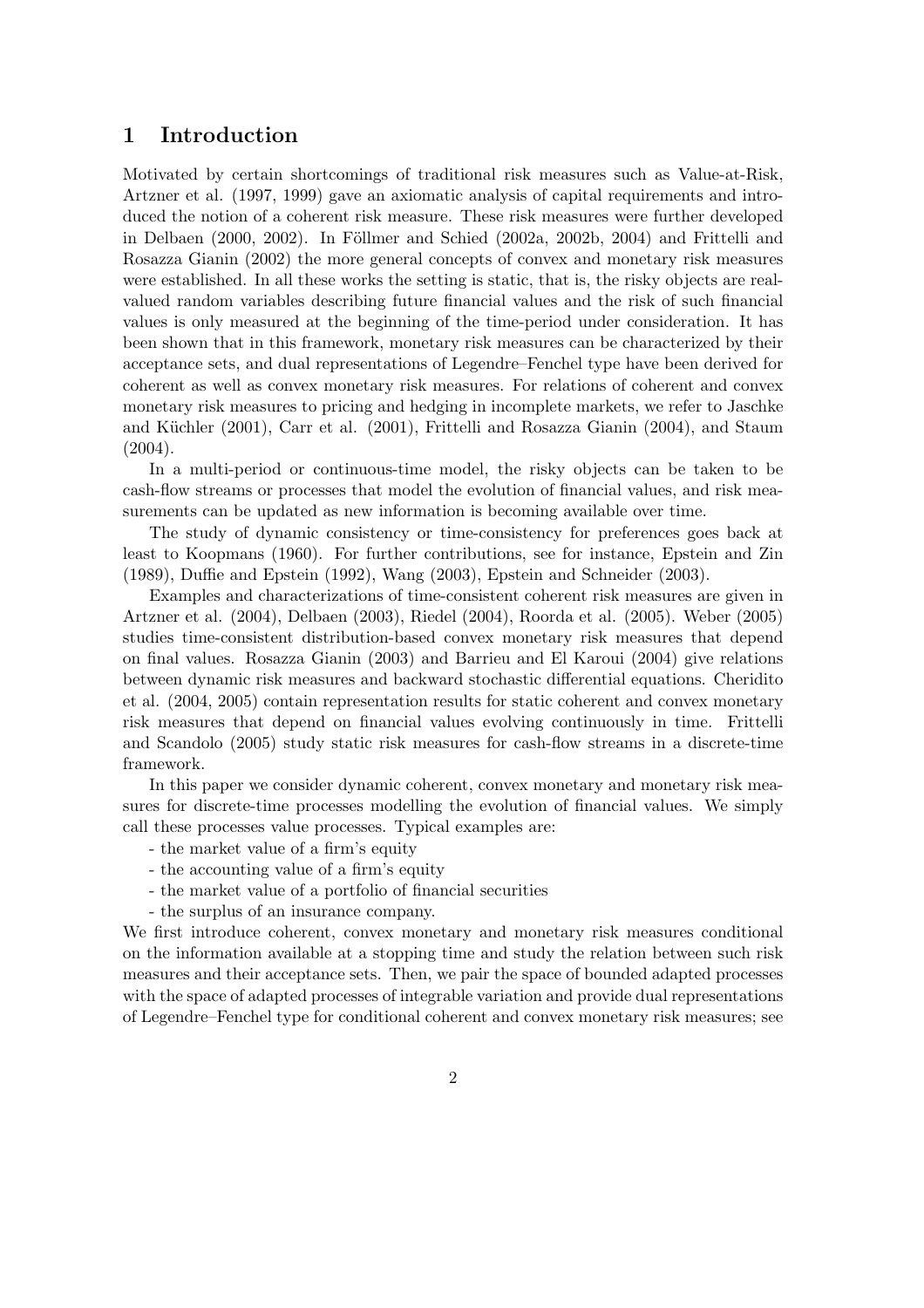## 1 Introduction

Motivated by certain shortcomings of traditional risk measures such as Value-at-Risk, Artzner et al. (1997, 1999) gave an axiomatic analysis of capital requirements and introduced the notion of a coherent risk measure. These risk measures were further developed in Delbaen (2000, 2002). In Föllmer and Schied (2002a, 2002b, 2004) and Frittelli and Rosazza Gianin (2002) the more general concepts of convex and monetary risk measures were established. In all these works the setting is static, that is, the risky objects are real-valued random variables describing future financial values and the risk of such financial values is only measured at the beginning of the time-period under consideration. It has been shown that in this framework, monetary risk measures can be characterized by their acceptance sets, and dual representations of Legendre–Fenchel type have been derived for coherent as well as convex monetary risk measures. For relations of coherent and convex monetary risk measures to pricing and hedging in incomplete markets, we refer to Jaschke and Küchler (2001), Carr et al. (2001), Frittelli and Rosazza Gianin (2004), and Staum (2004).

In a multi-period or continuous-time model, the risky objects can be taken to be cash-flow streams or processes that model the evolution of financial values, and risk measurements can be updated as new information is becoming available over time.

The study of dynamic consistency or time-consistency for preferences goes back at least to Koopmans (1960). For further contributions, see for instance, Epstein and Zin (1989), Duffie and Epstein (1992), Wang (2003), Epstein and Schneider (2003).

Examples and characterizations of time-consistent coherent risk measures are given in Artzner et al. (2004), Delbaen (2003), Riedel (2004), Roorda et al. (2005). Weber (2005) studies time-consistent distribution-based convex monetary risk measures that depend on final values. Rosazza Gianin (2003) and Barrieu and El Karoui (2004) give relations between dynamic risk measures and backward stochastic differential equations. Cheridito et al. (2004, 2005) contain representation results for static coherent and convex monetary risk measures that depend on financial values evolving continuously in time. Frittelli and Scandolo (2005) study static risk measures for cash-flow streams in a discrete-time framework.

In this paper we consider dynamic coherent, convex monetary and monetary risk measures for discrete-time processes modelling the evolution of financial values. We simply call these processes value processes. Typical examples are:

- the market value of a firm's equity
- the accounting value of a firm's equity
- the market value of a portfolio of financial securities
- the surplus of an insurance company.

We first introduce coherent, convex monetary and monetary risk measures conditional on the information available at a stopping time and study the relation between such risk measures and their acceptance sets. Then, we pair the space of bounded adapted processes with the space of adapted processes of integrable variation and provide dual representations of Legendre–Fenchel type for conditional coherent and convex monetary risk measures; see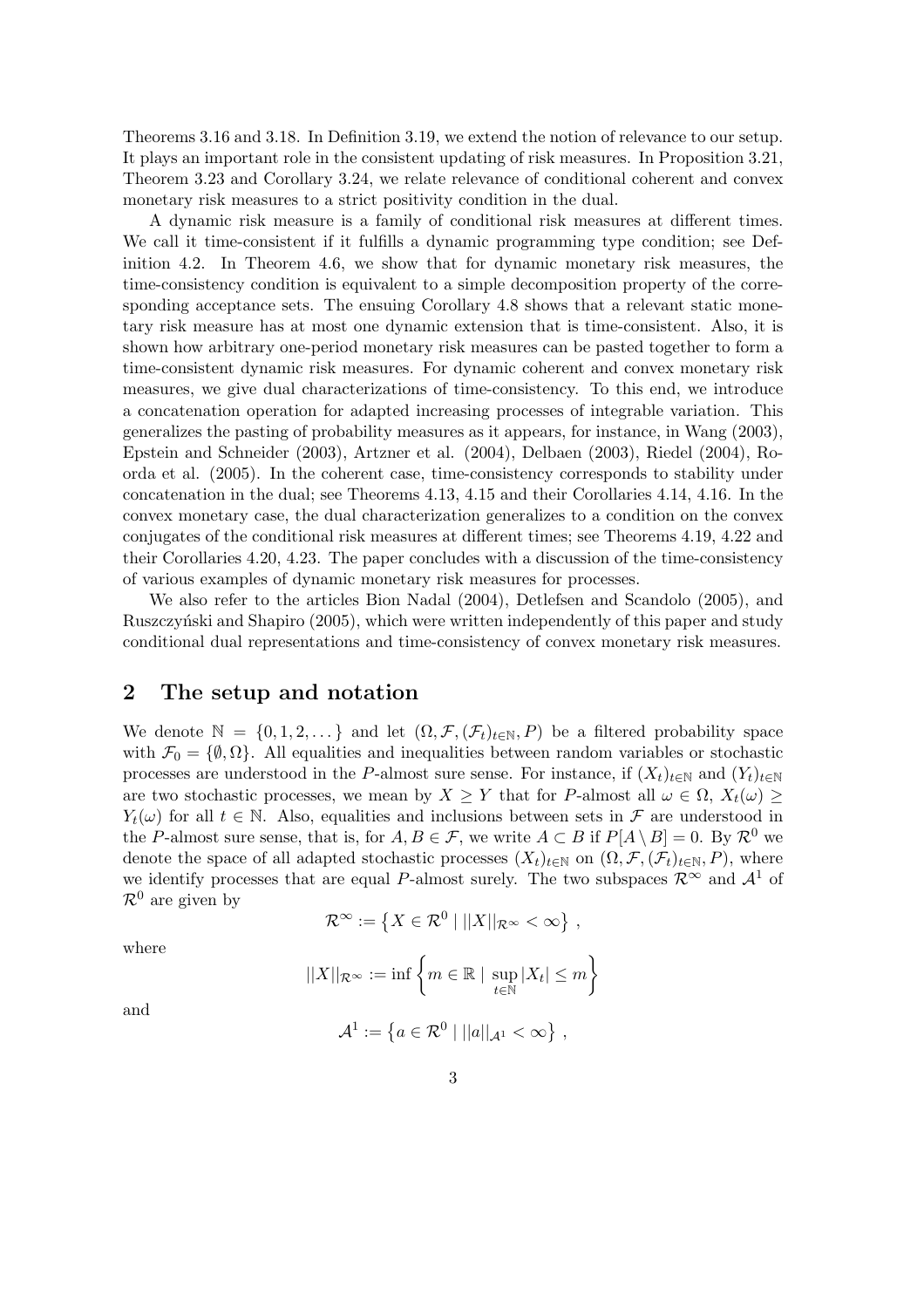Theorems 3.16 and 3.18. In Definition 3.19, we extend the notion of relevance to our setup. It plays an important role in the consistent updating of risk measures. In Proposition 3.21, Theorem 3.23 and Corollary 3.24, we relate relevance of conditional coherent and convex monetary risk measures to a strict positivity condition in the dual.

A dynamic risk measure is a family of conditional risk measures at different times. We call it time-consistent if it fulfills a dynamic programming type condition; see Definition 4.2. In Theorem 4.6, we show that for dynamic monetary risk measures, the time-consistency condition is equivalent to a simple decomposition property of the corresponding acceptance sets. The ensuing Corollary 4.8 shows that a relevant static monetary risk measure has at most one dynamic extension that is time-consistent. Also, it is shown how arbitrary one-period monetary risk measures can be pasted together to form a time-consistent dynamic risk measures. For dynamic coherent and convex monetary risk measures, we give dual characterizations of time-consistency. To this end, we introduce a concatenation operation for adapted increasing processes of integrable variation. This generalizes the pasting of probability measures as it appears, for instance, in Wang (2003), Epstein and Schneider (2003), Artzner et al. (2004), Delbaen (2003), Riedel (2004), Roorda et al. (2005). In the coherent case, time-consistency corresponds to stability under concatenation in the dual; see Theorems 4.13, 4.15 and their Corollaries 4.14, 4.16. In the convex monetary case, the dual characterization generalizes to a condition on the convex conjugates of the conditional risk measures at different times; see Theorems 4.19, 4.22 and their Corollaries 4.20, 4.23. The paper concludes with a discussion of the time-consistency of various examples of dynamic monetary risk measures for processes.

We also refer to the articles Bion Nadal (2004), Detlefsen and Scandolo (2005), and Ruszczyński and Shapiro (2005), which were written independently of this paper and study conditional dual representations and time-consistency of convex monetary risk measures.

## 2 The setup and notation

We denote $\mathbb{N} = \{0, 1, 2, \dots\}$ and let $(\Omega, \mathcal{F}, (\mathcal{F}_t)_{t\in\mathbb{N}}, P)$ be a filtered probability space with $\mathcal{F}_0 = \{\emptyset, \Omega\}$. All equalities and inequalities between random variables or stochastic processes are understood in the $P$-almost sure sense. For instance, if $(X_t)_{t\in\mathbb{N}}$ and $(Y_t)_{t\in\mathbb{N}}$ are two stochastic processes, we mean by $X \geq Y$ that for $P$-almost all $\omega \in \Omega$, $X_t(\omega) \geq Y_t(\omega)$ for all $t \in \mathbb{N}$. Also, equalities and inclusions between sets in $\mathcal{F}$ are understood in the $P$-almost sure sense, that is, for $A, B \in \mathcal{F}$, we write $A \subset B$ if $P[A \setminus B] = 0$. By $\mathcal{R}^0$ we denote the space of all adapted stochastic processes $(X_t)_{t\in\mathbb{N}}$ on $(\Omega, \mathcal{F}, (\mathcal{F}_t)_{t\in\mathbb{N}}, P)$, where we identify processes that are equal $P$-almost surely. The two subspaces $\mathcal{R}^\infty$ and $\mathcal{A}^1$ of $\mathcal{R}^0$ are given by

$$\mathcal{R}^\infty := \left\{ X \in \mathcal{R}^0 \mid ||X||_{\mathcal{R}^\infty} < \infty \right\} ,$$

where

$$||X||_{\mathcal{R}^\infty} := \inf \left\{ m \in \mathbb{R} \mid \sup_{t\in\mathbb{N}} |X_t| \leq m \right\}$$

and

$$\mathcal{A}^1 := \left\{ a \in \mathcal{R}^0 \mid ||a||_{\mathcal{A}^1} < \infty \right\} ,$$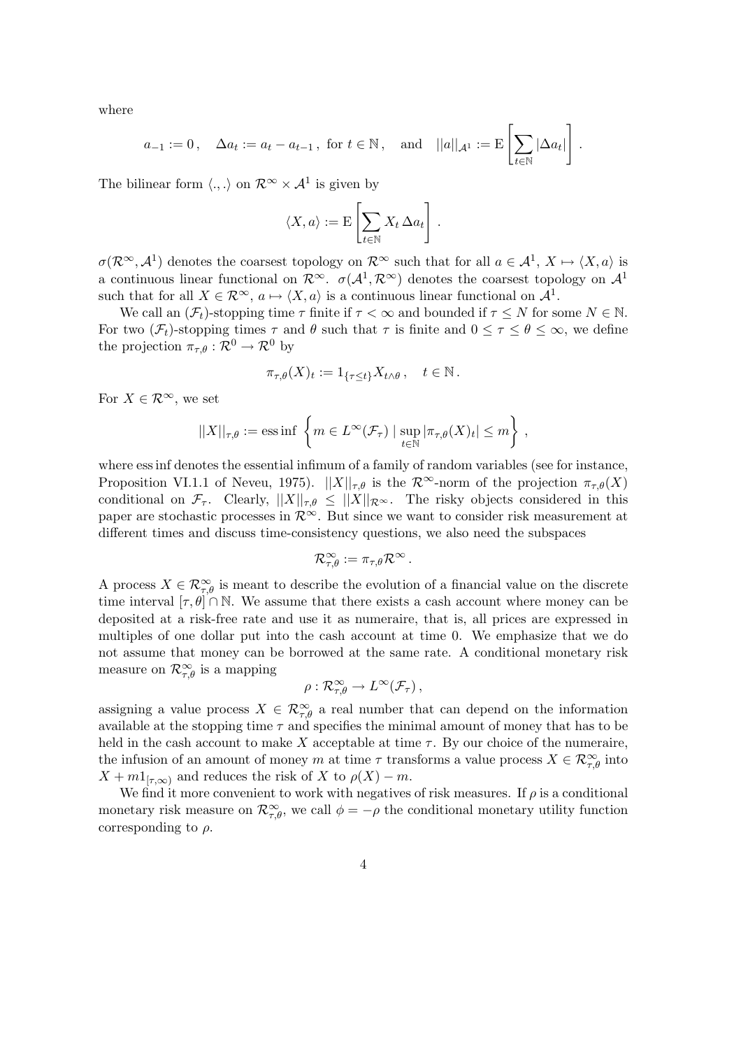where

$$a_{-1} := 0\,, \quad \Delta a_t := a_t - a_{t-1}\,, \text{ for } t \in \mathbb{N}\,, \quad \text{and} \quad ||a||_{\mathcal{A}^1} := \mathrm{E}\left[\sum_{t\in\mathbb{N}} |\Delta a_t|\right].$$

The bilinear form $\langle .,. \rangle$ on $\mathcal{R}^\infty \times \mathcal{A}^1$ is given by

$$\langle X, a \rangle := \mathrm{E}\left[\sum_{t\in\mathbb{N}} X_t \, \Delta a_t\right].$$

$\sigma(\mathcal{R}^\infty, \mathcal{A}^1)$ denotes the coarsest topology on $\mathcal{R}^\infty$ such that for all $a \in \mathcal{A}^1$, $X \mapsto \langle X, a\rangle$ is a continuous linear functional on $\mathcal{R}^\infty$. $\sigma(\mathcal{A}^1, \mathcal{R}^\infty)$ denotes the coarsest topology on $\mathcal{A}^1$ such that for all $X \in \mathcal{R}^\infty$, $a \mapsto \langle X, a \rangle$ is a continuous linear functional on $\mathcal{A}^1$.

We call an $(\mathcal{F}_t)$-stopping time $\tau$ finite if $\tau < \infty$ and bounded if $\tau \leq N$ for some $N \in \mathbb{N}$. For two $(\mathcal{F}_t)$-stopping times $\tau$ and $\theta$ such that $\tau$ is finite and $0 \leq \tau \leq \theta \leq \infty$, we define the projection $\pi_{\tau,\theta} : \mathcal{R}^0 \to \mathcal{R}^0$ by

$$\pi_{\tau,\theta}(X)_t := 1_{\{\tau \leq t\}} X_{t\wedge\theta}\,, \quad t \in \mathbb{N}\,.$$

For $X \in \mathcal{R}^\infty$, we set

$$||X||_{\tau,\theta} := \operatorname{ess\,inf} \left\{ m \in L^\infty(\mathcal{F}_\tau) \mid \sup_{t\in\mathbb{N}} |\pi_{\tau,\theta}(X)_t| \leq m \right\},$$

where ess inf denotes the essential infimum of a family of random variables (see for instance, Proposition VI.1.1 of Neveu, 1975). $||X||_{\tau,\theta}$ is the $\mathcal{R}^\infty$-norm of the projection $\pi_{\tau,\theta}(X)$ conditional on $\mathcal{F}_\tau$. Clearly, $||X||_{\tau,\theta} \leq ||X||_{\mathcal{R}^\infty}$. The risky objects considered in this paper are stochastic processes in $\mathcal{R}^\infty$. But since we want to consider risk measurement at different times and discuss time-consistency questions, we also need the subspaces

$$\mathcal{R}^\infty_{\tau,\theta} := \pi_{\tau,\theta}\mathcal{R}^\infty\,.$$

A process $X \in \mathcal{R}^\infty_{\tau,\theta}$ is meant to describe the evolution of a financial value on the discrete time interval $[\tau, \theta] \cap \mathbb{N}$. We assume that there exists a cash account where money can be deposited at a risk-free rate and use it as numeraire, that is, all prices are expressed in multiples of one dollar put into the cash account at time 0. We emphasize that we do not assume that money can be borrowed at the same rate. A conditional monetary risk measure on $\mathcal{R}^\infty_{\tau,\theta}$ is a mapping

$$\rho : \mathcal{R}^\infty_{\tau,\theta} \to L^\infty(\mathcal{F}_\tau)\,,$$

assigning a value process $X \in \mathcal{R}^\infty_{\tau,\theta}$ a real number that can depend on the information available at the stopping time $\tau$ and specifies the minimal amount of money that has to be held in the cash account to make $X$ acceptable at time $\tau$. By our choice of the numeraire, the infusion of an amount of money $m$ at time $\tau$ transforms a value process $X \in \mathcal{R}^\infty_{\tau,\theta}$ into $X + m1_{[\tau,\infty)}$ and reduces the risk of $X$ to $\rho(X) - m$.

We find it more convenient to work with negatives of risk measures. If $\rho$ is a conditional monetary risk measure on $\mathcal{R}^\infty_{\tau,\theta}$, we call $\phi = -\rho$ the conditional monetary utility function corresponding to $\rho$.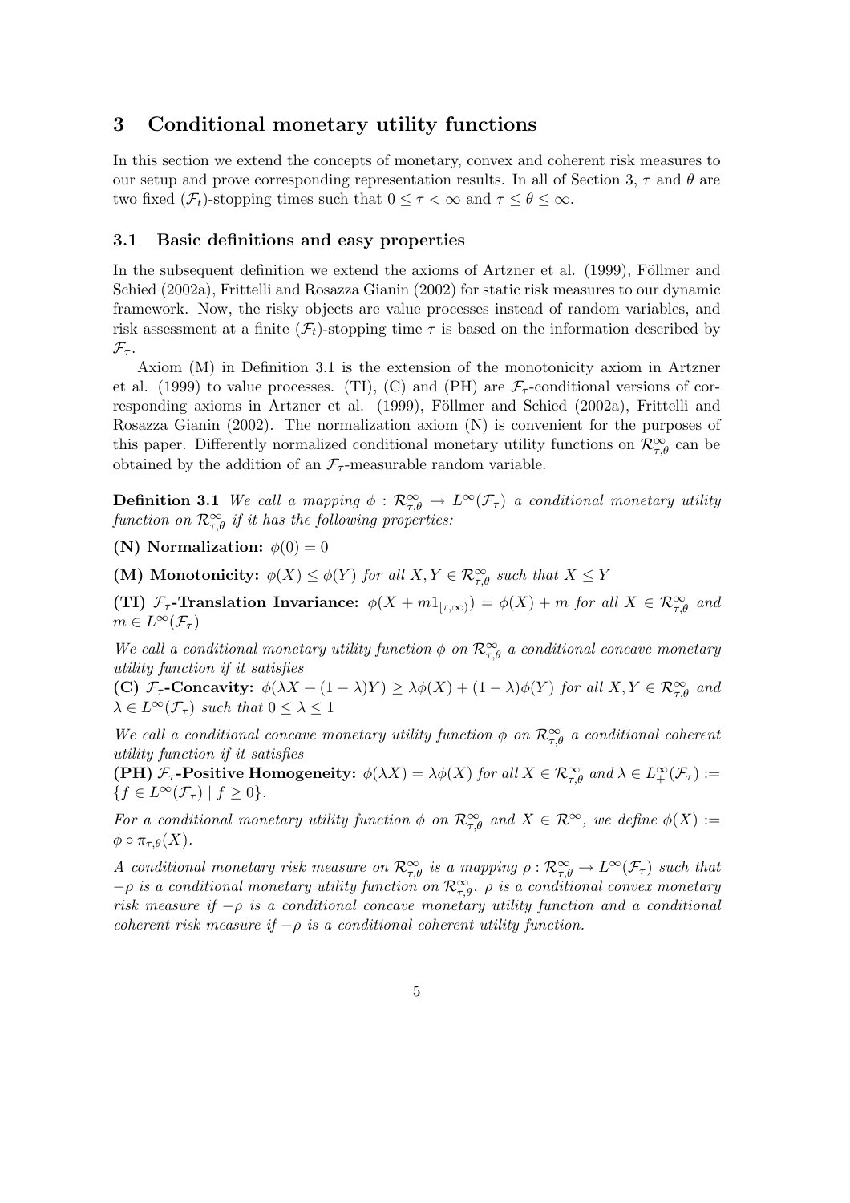# 3 Conditional monetary utility functions

In this section we extend the concepts of monetary, convex and coherent risk measures to our setup and prove corresponding representation results. In all of Section 3, $\tau$ and $\theta$ are two fixed $(\mathcal{F}_t)$-stopping times such that $0 \leq \tau < \infty$ and $\tau \leq \theta \leq \infty$.

## 3.1 Basic definitions and easy properties

In the subsequent definition we extend the axioms of Artzner et al. (1999), Föllmer and Schied (2002a), Frittelli and Rosazza Gianin (2002) for static risk measures to our dynamic framework. Now, the risky objects are value processes instead of random variables, and risk assessment at a finite $(\mathcal{F}_t)$-stopping time $\tau$ is based on the information described by $\mathcal{F}_\tau$.

Axiom (M) in Definition 3.1 is the extension of the monotonicity axiom in Artzner et al. (1999) to value processes. (TI), (C) and (PH) are $\mathcal{F}_\tau$-conditional versions of corresponding axioms in Artzner et al. (1999), Föllmer and Schied (2002a), Frittelli and Rosazza Gianin (2002). The normalization axiom (N) is convenient for the purposes of this paper. Differently normalized conditional monetary utility functions on $\mathcal{R}^\infty_{\tau,\theta}$ can be obtained by the addition of an $\mathcal{F}_\tau$-measurable random variable.

**Definition 3.1** *We call a mapping $\phi : \mathcal{R}^\infty_{\tau,\theta} \to L^\infty(\mathcal{F}_\tau)$ a conditional monetary utility function on $\mathcal{R}^\infty_{\tau,\theta}$ if it has the following properties:*

**(N) Normalization:** $\phi(0) = 0$

**(M) Monotonicity:** $\phi(X) \leq \phi(Y)$ *for all $X, Y \in \mathcal{R}^\infty_{\tau,\theta}$ such that $X \leq Y$*

**(TI) $\mathcal{F}_\tau$-Translation Invariance:** $\phi(X + m 1_{[\tau,\infty)}) = \phi(X) + m$ *for all $X \in \mathcal{R}^\infty_{\tau,\theta}$ and $m \in L^\infty(\mathcal{F}_\tau)$*

*We call a conditional monetary utility function $\phi$ on $\mathcal{R}^\infty_{\tau,\theta}$ a conditional concave monetary utility function if it satisfies*

**(C) $\mathcal{F}_\tau$-Concavity:** $\phi(\lambda X + (1-\lambda)Y) \geq \lambda\phi(X) + (1-\lambda)\phi(Y)$ *for all $X, Y \in \mathcal{R}^\infty_{\tau,\theta}$ and $\lambda \in L^\infty(\mathcal{F}_\tau)$ such that $0 \leq \lambda \leq 1$*

*We call a conditional concave monetary utility function $\phi$ on $\mathcal{R}^\infty_{\tau,\theta}$ a conditional coherent utility function if it satisfies*

**(PH) $\mathcal{F}_\tau$-Positive Homogeneity:** $\phi(\lambda X) = \lambda\phi(X)$ *for all $X \in \mathcal{R}^\infty_{\tau,\theta}$ and $\lambda \in L^\infty_+(\mathcal{F}_\tau) := \{f \in L^\infty(\mathcal{F}_\tau) \mid f \geq 0\}$.*

*For a conditional monetary utility function $\phi$ on $\mathcal{R}^\infty_{\tau,\theta}$ and $X \in \mathcal{R}^\infty$, we define $\phi(X) := \phi \circ \pi_{\tau,\theta}(X)$.*

*A conditional monetary risk measure on $\mathcal{R}^\infty_{\tau,\theta}$ is a mapping $\rho : \mathcal{R}^\infty_{\tau,\theta} \to L^\infty(\mathcal{F}_\tau)$ such that $-\rho$ is a conditional monetary utility function on $\mathcal{R}^\infty_{\tau,\theta}$. $\rho$ is a conditional convex monetary risk measure if $-\rho$ is a conditional concave monetary utility function and a conditional coherent risk measure if $-\rho$ is a conditional coherent utility function.*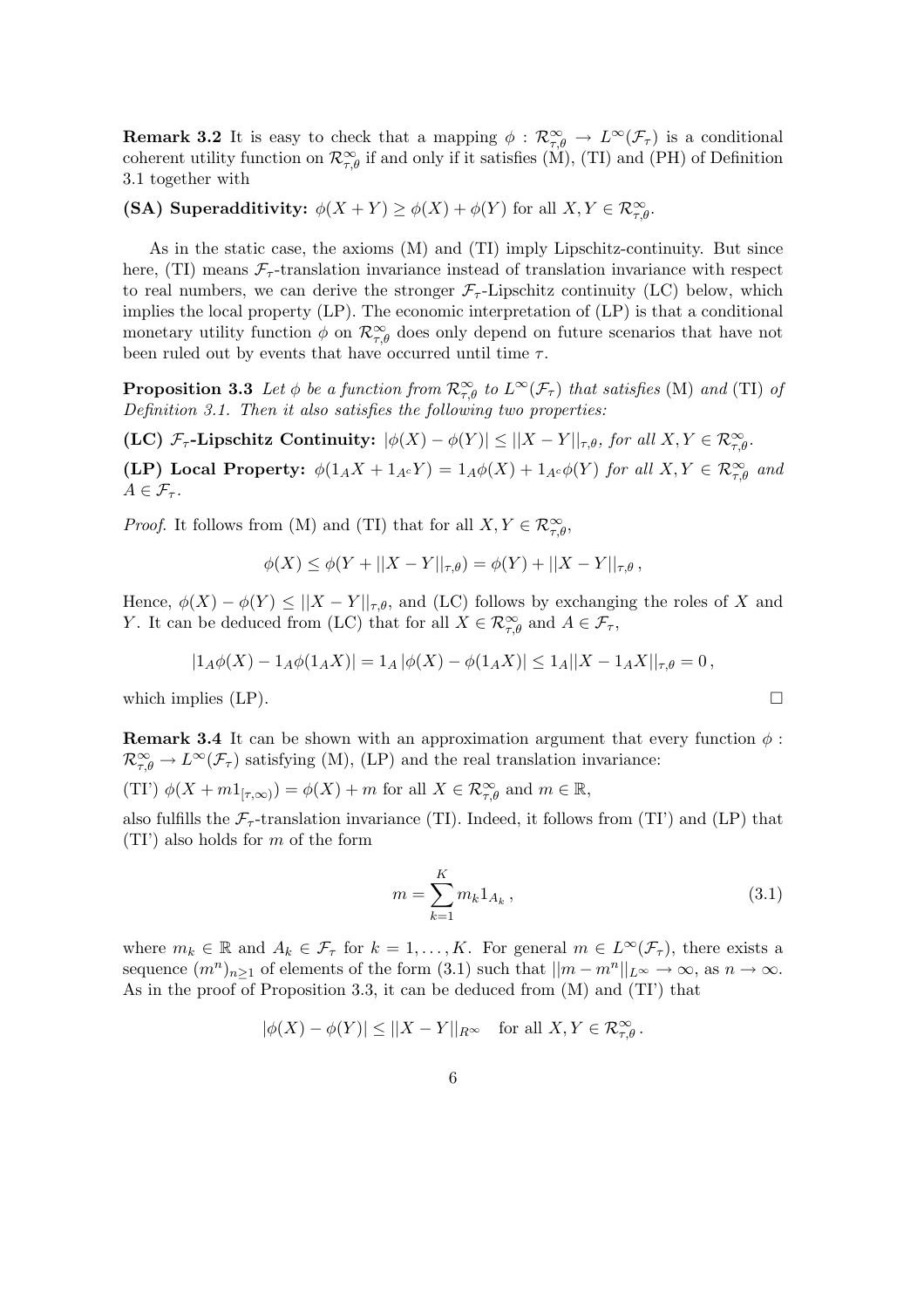**Remark 3.2** It is easy to check that a mapping $\phi : \mathcal{R}^\infty_{\tau,\theta} \to L^\infty(\mathcal{F}_\tau)$ is a conditional coherent utility function on $\mathcal{R}^\infty_{\tau,\theta}$ if and only if it satisfies (M), (TI) and (PH) of Definition 3.1 together with

**(SA) Superadditivity:** $\phi(X+Y) \geq \phi(X) + \phi(Y)$ for all $X, Y \in \mathcal{R}^\infty_{\tau,\theta}$.

As in the static case, the axioms (M) and (TI) imply Lipschitz-continuity. But since here, (TI) means $\mathcal{F}_\tau$-translation invariance instead of translation invariance with respect to real numbers, we can derive the stronger $\mathcal{F}_\tau$-Lipschitz continuity (LC) below, which implies the local property (LP). The economic interpretation of (LP) is that a conditional monetary utility function $\phi$ on $\mathcal{R}^\infty_{\tau,\theta}$ does only depend on future scenarios that have not been ruled out by events that have occurred until time $\tau$.

**Proposition 3.3** *Let $\phi$ be a function from $\mathcal{R}^\infty_{\tau,\theta}$ to $L^\infty(\mathcal{F}_\tau)$ that satisfies* (M) *and* (TI) *of Definition 3.1. Then it also satisfies the following two properties:*

**(LC) $\mathcal{F}_\tau$-Lipschitz Continuity:** $|\phi(X) - \phi(Y)| \leq ||X - Y||_{\tau,\theta}$, *for all* $X, Y \in \mathcal{R}^\infty_{\tau,\theta}$.

**(LP) Local Property:** $\phi(1_A X + 1_{A^c} Y) = 1_A \phi(X) + 1_{A^c}\phi(Y)$ *for all* $X, Y \in \mathcal{R}^\infty_{\tau,\theta}$ *and* $A \in \mathcal{F}_\tau$.

*Proof.* It follows from (M) and (TI) that for all $X, Y \in \mathcal{R}^\infty_{\tau,\theta}$,

$$\phi(X) \leq \phi(Y + ||X - Y||_{\tau,\theta}) = \phi(Y) + ||X - Y||_{\tau,\theta} \,,$$

Hence, $\phi(X) - \phi(Y) \leq ||X - Y||_{\tau,\theta}$, and (LC) follows by exchanging the roles of $X$ and $Y$. It can be deduced from (LC) that for all $X \in \mathcal{R}^\infty_{\tau,\theta}$ and $A \in \mathcal{F}_\tau$,

$$|1_A \phi(X) - 1_A \phi(1_A X)| = 1_A \, |\phi(X) - \phi(1_A X)| \leq 1_A ||X - 1_A X||_{\tau,\theta} = 0 \,,$$

which implies (LP). $\square$

**Remark 3.4** It can be shown with an approximation argument that every function $\phi : \mathcal{R}^\infty_{\tau,\theta} \to L^\infty(\mathcal{F}_\tau)$ satisfying (M), (LP) and the real translation invariance:

(TI') $\phi(X + m 1_{[\tau,\infty)}) = \phi(X) + m$ for all $X \in \mathcal{R}^\infty_{\tau,\theta}$ and $m \in \mathbb{R}$,

also fulfills the $\mathcal{F}_\tau$-translation invariance (TI). Indeed, it follows from (TI') and (LP) that (TI') also holds for $m$ of the form

$$m = \sum_{k=1}^K m_k 1_{A_k} \,, \tag{3.1}$$

where $m_k \in \mathbb{R}$ and $A_k \in \mathcal{F}_\tau$ for $k = 1, \ldots, K$. For general $m \in L^\infty(\mathcal{F}_\tau)$, there exists a sequence $(m^n)_{n \geq 1}$ of elements of the form (3.1) such that $||m - m^n||_{L^\infty} \to \infty$, as $n \to \infty$. As in the proof of Proposition 3.3, it can be deduced from (M) and (TI') that

$$|\phi(X) - \phi(Y)| \leq ||X - Y||_{R^\infty} \quad \text{for all } X, Y \in \mathcal{R}^\infty_{\tau,\theta} \,.$$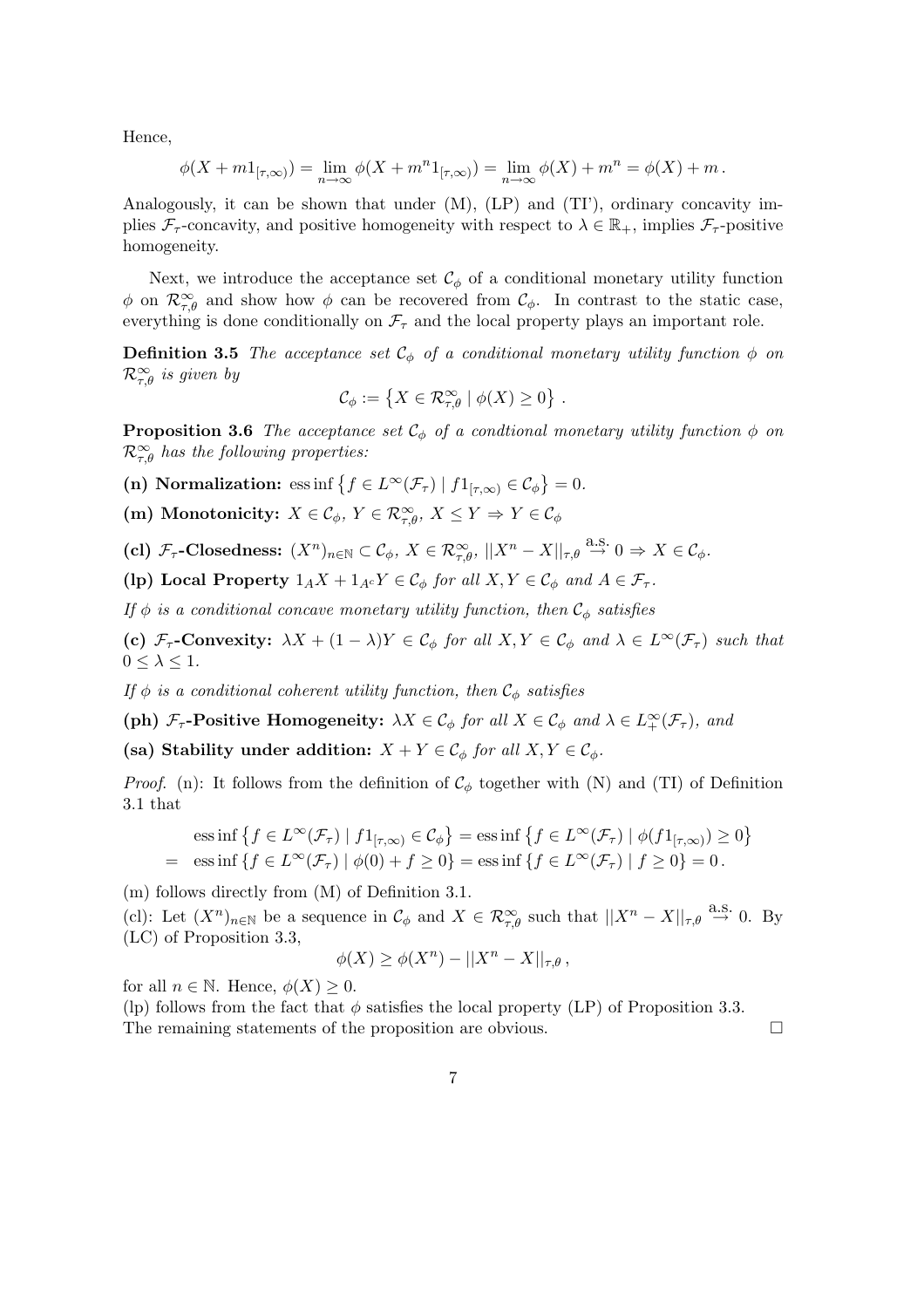Hence,

$$\phi(X + m1_{[\tau,\infty)}) = \lim_{n\to\infty} \phi(X + m^n 1_{[\tau,\infty)}) = \lim_{n\to\infty} \phi(X) + m^n = \phi(X) + m\,.$$

Analogously, it can be shown that under (M), (LP) and (TI'), ordinary concavity implies $\mathcal{F}_\tau$-concavity, and positive homogeneity with respect to $\lambda \in \mathbb{R}_+$, implies $\mathcal{F}_\tau$-positive homogeneity.

Next, we introduce the acceptance set $\mathcal{C}_\phi$ of a conditional monetary utility function $\phi$ on $\mathcal{R}^\infty_{\tau,\theta}$ and show how $\phi$ can be recovered from $\mathcal{C}_\phi$. In contrast to the static case, everything is done conditionally on $\mathcal{F}_\tau$ and the local property plays an important role.

**Definition 3.5** *The acceptance set $\mathcal{C}_\phi$ of a conditional monetary utility function $\phi$ on $\mathcal{R}^\infty_{\tau,\theta}$ is given by*

$$\mathcal{C}_\phi := \left\{ X \in \mathcal{R}^\infty_{\tau,\theta} \mid \phi(X) \geq 0 \right\}\,.$$

**Proposition 3.6** *The acceptance set $\mathcal{C}_\phi$ of a condtional monetary utility function $\phi$ on $\mathcal{R}^\infty_{\tau,\theta}$ has the following properties:*

**(n) Normalization:** $\operatorname{ess\,inf}\left\{ f \in L^\infty(\mathcal{F}_\tau) \mid f 1_{[\tau,\infty)} \in \mathcal{C}_\phi \right\} = 0$.

**(m) Monotonicity:** $X \in \mathcal{C}_\phi,\ Y \in \mathcal{R}^\infty_{\tau,\theta},\ X \leq Y \Rightarrow Y \in \mathcal{C}_\phi$

**(cl) $\mathcal{F}_\tau$-Closedness:** $(X^n)_{n\in\mathbb{N}} \subset \mathcal{C}_\phi,\ X \in \mathcal{R}^\infty_{\tau,\theta},\ ||X^n - X||_{\tau,\theta} \stackrel{\text{a.s.}}{\to} 0 \Rightarrow X \in \mathcal{C}_\phi$.

**(lp) Local Property** $1_A X + 1_{A^c} Y \in \mathcal{C}_\phi$ *for all* $X, Y \in \mathcal{C}_\phi$ *and* $A \in \mathcal{F}_\tau$.

*If $\phi$ is a conditional concave monetary utility function, then $\mathcal{C}_\phi$ satisfies*

**(c) $\mathcal{F}_\tau$-Convexity:** $\lambda X + (1-\lambda) Y \in \mathcal{C}_\phi$ *for all* $X, Y \in \mathcal{C}_\phi$ *and* $\lambda \in L^\infty(\mathcal{F}_\tau)$ *such that* $0 \leq \lambda \leq 1$.

*If $\phi$ is a conditional coherent utility function, then $\mathcal{C}_\phi$ satisfies*

**(ph) $\mathcal{F}_\tau$-Positive Homogeneity:** $\lambda X \in \mathcal{C}_\phi$ *for all* $X \in \mathcal{C}_\phi$ *and* $\lambda \in L^\infty_+(\mathcal{F}_\tau)$*, and*

**(sa) Stability under addition:** $X + Y \in \mathcal{C}_\phi$ *for all* $X, Y \in \mathcal{C}_\phi$.

*Proof.* (n): It follows from the definition of $\mathcal{C}_\phi$ together with (N) and (TI) of Definition 3.1 that

$$\begin{aligned}
&\operatorname{ess\,inf}\left\{ f \in L^\infty(\mathcal{F}_\tau) \mid f 1_{[\tau,\infty)} \in \mathcal{C}_\phi \right\} = \operatorname{ess\,inf}\left\{ f \in L^\infty(\mathcal{F}_\tau) \mid \phi(f 1_{[\tau,\infty)}) \geq 0 \right\} \\
= \ &\operatorname{ess\,inf}\left\{ f \in L^\infty(\mathcal{F}_\tau) \mid \phi(0) + f \geq 0 \right\} = \operatorname{ess\,inf}\left\{ f \in L^\infty(\mathcal{F}_\tau) \mid f \geq 0 \right\} = 0\,.
\end{aligned}$$

(m) follows directly from (M) of Definition 3.1.

(cl): Let $(X^n)_{n\in\mathbb{N}}$ be a sequence in $\mathcal{C}_\phi$ and $X \in \mathcal{R}^\infty_{\tau,\theta}$ such that $||X^n - X||_{\tau,\theta} \stackrel{\text{a.s.}}{\to} 0$. By (LC) of Proposition 3.3,

$$\phi(X) \geq \phi(X^n) - ||X^n - X||_{\tau,\theta}\,,$$

for all $n \in \mathbb{N}$. Hence, $\phi(X) \geq 0$.

(lp) follows from the fact that $\phi$ satisfies the local property (LP) of Proposition 3.3.

The remaining statements of the proposition are obvious. $\square$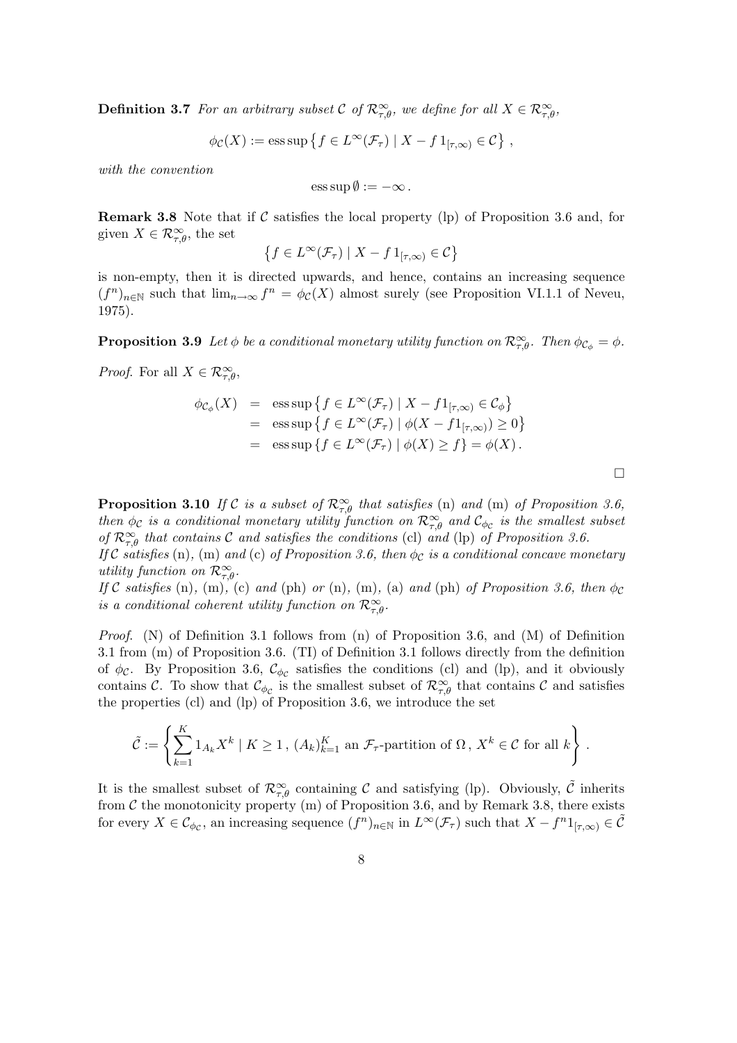**Definition 3.7** *For an arbitrary subset $\mathcal{C}$ of $\mathcal{R}^\infty_{\tau,\theta}$, we define for all $X \in \mathcal{R}^\infty_{\tau,\theta}$,*

$$\phi_{\mathcal{C}}(X) := \operatorname{ess\,sup}\left\{ f \in L^\infty(\mathcal{F}_\tau) \mid X - f\,1_{[\tau,\infty)} \in \mathcal{C} \right\},$$

*with the convention*

$$\operatorname{ess\,sup} \emptyset := -\infty .$$

**Remark 3.8** Note that if $\mathcal{C}$ satisfies the local property (lp) of Proposition 3.6 and, for given $X \in \mathcal{R}^\infty_{\tau,\theta}$, the set

$$\left\{ f \in L^\infty(\mathcal{F}_\tau) \mid X - f\,1_{[\tau,\infty)} \in \mathcal{C} \right\}$$

is non-empty, then it is directed upwards, and hence, contains an increasing sequence $(f^n)_{n\in\mathbb{N}}$ such that $\lim_{n\to\infty} f^n = \phi_{\mathcal{C}}(X)$ almost surely (see Proposition VI.1.1 of Neveu, 1975).

**Proposition 3.9** *Let $\phi$ be a conditional monetary utility function on $\mathcal{R}^\infty_{\tau,\theta}$. Then $\phi_{\mathcal{C}_\phi} = \phi$.*

*Proof.* For all $X \in \mathcal{R}^\infty_{\tau,\theta}$,

$$\begin{aligned}
\phi_{\mathcal{C}_\phi}(X) &= \operatorname{ess\,sup}\left\{ f \in L^\infty(\mathcal{F}_\tau) \mid X - f 1_{[\tau,\infty)} \in \mathcal{C}_\phi \right\} \\
&= \operatorname{ess\,sup}\left\{ f \in L^\infty(\mathcal{F}_\tau) \mid \phi(X - f 1_{[\tau,\infty)}) \geq 0 \right\} \\
&= \operatorname{ess\,sup}\left\{ f \in L^\infty(\mathcal{F}_\tau) \mid \phi(X) \geq f \right\} = \phi(X) .
\end{aligned}$$

□

**Proposition 3.10** *If $\mathcal{C}$ is a subset of $\mathcal{R}^\infty_{\tau,\theta}$ that satisfies* (n) *and* (m) *of Proposition 3.6, then $\phi_{\mathcal{C}}$ is a conditional monetary utility function on $\mathcal{R}^\infty_{\tau,\theta}$ and $\mathcal{C}_{\phi_{\mathcal{C}}}$ is the smallest subset of $\mathcal{R}^\infty_{\tau,\theta}$ that contains $\mathcal{C}$ and satisfies the conditions* (cl) *and* (lp) *of Proposition 3.6.*
*If $\mathcal{C}$ satisfies* (n), (m) *and* (c) *of Proposition 3.6, then $\phi_{\mathcal{C}}$ is a conditional concave monetary utility function on $\mathcal{R}^\infty_{\tau,\theta}$.*
*If $\mathcal{C}$ satisfies* (n), (m), (c) *and* (ph) *or* (n), (m), (a) *and* (ph) *of Proposition 3.6, then $\phi_{\mathcal{C}}$ is a conditional coherent utility function on $\mathcal{R}^\infty_{\tau,\theta}$.*

*Proof.* (N) of Definition 3.1 follows from (n) of Proposition 3.6, and (M) of Definition 3.1 from (m) of Proposition 3.6. (TI) of Definition 3.1 follows directly from the definition of $\phi_{\mathcal{C}}$. By Proposition 3.6, $\mathcal{C}_{\phi_{\mathcal{C}}}$ satisfies the conditions (cl) and (lp), and it obviously contains $\mathcal{C}$. To show that $\mathcal{C}_{\phi_{\mathcal{C}}}$ is the smallest subset of $\mathcal{R}^\infty_{\tau,\theta}$ that contains $\mathcal{C}$ and satisfies the properties (cl) and (lp) of Proposition 3.6, we introduce the set

$$\tilde{\mathcal{C}} := \left\{ \sum_{k=1}^{K} 1_{A_k} X^k \mid K \geq 1 \,,\, (A_k)_{k=1}^K \text{ an } \mathcal{F}_\tau\text{-partition of } \Omega \,,\, X^k \in \mathcal{C} \text{ for all } k \right\} .$$

It is the smallest subset of $\mathcal{R}^\infty_{\tau,\theta}$ containing $\mathcal{C}$ and satisfying (lp). Obviously, $\tilde{\mathcal{C}}$ inherits from $\mathcal{C}$ the monotonicity property (m) of Proposition 3.6, and by Remark 3.8, there exists for every $X \in \mathcal{C}_{\phi_{\mathcal{C}}}$, an increasing sequence $(f^n)_{n\in\mathbb{N}}$ in $L^\infty(\mathcal{F}_\tau)$ such that $X - f^n 1_{[\tau,\infty)} \in \tilde{\mathcal{C}}$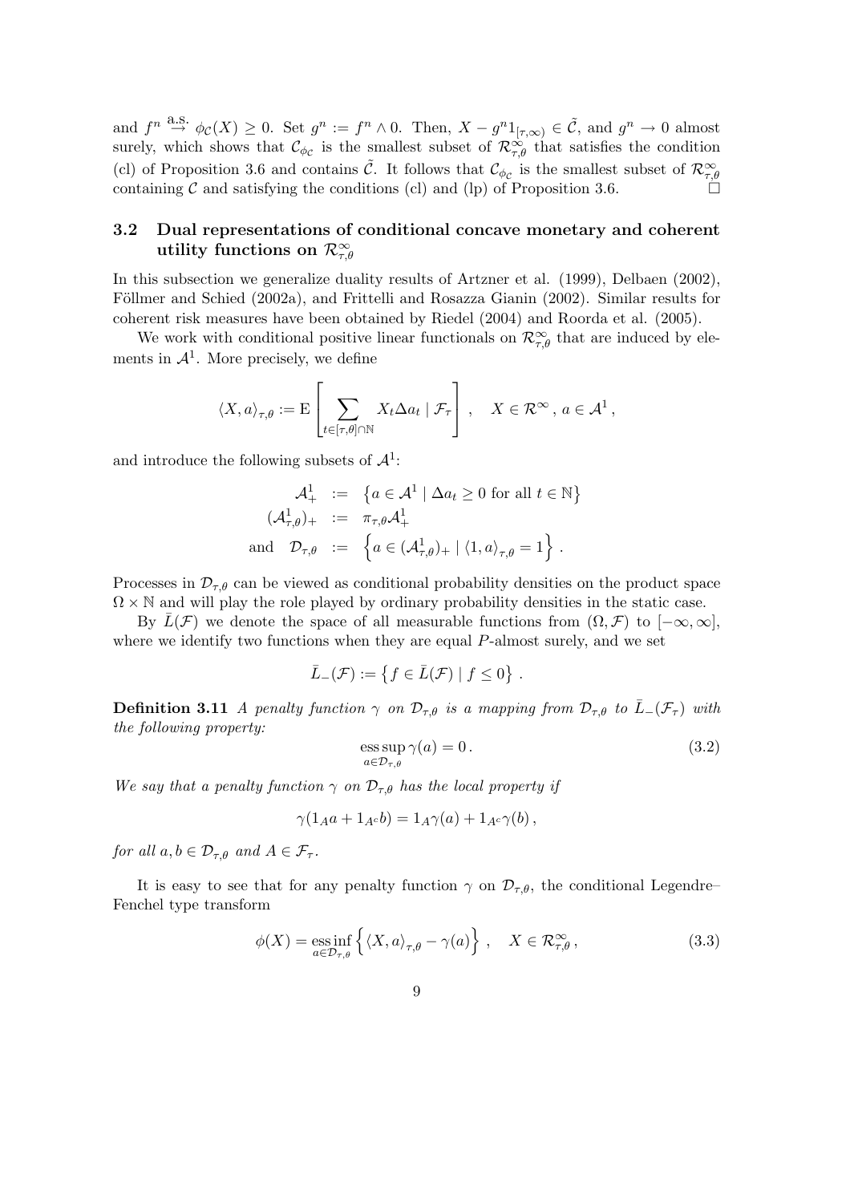and $f^n \overset{\text{a.s.}}{\to} \phi_{\mathcal{C}}(X) \geq 0$. Set $g^n := f^n \wedge 0$. Then, $X - g^n 1_{[\tau,\infty)} \in \tilde{\mathcal{C}}$, and $g^n \to 0$ almost surely, which shows that $\mathcal{C}_{\phi_{\mathcal{C}}}$ is the smallest subset of $\mathcal{R}^\infty_{\tau,\theta}$ that satisfies the condition (cl) of Proposition 3.6 and contains $\tilde{\mathcal{C}}$. It follows that $\mathcal{C}_{\phi_{\mathcal{C}}}$ is the smallest subset of $\mathcal{R}^\infty_{\tau,\theta}$ containing $\mathcal{C}$ and satisfying the conditions (cl) and (lp) of Proposition 3.6. $\square$

### 3.2 Dual representations of conditional concave monetary and coherent utility functions on $\mathcal{R}^\infty_{\tau,\theta}$

In this subsection we generalize duality results of Artzner et al. (1999), Delbaen (2002), Föllmer and Schied (2002a), and Frittelli and Rosazza Gianin (2002). Similar results for coherent risk measures have been obtained by Riedel (2004) and Roorda et al. (2005).

We work with conditional positive linear functionals on $\mathcal{R}^\infty_{\tau,\theta}$ that are induced by elements in $\mathcal{A}^1$. More precisely, we define

$$\langle X, a \rangle_{\tau,\theta} := \mathrm{E}\left[ \sum_{t \in [\tau,\theta] \cap \mathbb{N}} X_t \Delta a_t \mid \mathcal{F}_\tau \right], \quad X \in \mathcal{R}^\infty, \, a \in \mathcal{A}^1,$$

and introduce the following subsets of $\mathcal{A}^1$:

$$\begin{aligned} \mathcal{A}^1_+ &:= \left\{ a \in \mathcal{A}^1 \mid \Delta a_t \geq 0 \text{ for all } t \in \mathbb{N} \right\} \\ (\mathcal{A}^1_{\tau,\theta})_+ &:= \pi_{\tau,\theta} \mathcal{A}^1_+ \\ \text{and} \quad \mathcal{D}_{\tau,\theta} &:= \left\{ a \in (\mathcal{A}^1_{\tau,\theta})_+ \mid \langle 1, a \rangle_{\tau,\theta} = 1 \right\}. \end{aligned}$$

Processes in $\mathcal{D}_{\tau,\theta}$ can be viewed as conditional probability densities on the product space $\Omega \times \mathbb{N}$ and will play the role played by ordinary probability densities in the static case.

By $\bar{L}(\mathcal{F})$ we denote the space of all measurable functions from $(\Omega, \mathcal{F})$ to $[-\infty, \infty]$, where we identify two functions when they are equal $P$-almost surely, and we set

$$\bar{L}_-(\mathcal{F}) := \left\{ f \in \bar{L}(\mathcal{F}) \mid f \leq 0 \right\}.$$

**Definition 3.11** *A penalty function $\gamma$ on $\mathcal{D}_{\tau,\theta}$ is a mapping from $\mathcal{D}_{\tau,\theta}$ to $\bar{L}_-(\mathcal{F}_\tau)$ with the following property:*

$$\operatorname*{ess\,sup}_{a \in \mathcal{D}_{\tau,\theta}} \gamma(a) = 0 . \tag{3.2}$$

*We say that a penalty function $\gamma$ on $\mathcal{D}_{\tau,\theta}$ has the local property if*

$$\gamma(1_A a + 1_{A^c} b) = 1_A \gamma(a) + 1_{A^c} \gamma(b),$$

*for all $a, b \in \mathcal{D}_{\tau,\theta}$ and $A \in \mathcal{F}_\tau$.*

It is easy to see that for any penalty function $\gamma$ on $\mathcal{D}_{\tau,\theta}$, the conditional Legendre–Fenchel type transform

$$\phi(X) = \operatorname*{ess\,inf}_{a \in \mathcal{D}_{\tau,\theta}} \left\{ \langle X, a \rangle_{\tau,\theta} - \gamma(a) \right\}, \quad X \in \mathcal{R}^\infty_{\tau,\theta}, \tag{3.3}$$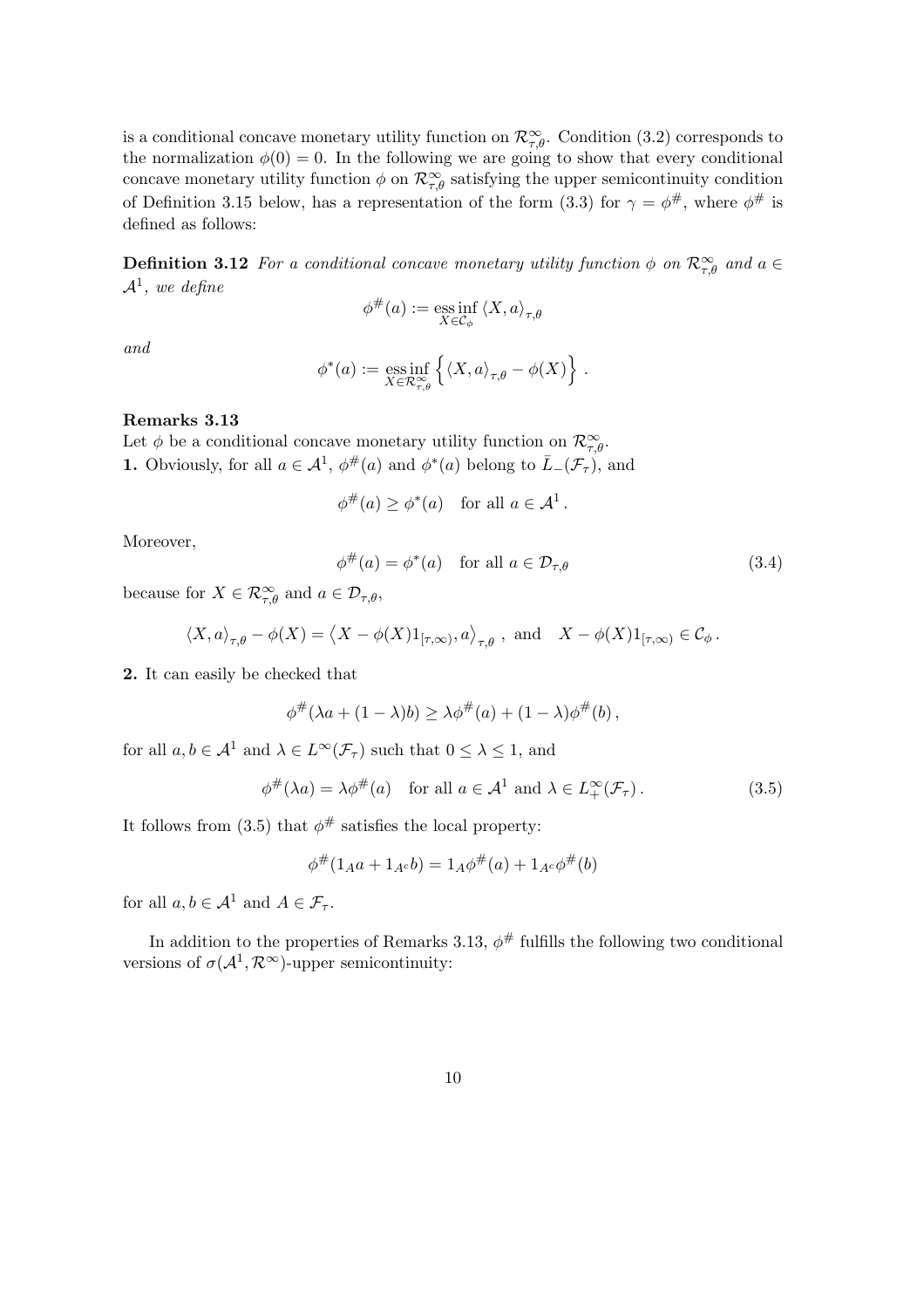is a conditional concave monetary utility function on $\mathcal{R}^\infty_{\tau,\theta}$. Condition (3.2) corresponds to the normalization $\phi(0) = 0$. In the following we are going to show that every conditional concave monetary utility function $\phi$ on $\mathcal{R}^\infty_{\tau,\theta}$ satisfying the upper semicontinuity condition of Definition 3.15 below, has a representation of the form (3.3) for $\gamma = \phi^{\#}$, where $\phi^{\#}$ is defined as follows:

**Definition 3.12** *For a conditional concave monetary utility function $\phi$ on $\mathcal{R}^\infty_{\tau,\theta}$ and $a \in \mathcal{A}^1$, we define*

$$\phi^{\#}(a) := \operatorname*{ess\,inf}_{X \in \mathcal{C}_\phi} \langle X, a \rangle_{\tau,\theta}$$

*and*

$$\phi^*(a) := \operatorname*{ess\,inf}_{X \in \mathcal{R}^\infty_{\tau,\theta}} \left\{ \langle X, a \rangle_{\tau,\theta} - \phi(X) \right\}.$$

**Remarks 3.13**

Let $\phi$ be a conditional concave monetary utility function on $\mathcal{R}^\infty_{\tau,\theta}$.

**1.** Obviously, for all $a \in \mathcal{A}^1$, $\phi^{\#}(a)$ and $\phi^*(a)$ belong to $\bar{L}_-(\mathcal{F}_\tau)$, and

$$\phi^{\#}(a) \geq \phi^*(a) \quad \text{for all } a \in \mathcal{A}^1 .$$

Moreover,

$$\phi^{\#}(a) = \phi^*(a) \quad \text{for all } a \in \mathcal{D}_{\tau,\theta} \tag{3.4}$$

because for $X \in \mathcal{R}^\infty_{\tau,\theta}$ and $a \in \mathcal{D}_{\tau,\theta}$,

$$\langle X, a \rangle_{\tau,\theta} - \phi(X) = \left\langle X - \phi(X) 1_{[\tau,\infty)}, a \right\rangle_{\tau,\theta} , \text{ and } \quad X - \phi(X) 1_{[\tau,\infty)} \in \mathcal{C}_\phi .$$

**2.** It can easily be checked that

$$\phi^{\#}(\lambda a + (1-\lambda) b) \geq \lambda \phi^{\#}(a) + (1-\lambda) \phi^{\#}(b) ,$$

for all $a, b \in \mathcal{A}^1$ and $\lambda \in L^\infty(\mathcal{F}_\tau)$ such that $0 \leq \lambda \leq 1$, and

$$\phi^{\#}(\lambda a) = \lambda \phi^{\#}(a) \quad \text{for all } a \in \mathcal{A}^1 \text{ and } \lambda \in L^\infty_+(\mathcal{F}_\tau) . \tag{3.5}$$

It follows from (3.5) that $\phi^{\#}$ satisfies the local property:

$$\phi^{\#}(1_A a + 1_{A^c} b) = 1_A \phi^{\#}(a) + 1_{A^c} \phi^{\#}(b)$$

for all $a, b \in \mathcal{A}^1$ and $A \in \mathcal{F}_\tau$.

In addition to the properties of Remarks 3.13, $\phi^{\#}$ fulfills the following two conditional versions of $\sigma(\mathcal{A}^1, \mathcal{R}^\infty)$-upper semicontinuity: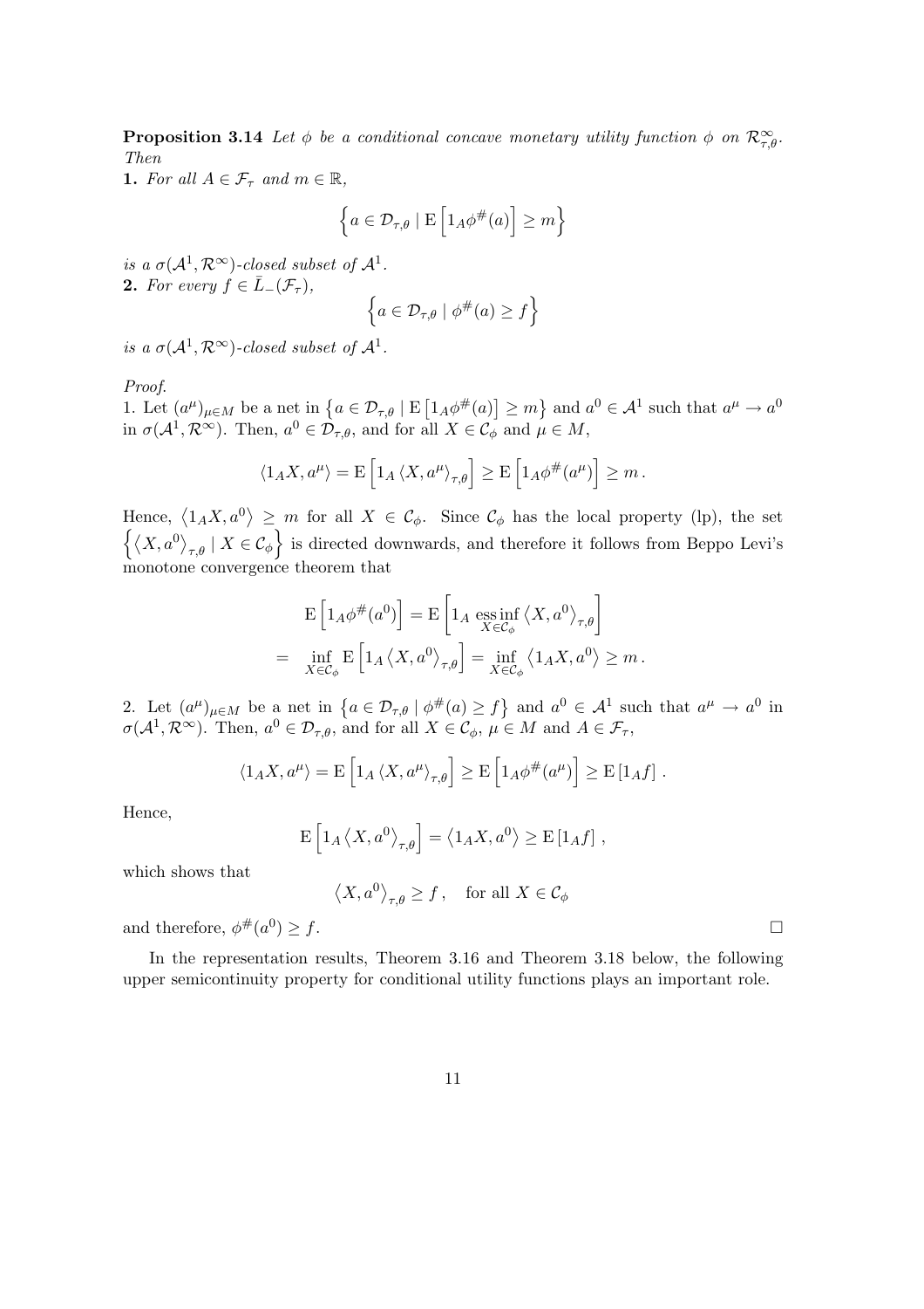**Proposition 3.14** *Let $\phi$ be a conditional concave monetary utility function $\phi$ on $\mathcal{R}^\infty_{\tau,\theta}$. Then*

**1.** *For all $A \in \mathcal{F}_\tau$ and $m \in \mathbb{R}$,*

$$\left\{a \in \mathcal{D}_{\tau,\theta} \mid \mathrm{E}\left[1_A \phi^{\#}(a)\right] \geq m\right\}$$

*is a $\sigma(\mathcal{A}^1, \mathcal{R}^\infty)$-closed subset of $\mathcal{A}^1$.*

**2.** *For every $f \in \bar{L}_-(\mathcal{F}_\tau)$,*

$$\left\{a \in \mathcal{D}_{\tau,\theta} \mid \phi^{\#}(a) \geq f\right\}$$

*is a $\sigma(\mathcal{A}^1, \mathcal{R}^\infty)$-closed subset of $\mathcal{A}^1$.*

*Proof.*

1. Let $(a^\mu)_{\mu \in M}$ be a net in $\left\{a \in \mathcal{D}_{\tau,\theta} \mid \mathrm{E}\left[1_A \phi^{\#}(a)\right] \geq m\right\}$ and $a^0 \in \mathcal{A}^1$ such that $a^\mu \to a^0$ in $\sigma(\mathcal{A}^1, \mathcal{R}^\infty)$. Then, $a^0 \in \mathcal{D}_{\tau,\theta}$, and for all $X \in \mathcal{C}_\phi$ and $\mu \in M$,

$$\langle 1_A X, a^\mu \rangle = \mathrm{E}\left[1_A \langle X, a^\mu \rangle_{\tau,\theta}\right] \geq \mathrm{E}\left[1_A \phi^{\#}(a^\mu)\right] \geq m\,.$$

Hence, $\langle 1_A X, a^0 \rangle \geq m$ for all $X \in \mathcal{C}_\phi$. Since $\mathcal{C}_\phi$ has the local property (lp), the set $\left\{\langle X, a^0 \rangle_{\tau,\theta} \mid X \in \mathcal{C}_\phi\right\}$ is directed downwards, and therefore it follows from Beppo Levi's monotone convergence theorem that

$$\begin{aligned}
&\mathrm{E}\left[1_A \phi^{\#}(a^0)\right] = \mathrm{E}\left[1_A \operatorname*{ess\,inf}_{X \in \mathcal{C}_\phi} \langle X, a^0 \rangle_{\tau,\theta}\right] \\
=\ &\inf_{X \in \mathcal{C}_\phi} \mathrm{E}\left[1_A \langle X, a^0 \rangle_{\tau,\theta}\right] = \inf_{X \in \mathcal{C}_\phi} \langle 1_A X, a^0 \rangle \geq m\,.
\end{aligned}$$

2. Let $(a^\mu)_{\mu \in M}$ be a net in $\left\{a \in \mathcal{D}_{\tau,\theta} \mid \phi^{\#}(a) \geq f\right\}$ and $a^0 \in \mathcal{A}^1$ such that $a^\mu \to a^0$ in $\sigma(\mathcal{A}^1, \mathcal{R}^\infty)$. Then, $a^0 \in \mathcal{D}_{\tau,\theta}$, and for all $X \in \mathcal{C}_\phi$, $\mu \in M$ and $A \in \mathcal{F}_\tau$,

$$\langle 1_A X, a^\mu \rangle = \mathrm{E}\left[1_A \langle X, a^\mu \rangle_{\tau,\theta}\right] \geq \mathrm{E}\left[1_A \phi^{\#}(a^\mu)\right] \geq \mathrm{E}\left[1_A f\right]\,.$$

Hence,

$$\mathrm{E}\left[1_A \langle X, a^0 \rangle_{\tau,\theta}\right] = \langle 1_A X, a^0 \rangle \geq \mathrm{E}\left[1_A f\right]\,,$$

which shows that

$$\langle X, a^0 \rangle_{\tau,\theta} \geq f\,, \quad \text{for all } X \in \mathcal{C}_\phi$$

and therefore, $\phi^{\#}(a^0) \geq f$. $\square$

In the representation results, Theorem 3.16 and Theorem 3.18 below, the following upper semicontinuity property for conditional utility functions plays an important role.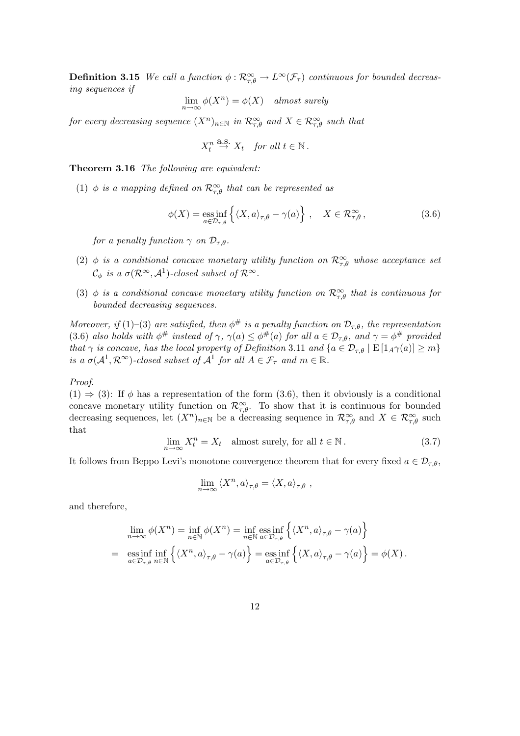**Definition 3.15** *We call a function $\phi : \mathcal{R}^\infty_{\tau,\theta} \to L^\infty(\mathcal{F}_\tau)$ continuous for bounded decreasing sequences if*

$$\lim_{n\to\infty} \phi(X^n) = \phi(X) \quad \textit{almost surely}$$

*for every decreasing sequence $(X^n)_{n\in\mathbb{N}}$ in $\mathcal{R}^\infty_{\tau,\theta}$ and $X \in \mathcal{R}^\infty_{\tau,\theta}$ such that*

$$X^n_t \overset{\text{a.s.}}{\to} X_t \quad \textit{for all } t \in \mathbb{N}\,.$$

**Theorem 3.16** *The following are equivalent:*

(1) *$\phi$ is a mapping defined on $\mathcal{R}^\infty_{\tau,\theta}$ that can be represented as*

$$\phi(X) = \operatorname*{ess\,inf}_{a\in\mathcal{D}_{\tau,\theta}} \left\{ \langle X, a\rangle_{\tau,\theta} - \gamma(a) \right\} , \quad X \in \mathcal{R}^\infty_{\tau,\theta}\,, \tag{3.6}$$

*for a penalty function $\gamma$ on $\mathcal{D}_{\tau,\theta}$.*

(2) *$\phi$ is a conditional concave monetary utility function on $\mathcal{R}^\infty_{\tau,\theta}$ whose acceptance set $\mathcal{C}_\phi$ is a $\sigma(\mathcal{R}^\infty, \mathcal{A}^1)$-closed subset of $\mathcal{R}^\infty$.*

(3) *$\phi$ is a conditional concave monetary utility function on $\mathcal{R}^\infty_{\tau,\theta}$ that is continuous for bounded decreasing sequences.*

*Moreover, if (1)–(3) are satisfied, then $\phi^\#$ is a penalty function on $\mathcal{D}_{\tau,\theta}$, the representation (3.6) also holds with $\phi^\#$ instead of $\gamma$, $\gamma(a) \le \phi^\#(a)$ for all $a \in \mathcal{D}_{\tau,\theta}$, and $\gamma = \phi^\#$ provided that $\gamma$ is concave, has the local property of Definition 3.11 and $\{a \in \mathcal{D}_{\tau,\theta} \mid \mathrm{E}\left[1_A \gamma(a)\right] \ge m\}$ is a $\sigma(\mathcal{A}^1, \mathcal{R}^\infty)$-closed subset of $\mathcal{A}^1$ for all $A \in \mathcal{F}_\tau$ and $m \in \mathbb{R}$.*

*Proof.*
(1) $\Rightarrow$ (3): If $\phi$ has a representation of the form (3.6), then it obviously is a conditional concave monetary utility function on $\mathcal{R}^\infty_{\tau,\theta}$. To show that it is continuous for bounded decreasing sequences, let $(X^n)_{n\in\mathbb{N}}$ be a decreasing sequence in $\mathcal{R}^\infty_{\tau,\theta}$ and $X \in \mathcal{R}^\infty_{\tau,\theta}$ such that

$$\lim_{n\to\infty} X^n_t = X_t \quad \text{almost surely, for all } t \in \mathbb{N}\,. \tag{3.7}$$

It follows from Beppo Levi's monotone convergence theorem that for every fixed $a \in \mathcal{D}_{\tau,\theta}$,

$$\lim_{n\to\infty} \langle X^n, a\rangle_{\tau,\theta} = \langle X, a\rangle_{\tau,\theta}\;,$$

and therefore,

$$\begin{aligned}
&\lim_{n\to\infty} \phi(X^n) = \inf_{n\in\mathbb{N}} \phi(X^n) = \inf_{n\in\mathbb{N}} \operatorname*{ess\,inf}_{a\in\mathcal{D}_{\tau,\theta}} \left\{ \langle X^n, a\rangle_{\tau,\theta} - \gamma(a) \right\} \\
=\;& \operatorname*{ess\,inf}_{a\in\mathcal{D}_{\tau,\theta}} \inf_{n\in\mathbb{N}} \left\{ \langle X^n, a\rangle_{\tau,\theta} - \gamma(a) \right\} = \operatorname*{ess\,inf}_{a\in\mathcal{D}_{\tau,\theta}} \left\{ \langle X, a\rangle_{\tau,\theta} - \gamma(a) \right\} = \phi(X)\,.
\end{aligned}$$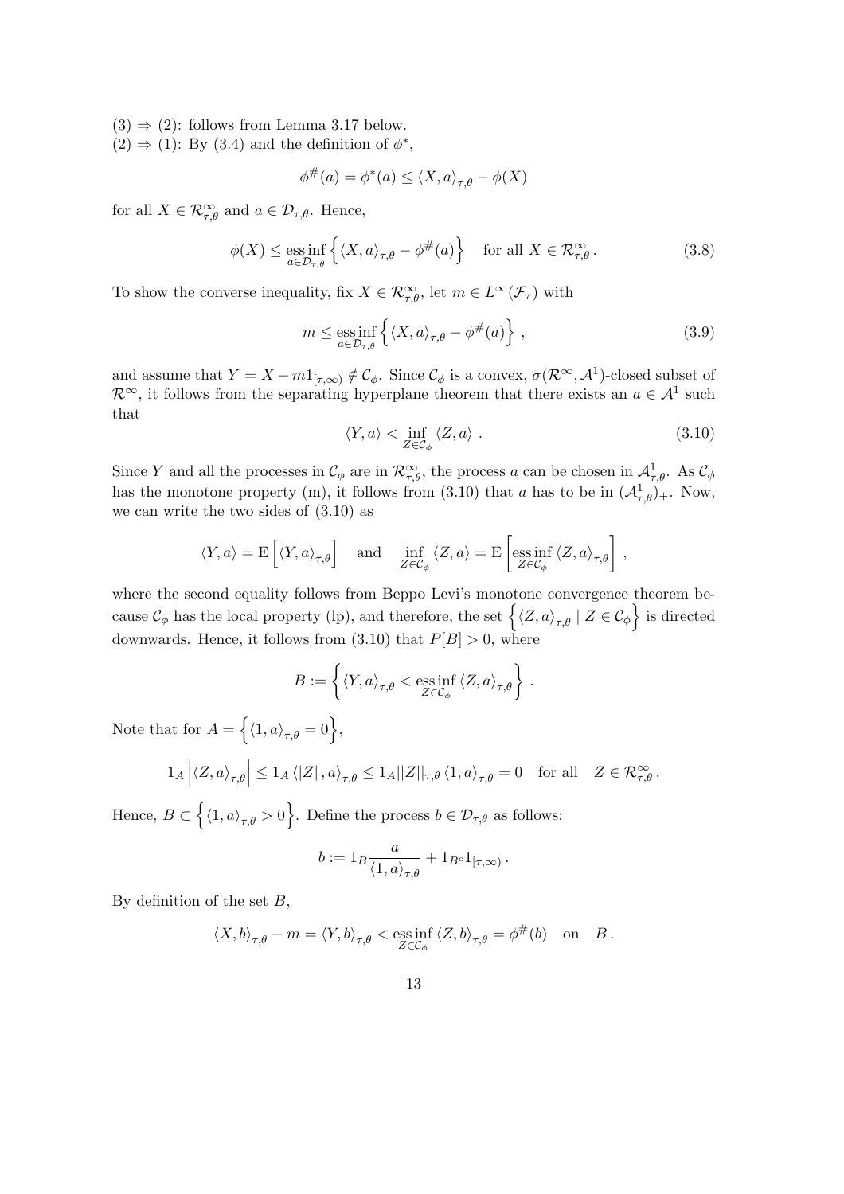(3) $\Rightarrow$ (2): follows from Lemma 3.17 below.
(2) $\Rightarrow$ (1): By (3.4) and the definition of $\phi^*$,

$$\phi^{\#}(a) = \phi^*(a) \leq \langle X, a \rangle_{\tau,\theta} - \phi(X)$$

for all $X \in \mathcal{R}^\infty_{\tau,\theta}$ and $a \in \mathcal{D}_{\tau,\theta}$. Hence,

$$\phi(X) \leq \operatorname*{ess\,inf}_{a \in \mathcal{D}_{\tau,\theta}} \left\{ \langle X, a \rangle_{\tau,\theta} - \phi^{\#}(a) \right\} \quad \text{for all } X \in \mathcal{R}^\infty_{\tau,\theta} . \tag{3.8}$$

To show the converse inequality, fix $X \in \mathcal{R}^\infty_{\tau,\theta}$, let $m \in L^\infty(\mathcal{F}_\tau)$ with

$$m \leq \operatorname*{ess\,inf}_{a \in \mathcal{D}_{\tau,\theta}} \left\{ \langle X, a \rangle_{\tau,\theta} - \phi^{\#}(a) \right\} , \tag{3.9}$$

and assume that $Y = X - m 1_{[\tau,\infty)} \notin \mathcal{C}_\phi$. Since $\mathcal{C}_\phi$ is a convex, $\sigma(\mathcal{R}^\infty, \mathcal{A}^1)$-closed subset of $\mathcal{R}^\infty$, it follows from the separating hyperplane theorem that there exists an $a \in \mathcal{A}^1$ such that

$$\langle Y, a \rangle < \inf_{Z \in \mathcal{C}_\phi} \langle Z, a \rangle . \tag{3.10}$$

Since $Y$ and all the processes in $\mathcal{C}_\phi$ are in $\mathcal{R}^\infty_{\tau,\theta}$, the process $a$ can be chosen in $\mathcal{A}^1_{\tau,\theta}$. As $\mathcal{C}_\phi$ has the monotone property (m), it follows from (3.10) that $a$ has to be in $(\mathcal{A}^1_{\tau,\theta})_+$. Now, we can write the two sides of (3.10) as

$$\langle Y, a \rangle = \mathrm{E}\left[ \langle Y, a \rangle_{\tau,\theta} \right] \quad \text{and} \quad \inf_{Z \in \mathcal{C}_\phi} \langle Z, a \rangle = \mathrm{E}\left[ \operatorname*{ess\,inf}_{Z \in \mathcal{C}_\phi} \langle Z, a \rangle_{\tau,\theta} \right] ,$$

where the second equality follows from Beppo Levi's monotone convergence theorem because $\mathcal{C}_\phi$ has the local property (lp), and therefore, the set $\left\{ \langle Z, a \rangle_{\tau,\theta} \mid Z \in \mathcal{C}_\phi \right\}$ is directed downwards. Hence, it follows from (3.10) that $P[B] > 0$, where

$$B := \left\{ \langle Y, a \rangle_{\tau,\theta} < \operatorname*{ess\,inf}_{Z \in \mathcal{C}_\phi} \langle Z, a \rangle_{\tau,\theta} \right\} .$$

Note that for $A = \left\{ \langle 1, a \rangle_{\tau,\theta} = 0 \right\}$,

$$1_A \left| \langle Z, a \rangle_{\tau,\theta} \right| \leq 1_A \left\langle |Z| \, , a \right\rangle_{\tau,\theta} \leq 1_A ||Z||_{\tau,\theta} \langle 1, a \rangle_{\tau,\theta} = 0 \quad \text{for all} \quad Z \in \mathcal{R}^\infty_{\tau,\theta} .$$

Hence, $B \subset \left\{ \langle 1, a \rangle_{\tau,\theta} > 0 \right\}$. Define the process $b \in \mathcal{D}_{\tau,\theta}$ as follows:

$$b := 1_B \frac{a}{\langle 1, a \rangle_{\tau,\theta}} + 1_{B^c} 1_{[\tau,\infty)} .$$

By definition of the set $B$,

$$\langle X, b \rangle_{\tau,\theta} - m = \langle Y, b \rangle_{\tau,\theta} < \operatorname*{ess\,inf}_{Z \in \mathcal{C}_\phi} \langle Z, b \rangle_{\tau,\theta} = \phi^{\#}(b) \quad \text{on} \quad B .$$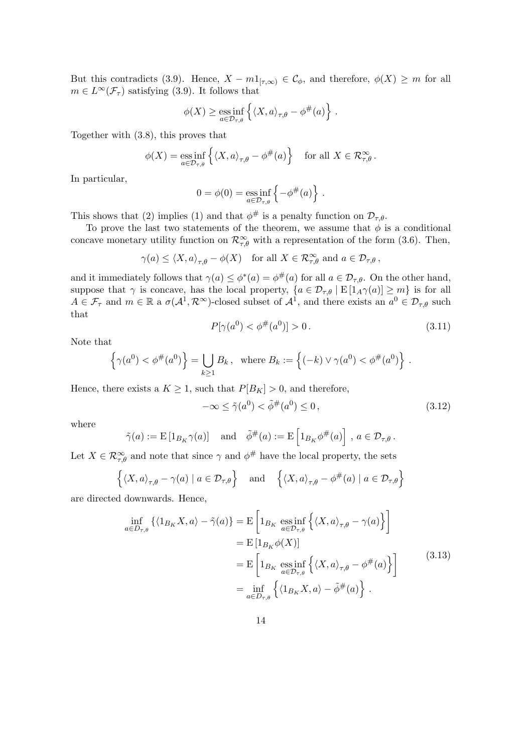But this contradicts (3.9). Hence, $X - m1_{[\tau,\infty)} \in \mathcal{C}_\phi$, and therefore, $\phi(X) \geq m$ for all $m \in L^\infty(\mathcal{F}_\tau)$ satisfying (3.9). It follows that

$$\phi(X) \geq \operatorname*{ess\,inf}_{a \in \mathcal{D}_{\tau,\theta}} \left\{ \langle X, a \rangle_{\tau,\theta} - \phi^\#(a) \right\} .$$

Together with (3.8), this proves that

$$\phi(X) = \operatorname*{ess\,inf}_{a \in \mathcal{D}_{\tau,\theta}} \left\{ \langle X, a \rangle_{\tau,\theta} - \phi^\#(a) \right\} \quad \text{for all } X \in \mathcal{R}^\infty_{\tau,\theta} .$$

In particular,

$$0 = \phi(0) = \operatorname*{ess\,inf}_{a \in \mathcal{D}_{\tau,\theta}} \left\{ -\phi^\#(a) \right\} .$$

This shows that (2) implies (1) and that $\phi^\#$ is a penalty function on $\mathcal{D}_{\tau,\theta}$.

To prove the last two statements of the theorem, we assume that $\phi$ is a conditional concave monetary utility function on $\mathcal{R}^\infty_{\tau,\theta}$ with a representation of the form (3.6). Then,

$$\gamma(a) \leq \langle X, a \rangle_{\tau,\theta} - \phi(X) \quad \text{for all } X \in \mathcal{R}^\infty_{\tau,\theta} \text{ and } a \in \mathcal{D}_{\tau,\theta} ,$$

and it immediately follows that $\gamma(a) \leq \phi^*(a) = \phi^\#(a)$ for all $a \in \mathcal{D}_{\tau,\theta}$. On the other hand, suppose that $\gamma$ is concave, has the local property, $\{a \in \mathcal{D}_{\tau,\theta} \mid \mathrm{E}\left[1_A \gamma(a)\right] \geq m\}$ is for all $A \in \mathcal{F}_\tau$ and $m \in \mathbb{R}$ a $\sigma(\mathcal{A}^1, \mathcal{R}^\infty)$-closed subset of $\mathcal{A}^1$, and there exists an $a^0 \in \mathcal{D}_{\tau,\theta}$ such that

$$P[\gamma(a^0) < \phi^\#(a^0)] > 0 . \tag{3.11}$$

Note that

$$\left\{ \gamma(a^0) < \phi^\#(a^0) \right\} = \bigcup_{k \geq 1} B_k , \quad \text{where } B_k := \left\{ (-k) \vee \gamma(a^0) < \phi^\#(a^0) \right\} .$$

Hence, there exists a $K \geq 1$, such that $P[B_K] > 0$, and therefore,

$$-\infty \leq \tilde{\gamma}(a^0) < \tilde{\phi}^\#(a^0) \leq 0 , \tag{3.12}$$

where

$$\tilde{\gamma}(a) := \mathrm{E}\left[1_{B_K} \gamma(a)\right] \quad \text{and} \quad \tilde{\phi}^\#(a) := \mathrm{E}\left[1_{B_K} \phi^\#(a)\right] , \, a \in \mathcal{D}_{\tau,\theta} .$$

Let $X \in \mathcal{R}^\infty_{\tau,\theta}$ and note that since $\gamma$ and $\phi^\#$ have the local property, the sets

$$\left\{ \langle X, a \rangle_{\tau,\theta} - \gamma(a) \mid a \in \mathcal{D}_{\tau,\theta} \right\} \quad \text{and} \quad \left\{ \langle X, a \rangle_{\tau,\theta} - \phi^\#(a) \mid a \in \mathcal{D}_{\tau,\theta} \right\}$$

are directed downwards. Hence,

$$\begin{aligned}
\inf_{a \in D_{\tau,\theta}} \left\{ \langle 1_{B_K} X, a \rangle - \tilde{\gamma}(a) \right\} &= \mathrm{E}\left[ 1_{B_K} \operatorname*{ess\,inf}_{a \in \mathcal{D}_{\tau,\theta}} \left\{ \langle X, a \rangle_{\tau,\theta} - \gamma(a) \right\} \right] \\
&= \mathrm{E}\left[ 1_{B_K} \phi(X) \right] \\
&= \mathrm{E}\left[ 1_{B_K} \operatorname*{ess\,inf}_{a \in \mathcal{D}_{\tau,\theta}} \left\{ \langle X, a \rangle_{\tau,\theta} - \phi^\#(a) \right\} \right] \\
&= \inf_{a \in D_{\tau,\theta}} \left\{ \langle 1_{B_K} X, a \rangle - \tilde{\phi}^\#(a) \right\} .
\end{aligned} \tag{3.13}$$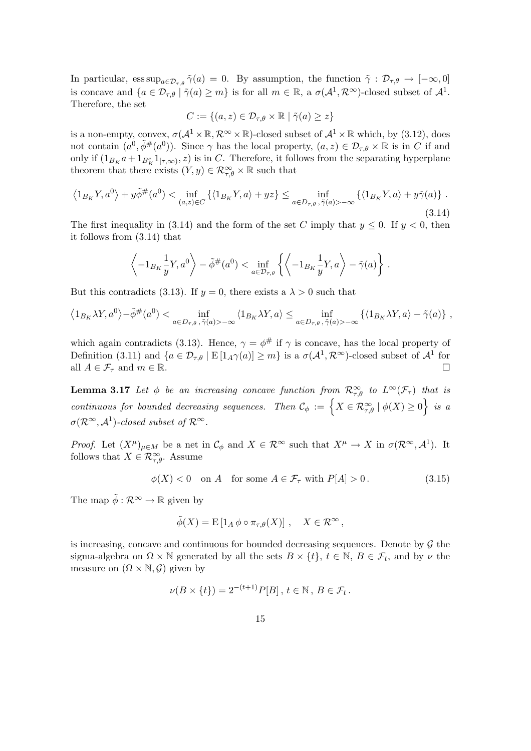In particular, $\operatorname{ess\,sup}_{a \in \mathcal{D}_{\tau,\theta}} \tilde{\gamma}(a) = 0$. By assumption, the function $\tilde{\gamma} : \mathcal{D}_{\tau,\theta} \to [-\infty, 0]$ is concave and $\{a \in \mathcal{D}_{\tau,\theta} \mid \tilde{\gamma}(a) \geq m\}$ is for all $m \in \mathbb{R}$, a $\sigma(\mathcal{A}^1, \mathcal{R}^\infty)$-closed subset of $\mathcal{A}^1$. Therefore, the set

$$C := \{(a, z) \in \mathcal{D}_{\tau,\theta} \times \mathbb{R} \mid \tilde{\gamma}(a) \geq z\}$$

is a non-empty, convex, $\sigma(\mathcal{A}^1 \times \mathbb{R}, \mathcal{R}^\infty \times \mathbb{R})$-closed subset of $\mathcal{A}^1 \times \mathbb{R}$ which, by (3.12), does not contain $(a^0, \tilde{\phi}^\#(a^0))$. Since $\gamma$ has the local property, $(a, z) \in \mathcal{D}_{\tau,\theta} \times \mathbb{R}$ is in $C$ if and only if $(1_{B_K} a + 1_{B_K^c} 1_{[\tau,\infty)}, z)$ is in $C$. Therefore, it follows from the separating hyperplane theorem that there exists $(Y, y) \in \mathcal{R}^\infty_{\tau,\theta} \times \mathbb{R}$ such that

$$\left\langle 1_{B_K} Y, a^0 \right\rangle + y \tilde{\phi}^\#(a^0) < \inf_{(a,z) \in C} \left\{ \langle 1_{B_K} Y, a \rangle + yz \right\} \leq \inf_{a \in D_{\tau,\theta}\,,\, \tilde{\gamma}(a) > -\infty} \left\{ \langle 1_{B_K} Y, a \rangle + y \tilde{\gamma}(a) \right\}. \tag{3.14}$$

The first inequality in (3.14) and the form of the set $C$ imply that $y \leq 0$. If $y < 0$, then it follows from (3.14) that

$$\left\langle -1_{B_K} \frac{1}{y} Y, a^0 \right\rangle - \tilde{\phi}^\#(a^0) < \inf_{a \in \mathcal{D}_{\tau,\theta}} \left\{ \left\langle -1_{B_K} \frac{1}{y} Y, a \right\rangle - \tilde{\gamma}(a) \right\}.$$

But this contradicts (3.13). If $y = 0$, there exists a $\lambda > 0$ such that

$$\left\langle 1_{B_K} \lambda Y, a^0 \right\rangle - \tilde{\phi}^\#(a^0) < \inf_{a \in D_{\tau,\theta}\,,\, \tilde{\gamma}(a) > -\infty} \langle 1_{B_K} \lambda Y, a \rangle \leq \inf_{a \in D_{\tau,\theta}\,,\, \tilde{\gamma}(a) > -\infty} \left\{ \langle 1_{B_K} \lambda Y, a \rangle - \tilde{\gamma}(a) \right\},$$

which again contradicts (3.13). Hence, $\gamma = \phi^\#$ if $\gamma$ is concave, has the local property of Definition (3.11) and $\{a \in \mathcal{D}_{\tau,\theta} \mid \mathrm{E}\left[1_A \gamma(a)\right] \geq m\}$ is a $\sigma(\mathcal{A}^1, \mathcal{R}^\infty)$-closed subset of $\mathcal{A}^1$ for all $A \in \mathcal{F}_\tau$ and $m \in \mathbb{R}$. $\square$

**Lemma 3.17** *Let $\phi$ be an increasing concave function from $\mathcal{R}^\infty_{\tau,\theta}$ to $L^\infty(\mathcal{F}_\tau)$ that is continuous for bounded decreasing sequences. Then $\mathcal{C}_\phi := \left\{ X \in \mathcal{R}^\infty_{\tau,\theta} \mid \phi(X) \geq 0 \right\}$ is a $\sigma(\mathcal{R}^\infty, \mathcal{A}^1)$-closed subset of $\mathcal{R}^\infty$.*

*Proof.* Let $(X^\mu)_{\mu \in M}$ be a net in $\mathcal{C}_\phi$ and $X \in \mathcal{R}^\infty$ such that $X^\mu \to X$ in $\sigma(\mathcal{R}^\infty, \mathcal{A}^1)$. It follows that $X \in \mathcal{R}^\infty_{\tau,\theta}$. Assume

$$\phi(X) < 0 \quad \text{on } A \quad \text{for some } A \in \mathcal{F}_\tau \text{ with } P[A] > 0. \tag{3.15}$$

The map $\tilde{\phi} : \mathcal{R}^\infty \to \mathbb{R}$ given by

$$\tilde{\phi}(X) = \mathrm{E}\left[1_A \, \phi \circ \pi_{\tau,\theta}(X)\right], \quad X \in \mathcal{R}^\infty,$$

is increasing, concave and continuous for bounded decreasing sequences. Denote by $\mathcal{G}$ the sigma-algebra on $\Omega \times \mathbb{N}$ generated by all the sets $B \times \{t\}$, $t \in \mathbb{N}$, $B \in \mathcal{F}_t$, and by $\nu$ the measure on $(\Omega \times \mathbb{N}, \mathcal{G})$ given by

$$\nu(B \times \{t\}) = 2^{-(t+1)} P[B]\,,\; t \in \mathbb{N}\,,\; B \in \mathcal{F}_t\,.$$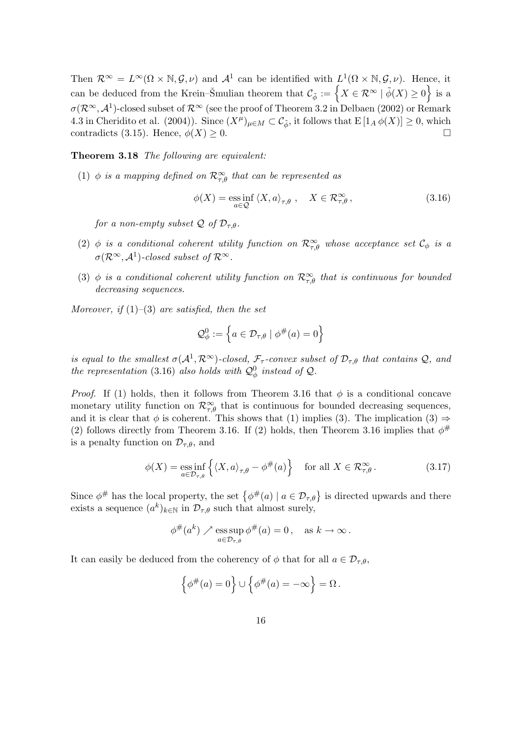Then $\mathcal{R}^\infty = L^\infty(\Omega \times \mathbb{N}, \mathcal{G}, \nu)$ and $\mathcal{A}^1$ can be identified with $L^1(\Omega \times \mathbb{N}, \mathcal{G}, \nu)$. Hence, it can be deduced from the Krein–Šmulian theorem that $\mathcal{C}_{\tilde{\phi}} := \left\{ X \in \mathcal{R}^\infty \mid \tilde{\phi}(X) \geq 0 \right\}$ is a $\sigma(\mathcal{R}^\infty, \mathcal{A}^1)$-closed subset of $\mathcal{R}^\infty$ (see the proof of Theorem 3.2 in Delbaen (2002) or Remark 4.3 in Cheridito et al. (2004)). Since $(X^\mu)_{\mu \in M} \subset \mathcal{C}_{\tilde{\phi}}$, it follows that $\mathrm{E}\left[1_A \, \phi(X)\right] \geq 0$, which contradicts (3.15). Hence, $\phi(X) \geq 0$. □

**Theorem 3.18** *The following are equivalent:*

(1) *$\phi$ is a mapping defined on $\mathcal{R}^\infty_{\tau,\theta}$ that can be represented as*

$$\phi(X) = \operatorname*{ess\,inf}_{a \in \mathcal{Q}} \langle X, a \rangle_{\tau,\theta} \,, \quad X \in \mathcal{R}^\infty_{\tau,\theta} \,, \tag{3.16}$$

*for a non-empty subset $\mathcal{Q}$ of $\mathcal{D}_{\tau,\theta}$.*

(2) *$\phi$ is a conditional coherent utility function on $\mathcal{R}^\infty_{\tau,\theta}$ whose acceptance set $\mathcal{C}_\phi$ is a $\sigma(\mathcal{R}^\infty, \mathcal{A}^1)$-closed subset of $\mathcal{R}^\infty$.*

(3) *$\phi$ is a conditional coherent utility function on $\mathcal{R}^\infty_{\tau,\theta}$ that is continuous for bounded decreasing sequences.*

*Moreover, if (1)–(3) are satisfied, then the set*

$$\mathcal{Q}^0_\phi := \left\{ a \in \mathcal{D}_{\tau,\theta} \mid \phi^\#(a) = 0 \right\}$$

*is equal to the smallest $\sigma(\mathcal{A}^1, \mathcal{R}^\infty)$-closed, $\mathcal{F}_\tau$-convex subset of $\mathcal{D}_{\tau,\theta}$ that contains $\mathcal{Q}$, and the representation (3.16) also holds with $\mathcal{Q}^0_\phi$ instead of $\mathcal{Q}$.*

*Proof.* If (1) holds, then it follows from Theorem 3.16 that $\phi$ is a conditional concave monetary utility function on $\mathcal{R}^\infty_{\tau,\theta}$ that is continuous for bounded decreasing sequences, and it is clear that $\phi$ is coherent. This shows that (1) implies (3). The implication (3) $\Rightarrow$ (2) follows directly from Theorem 3.16. If (2) holds, then Theorem 3.16 implies that $\phi^\#$ is a penalty function on $\mathcal{D}_{\tau,\theta}$, and

$$\phi(X) = \operatorname*{ess\,inf}_{a \in \mathcal{D}_{\tau,\theta}} \left\{ \langle X, a \rangle_{\tau,\theta} - \phi^\#(a) \right\} \quad \text{for all } X \in \mathcal{R}^\infty_{\tau,\theta} \,. \tag{3.17}$$

Since $\phi^\#$ has the local property, the set $\left\{ \phi^\#(a) \mid a \in \mathcal{D}_{\tau,\theta} \right\}$ is directed upwards and there exists a sequence $(a^k)_{k \in \mathbb{N}}$ in $\mathcal{D}_{\tau,\theta}$ such that almost surely,

$$\phi^\#(a^k) \nearrow \operatorname*{ess\,sup}_{a \in \mathcal{D}_{\tau,\theta}} \phi^\#(a) = 0 \,, \quad \text{as } k \to \infty \,.$$

It can easily be deduced from the coherency of $\phi$ that for all $a \in \mathcal{D}_{\tau,\theta}$,

$$\left\{ \phi^\#(a) = 0 \right\} \cup \left\{ \phi^\#(a) = -\infty \right\} = \Omega \,.$$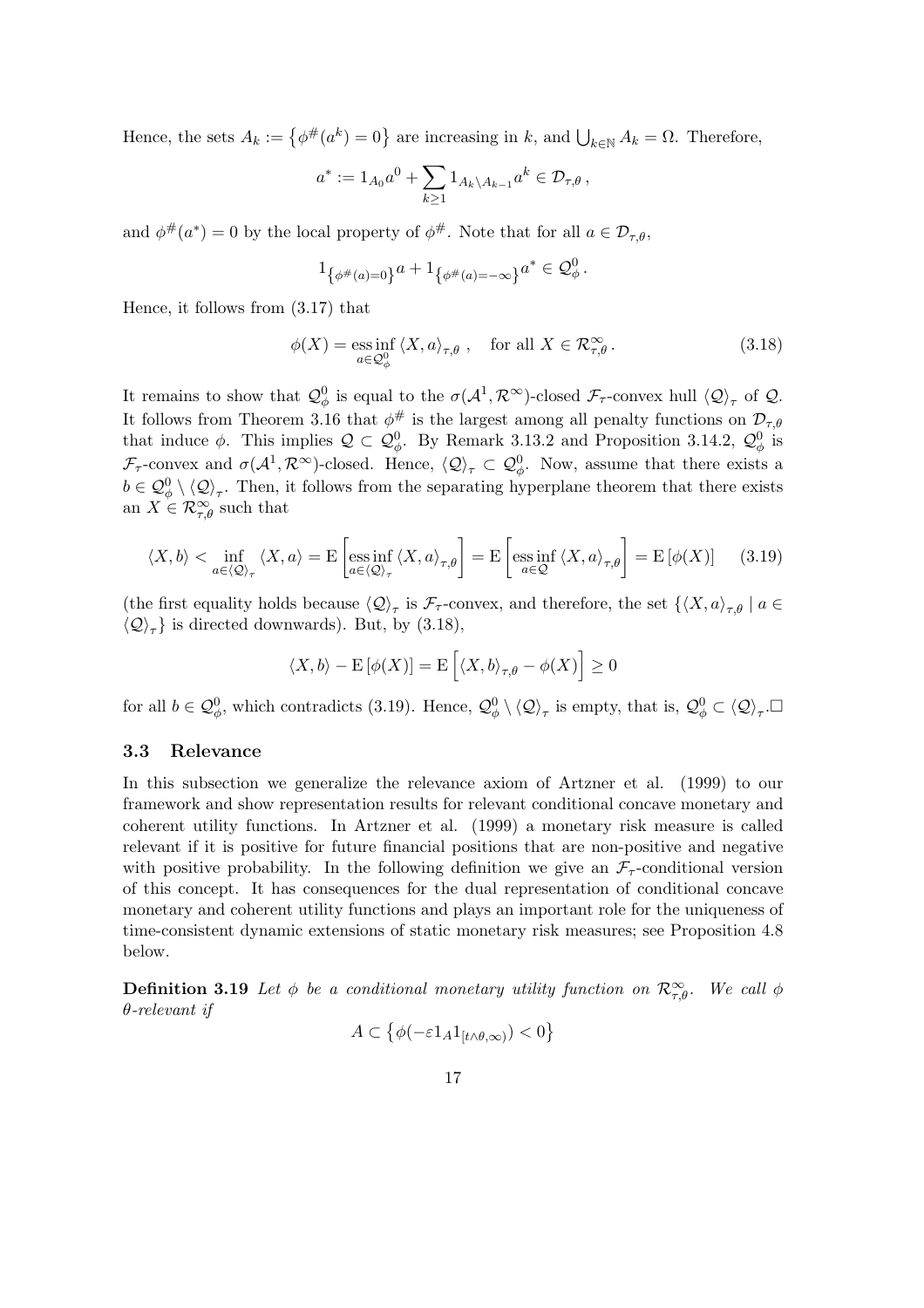Hence, the sets $A_k := \left\{\phi^{\#}(a^k) = 0\right\}$ are increasing in $k$, and $\bigcup_{k\in\mathbb{N}} A_k = \Omega$. Therefore,

$$a^* := 1_{A_0} a^0 + \sum_{k\geq 1} 1_{A_k \setminus A_{k-1}} a^k \in \mathcal{D}_{\tau,\theta}\,,$$

and $\phi^{\#}(a^*) = 0$ by the local property of $\phi^{\#}$. Note that for all $a \in \mathcal{D}_{\tau,\theta}$,

$$1_{\left\{\phi^{\#}(a)=0\right\}} a + 1_{\left\{\phi^{\#}(a)=-\infty\right\}} a^* \in \mathcal{Q}^0_\phi\,.$$

Hence, it follows from (3.17) that

$$\phi(X) = \operatorname*{ess\,inf}_{a\in\mathcal{Q}^0_\phi} \langle X, a\rangle_{\tau,\theta}\,, \quad \text{for all } X \in \mathcal{R}^\infty_{\tau,\theta}\,. \tag{3.18}$$

It remains to show that $\mathcal{Q}^0_\phi$ is equal to the $\sigma(\mathcal{A}^1, \mathcal{R}^\infty)$-closed $\mathcal{F}_\tau$-convex hull $\langle\mathcal{Q}\rangle_\tau$ of $\mathcal{Q}$. It follows from Theorem 3.16 that $\phi^{\#}$ is the largest among all penalty functions on $\mathcal{D}_{\tau,\theta}$ that induce $\phi$. This implies $\mathcal{Q} \subset \mathcal{Q}^0_\phi$. By Remark 3.13.2 and Proposition 3.14.2, $\mathcal{Q}^0_\phi$ is $\mathcal{F}_\tau$-convex and $\sigma(\mathcal{A}^1, \mathcal{R}^\infty)$-closed. Hence, $\langle\mathcal{Q}\rangle_\tau \subset \mathcal{Q}^0_\phi$. Now, assume that there exists a $b \in \mathcal{Q}^0_\phi \setminus \langle\mathcal{Q}\rangle_\tau$. Then, it follows from the separating hyperplane theorem that there exists an $X \in \mathcal{R}^\infty_{\tau,\theta}$ such that

$$\langle X, b\rangle < \inf_{a\in\langle\mathcal{Q}\rangle_\tau} \langle X, a\rangle = \mathrm{E}\left[\operatorname*{ess\,inf}_{a\in\langle\mathcal{Q}\rangle_\tau} \langle X, a\rangle_{\tau,\theta}\right] = \mathrm{E}\left[\operatorname*{ess\,inf}_{a\in\mathcal{Q}} \langle X, a\rangle_{\tau,\theta}\right] = \mathrm{E}\left[\phi(X)\right] \tag{3.19}$$

(the first equality holds because $\langle\mathcal{Q}\rangle_\tau$ is $\mathcal{F}_\tau$-convex, and therefore, the set $\{\langle X, a\rangle_{\tau,\theta} \mid a \in \langle\mathcal{Q}\rangle_\tau\}$ is directed downwards). But, by (3.18),

$$\langle X, b\rangle - \mathrm{E}\left[\phi(X)\right] = \mathrm{E}\left[\langle X, b\rangle_{\tau,\theta} - \phi(X)\right] \geq 0$$

for all $b \in \mathcal{Q}^0_\phi$, which contradicts (3.19). Hence, $\mathcal{Q}^0_\phi \setminus \langle\mathcal{Q}\rangle_\tau$ is empty, that is, $\mathcal{Q}^0_\phi \subset \langle\mathcal{Q}\rangle_\tau$.□

### 3.3 Relevance

In this subsection we generalize the relevance axiom of Artzner et al. (1999) to our framework and show representation results for relevant conditional concave monetary and coherent utility functions. In Artzner et al. (1999) a monetary risk measure is called relevant if it is positive for future financial positions that are non-positive and negative with positive probability. In the following definition we give an $\mathcal{F}_\tau$-conditional version of this concept. It has consequences for the dual representation of conditional concave monetary and coherent utility functions and plays an important role for the uniqueness of time-consistent dynamic extensions of static monetary risk measures; see Proposition 4.8 below.

**Definition 3.19** *Let $\phi$ be a conditional monetary utility function on $\mathcal{R}^\infty_{\tau,\theta}$. We call $\phi$ $\theta$-relevant if*

$$A \subset \left\{\phi(-\varepsilon 1_A 1_{[t\wedge\theta,\infty)}) < 0\right\}$$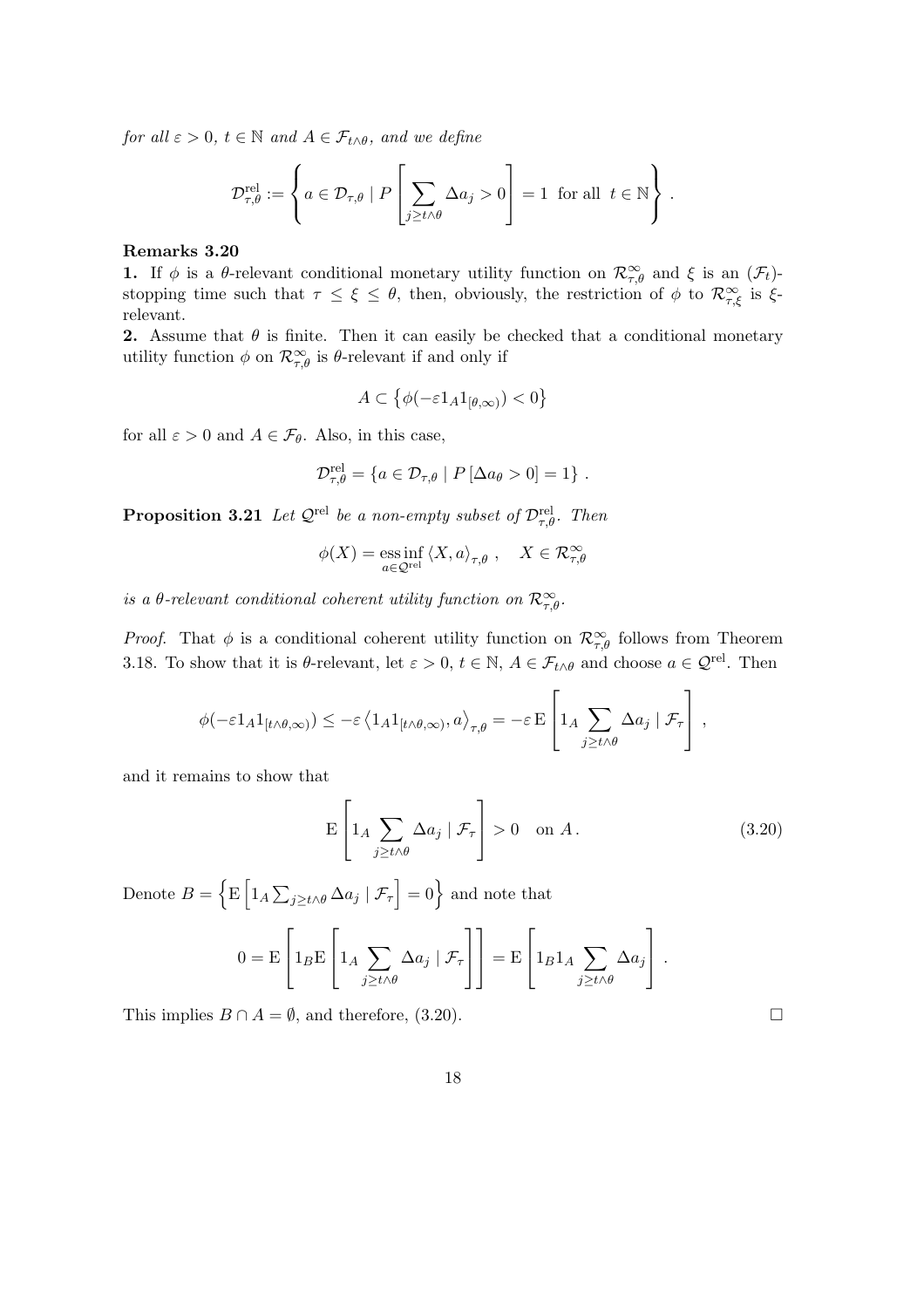*for all* $\varepsilon > 0$*,* $t \in \mathbb{N}$ *and* $A \in \mathcal{F}_{t\wedge\theta}$*, and we define*

$$\mathcal{D}^{\mathrm{rel}}_{\tau,\theta} := \left\{ a \in \mathcal{D}_{\tau,\theta} \mid P\left[\sum_{j\geq t\wedge\theta} \Delta a_j > 0\right] = 1 \ \text{ for all } \ t \in \mathbb{N} \right\}.$$

**Remarks 3.20**

**1.** If $\phi$ is a $\theta$-relevant conditional monetary utility function on $\mathcal{R}^\infty_{\tau,\theta}$ and $\xi$ is an $(\mathcal{F}_t)$-stopping time such that $\tau \leq \xi \leq \theta$, then, obviously, the restriction of $\phi$ to $\mathcal{R}^\infty_{\tau,\xi}$ is $\xi$-relevant.

**2.** Assume that $\theta$ is finite. Then it can easily be checked that a conditional monetary utility function $\phi$ on $\mathcal{R}^\infty_{\tau,\theta}$ is $\theta$-relevant if and only if

$$A \subset \left\{ \phi(-\varepsilon 1_A 1_{[\theta,\infty)}) < 0 \right\}$$

for all $\varepsilon > 0$ and $A \in \mathcal{F}_\theta$. Also, in this case,

$$\mathcal{D}^{\mathrm{rel}}_{\tau,\theta} = \left\{ a \in \mathcal{D}_{\tau,\theta} \mid P\left[\Delta a_\theta > 0\right] = 1 \right\}.$$

**Proposition 3.21** *Let* $\mathcal{Q}^{\mathrm{rel}}$ *be a non-empty subset of* $\mathcal{D}^{\mathrm{rel}}_{\tau,\theta}$*. Then*

$$\phi(X) = \operatorname*{ess\,inf}_{a \in \mathcal{Q}^{\mathrm{rel}}} \langle X, a\rangle_{\tau,\theta}, \quad X \in \mathcal{R}^\infty_{\tau,\theta}$$

*is a* $\theta$*-relevant conditional coherent utility function on* $\mathcal{R}^\infty_{\tau,\theta}$*.*

*Proof.* That $\phi$ is a conditional coherent utility function on $\mathcal{R}^\infty_{\tau,\theta}$ follows from Theorem 3.18. To show that it is $\theta$-relevant, let $\varepsilon > 0$, $t \in \mathbb{N}$, $A \in \mathcal{F}_{t\wedge\theta}$ and choose $a \in \mathcal{Q}^{\mathrm{rel}}$. Then

$$\phi(-\varepsilon 1_A 1_{[t\wedge\theta,\infty)}) \leq -\varepsilon \left\langle 1_A 1_{[t\wedge\theta,\infty)}, a\right\rangle_{\tau,\theta} = -\varepsilon \,\mathrm{E}\left[1_A \sum_{j\geq t\wedge\theta} \Delta a_j \mid \mathcal{F}_\tau\right],$$

and it remains to show that

$$\mathrm{E}\left[1_A \sum_{j\geq t\wedge\theta} \Delta a_j \mid \mathcal{F}_\tau\right] > 0 \quad \text{on } A. \tag{3.20}$$

Denote $B = \left\{ \mathrm{E}\left[1_A \sum_{j\geq t\wedge\theta} \Delta a_j \mid \mathcal{F}_\tau\right] = 0 \right\}$ and note that

$$0 = \mathrm{E}\left[1_B \mathrm{E}\left[1_A \sum_{j\geq t\wedge\theta} \Delta a_j \mid \mathcal{F}_\tau\right]\right] = \mathrm{E}\left[1_B 1_A \sum_{j\geq t\wedge\theta} \Delta a_j\right].$$

This implies $B \cap A = \emptyset$, and therefore, (3.20). $\square$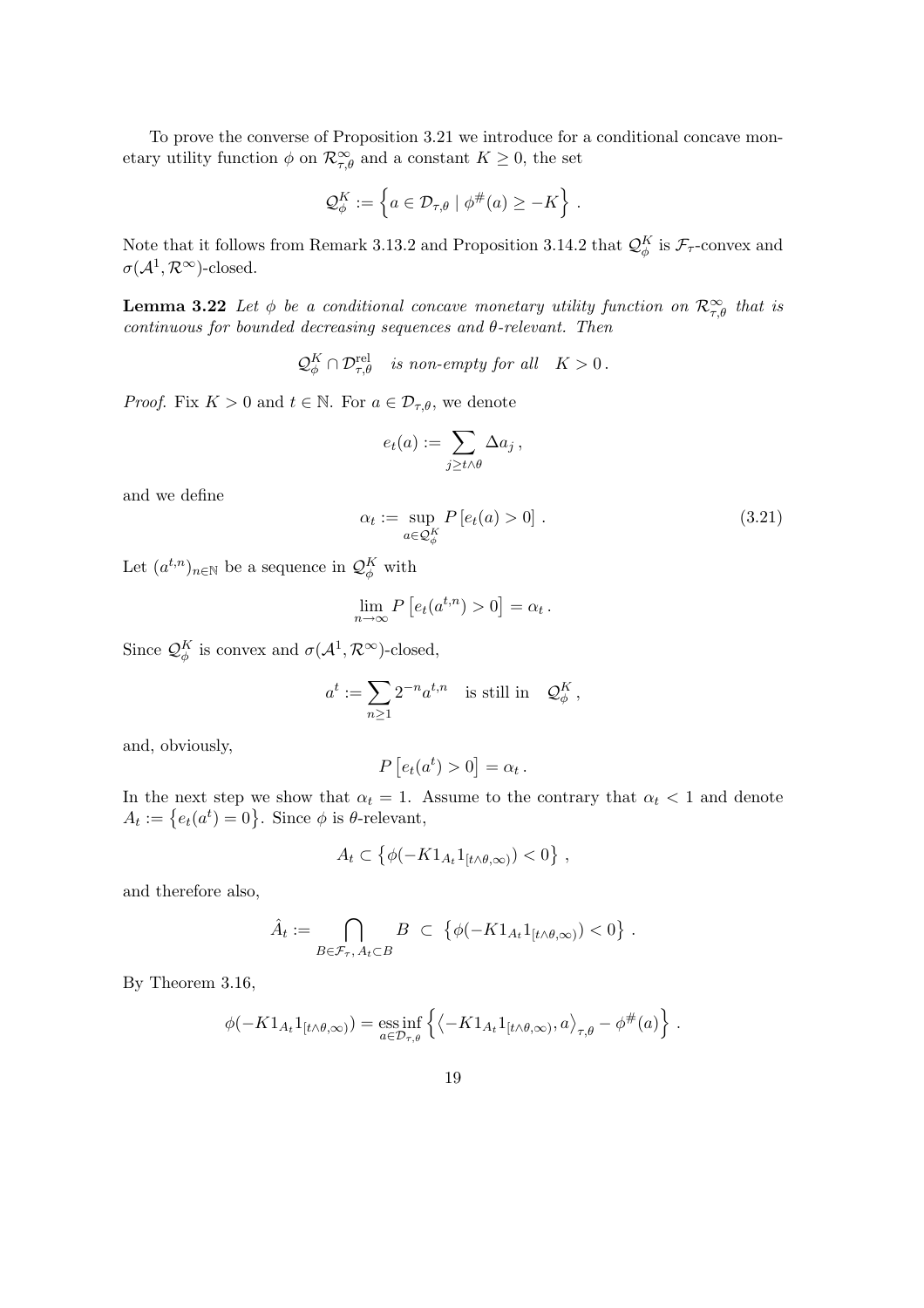To prove the converse of Proposition 3.21 we introduce for a conditional concave monetary utility function $\phi$ on $\mathcal{R}^\infty_{\tau,\theta}$ and a constant $K \geq 0$, the set

$$\mathcal{Q}^K_\phi := \left\{ a \in \mathcal{D}_{\tau,\theta} \mid \phi^\#(a) \geq -K \right\} .$$

Note that it follows from Remark 3.13.2 and Proposition 3.14.2 that $\mathcal{Q}^K_\phi$ is $\mathcal{F}_\tau$-convex and $\sigma(\mathcal{A}^1, \mathcal{R}^\infty)$-closed.

**Lemma 3.22** *Let $\phi$ be a conditional concave monetary utility function on $\mathcal{R}^\infty_{\tau,\theta}$ that is continuous for bounded decreasing sequences and $\theta$-relevant. Then*

$$\mathcal{Q}^K_\phi \cap \mathcal{D}^{\mathrm{rel}}_{\tau,\theta} \quad \textit{is non-empty for all} \quad K > 0 \, .$$

*Proof.* Fix $K > 0$ and $t \in \mathbb{N}$. For $a \in \mathcal{D}_{\tau,\theta}$, we denote

$$e_t(a) := \sum_{j \geq t \wedge \theta} \Delta a_j \, ,$$

and we define

$$\alpha_t := \sup_{a \in \mathcal{Q}^K_\phi} P\left[e_t(a) > 0\right] . \tag{3.21}$$

Let $(a^{t,n})_{n \in \mathbb{N}}$ be a sequence in $\mathcal{Q}^K_\phi$ with

$$\lim_{n \to \infty} P\left[e_t(a^{t,n}) > 0\right] = \alpha_t \, .$$

Since $\mathcal{Q}^K_\phi$ is convex and $\sigma(\mathcal{A}^1, \mathcal{R}^\infty)$-closed,

$$a^t := \sum_{n \geq 1} 2^{-n} a^{t,n} \quad \text{is still in} \quad \mathcal{Q}^K_\phi \, ,$$

and, obviously,

$$P\left[e_t(a^t) > 0\right] = \alpha_t \, .$$

In the next step we show that $\alpha_t = 1$. Assume to the contrary that $\alpha_t < 1$ and denote $A_t := \left\{e_t(a^t) = 0\right\}$. Since $\phi$ is $\theta$-relevant,

$$A_t \subset \left\{ \phi(-K 1_{A_t} 1_{[t \wedge \theta, \infty)}) < 0 \right\} ,$$

and therefore also,

$$\hat{A}_t := \bigcap_{B \in \mathcal{F}_\tau, \, A_t \subset B} B \; \subset \; \left\{ \phi(-K 1_{A_t} 1_{[t \wedge \theta, \infty)}) < 0 \right\} .$$

By Theorem 3.16,

$$\phi(-K 1_{A_t} 1_{[t \wedge \theta, \infty)}) = \operatorname*{ess\,inf}_{a \in \mathcal{D}_{\tau,\theta}} \left\{ \left\langle -K 1_{A_t} 1_{[t \wedge \theta, \infty)}, a \right\rangle_{\tau,\theta} - \phi^\#(a) \right\} .$$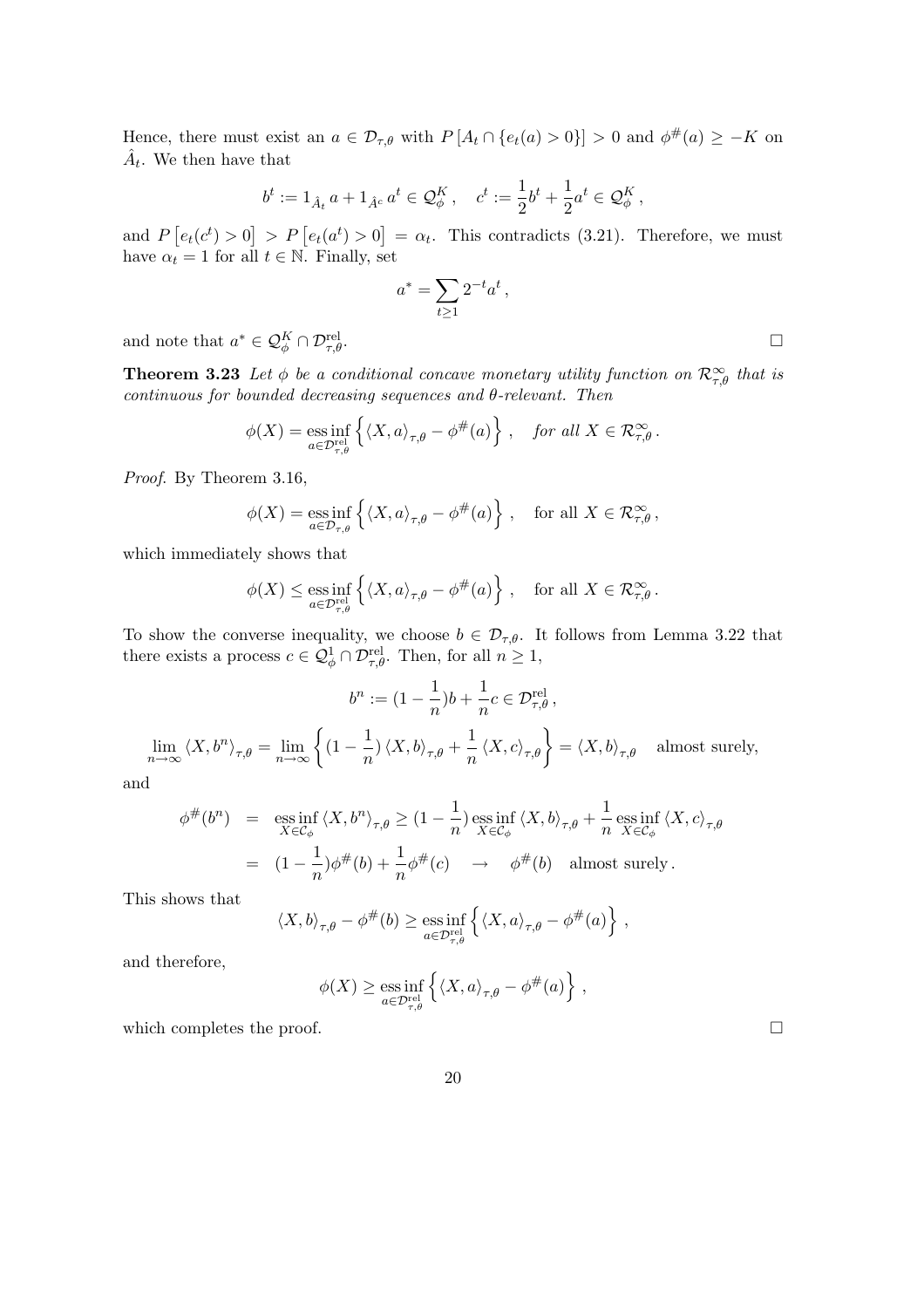Hence, there must exist an $a \in \mathcal{D}_{\tau,\theta}$ with $P\left[A_t \cap \{e_t(a) > 0\}\right] > 0$ and $\phi^{\#}(a) \geq -K$ on $\hat{A}_t$. We then have that

$$b^t := 1_{\hat{A}_t}\, a + 1_{\hat{A}^c}\, a^t \in \mathcal{Q}^K_\phi\,, \quad c^t := \frac{1}{2} b^t + \frac{1}{2} a^t \in \mathcal{Q}^K_\phi\,,$$

and $P\left[e_t(c^t) > 0\right] > P\left[e_t(a^t) > 0\right] = \alpha_t$. This contradicts (3.21). Therefore, we must have $\alpha_t = 1$ for all $t \in \mathbb{N}$. Finally, set

$$a^* = \sum_{t \geq 1} 2^{-t} a^t\,,$$

and note that $a^* \in \mathcal{Q}^K_\phi \cap \mathcal{D}^{\mathrm{rel}}_{\tau,\theta}$. $\square$

**Theorem 3.23** *Let $\phi$ be a conditional concave monetary utility function on $\mathcal{R}^\infty_{\tau,\theta}$ that is continuous for bounded decreasing sequences and $\theta$-relevant. Then*

$$\phi(X) = \operatorname*{ess\,inf}_{a \in \mathcal{D}^{\mathrm{rel}}_{\tau,\theta}} \left\{ \langle X, a \rangle_{\tau,\theta} - \phi^{\#}(a) \right\}\,, \quad \textit{for all } X \in \mathcal{R}^\infty_{\tau,\theta}\,.$$

*Proof.* By Theorem 3.16,

$$\phi(X) = \operatorname*{ess\,inf}_{a \in \mathcal{D}_{\tau,\theta}} \left\{ \langle X, a \rangle_{\tau,\theta} - \phi^{\#}(a) \right\}\,, \quad \text{for all } X \in \mathcal{R}^\infty_{\tau,\theta}\,,$$

which immediately shows that

$$\phi(X) \leq \operatorname*{ess\,inf}_{a \in \mathcal{D}^{\mathrm{rel}}_{\tau,\theta}} \left\{ \langle X, a \rangle_{\tau,\theta} - \phi^{\#}(a) \right\}\,, \quad \text{for all } X \in \mathcal{R}^\infty_{\tau,\theta}\,.$$

To show the converse inequality, we choose $b \in \mathcal{D}_{\tau,\theta}$. It follows from Lemma 3.22 that there exists a process $c \in \mathcal{Q}^1_\phi \cap \mathcal{D}^{\mathrm{rel}}_{\tau,\theta}$. Then, for all $n \geq 1$,

$$b^n := (1 - \frac{1}{n}) b + \frac{1}{n} c \in \mathcal{D}^{\mathrm{rel}}_{\tau,\theta}\,,$$

$$\lim_{n \to \infty} \langle X, b^n \rangle_{\tau,\theta} = \lim_{n \to \infty} \left\{ (1 - \frac{1}{n}) \langle X, b \rangle_{\tau,\theta} + \frac{1}{n} \langle X, c \rangle_{\tau,\theta} \right\} = \langle X, b \rangle_{\tau,\theta} \quad \text{almost surely,}$$

and

$$\begin{aligned}
\phi^{\#}(b^n) &= \operatorname*{ess\,inf}_{X \in \mathcal{C}_\phi} \langle X, b^n \rangle_{\tau,\theta} \geq (1 - \frac{1}{n}) \operatorname*{ess\,inf}_{X \in \mathcal{C}_\phi} \langle X, b \rangle_{\tau,\theta} + \frac{1}{n} \operatorname*{ess\,inf}_{X \in \mathcal{C}_\phi} \langle X, c \rangle_{\tau,\theta} \\
&= (1 - \frac{1}{n}) \phi^{\#}(b) + \frac{1}{n} \phi^{\#}(c) \quad \to \quad \phi^{\#}(b) \quad \text{almost surely}\,.
\end{aligned}$$

This shows that

$$\langle X, b \rangle_{\tau,\theta} - \phi^{\#}(b) \geq \operatorname*{ess\,inf}_{a \in \mathcal{D}^{\mathrm{rel}}_{\tau,\theta}} \left\{ \langle X, a \rangle_{\tau,\theta} - \phi^{\#}(a) \right\}\,,$$

and therefore,

$$\phi(X) \geq \operatorname*{ess\,inf}_{a \in \mathcal{D}^{\mathrm{rel}}_{\tau,\theta}} \left\{ \langle X, a \rangle_{\tau,\theta} - \phi^{\#}(a) \right\}\,,$$

which completes the proof. $\square$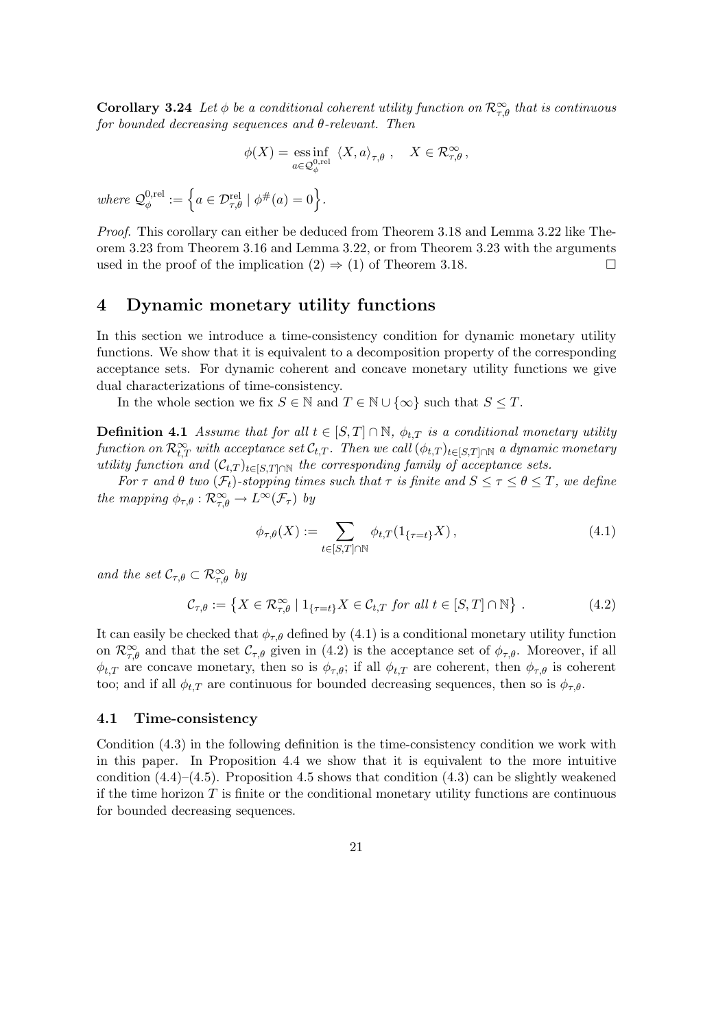**Corollary 3.24** *Let $\phi$ be a conditional coherent utility function on $\mathcal{R}^\infty_{\tau,\theta}$ that is continuous for bounded decreasing sequences and $\theta$-relevant. Then*

$$\phi(X) = \operatorname*{ess\,inf}_{a \in \mathcal{Q}^{0,\mathrm{rel}}_\phi} \langle X, a \rangle_{\tau,\theta} \,, \quad X \in \mathcal{R}^\infty_{\tau,\theta} \,,$$

*where* $\mathcal{Q}^{0,\mathrm{rel}}_\phi := \left\{ a \in \mathcal{D}^{\mathrm{rel}}_{\tau,\theta} \mid \phi^{\#}(a) = 0 \right\}$.

*Proof.* This corollary can either be deduced from Theorem 3.18 and Lemma 3.22 like Theorem 3.23 from Theorem 3.16 and Lemma 3.22, or from Theorem 3.23 with the arguments used in the proof of the implication (2) $\Rightarrow$ (1) of Theorem 3.18. □

# 4 Dynamic monetary utility functions

In this section we introduce a time-consistency condition for dynamic monetary utility functions. We show that it is equivalent to a decomposition property of the corresponding acceptance sets. For dynamic coherent and concave monetary utility functions we give dual characterizations of time-consistency.

In the whole section we fix $S \in \mathbb{N}$ and $T \in \mathbb{N} \cup \{\infty\}$ such that $S \leq T$.

**Definition 4.1** *Assume that for all $t \in [S,T] \cap \mathbb{N}$, $\phi_{t,T}$ is a conditional monetary utility function on $\mathcal{R}^\infty_{t,T}$ with acceptance set $\mathcal{C}_{t,T}$. Then we call $(\phi_{t,T})_{t \in [S,T] \cap \mathbb{N}}$ a dynamic monetary utility function and $(\mathcal{C}_{t,T})_{t \in [S,T] \cap \mathbb{N}}$ the corresponding family of acceptance sets.*

*For $\tau$ and $\theta$ two $(\mathcal{F}_t)$-stopping times such that $\tau$ is finite and $S \leq \tau \leq \theta \leq T$, we define the mapping $\phi_{\tau,\theta} : \mathcal{R}^\infty_{\tau,\theta} \to L^\infty(\mathcal{F}_\tau)$ by*

$$\phi_{\tau,\theta}(X) := \sum_{t \in [S,T] \cap \mathbb{N}} \phi_{t,T}(1_{\{\tau = t\}} X) \,, \tag{4.1}$$

*and the set $\mathcal{C}_{\tau,\theta} \subset \mathcal{R}^\infty_{\tau,\theta}$ by*

$$\mathcal{C}_{\tau,\theta} := \left\{ X \in \mathcal{R}^\infty_{\tau,\theta} \mid 1_{\{\tau = t\}} X \in \mathcal{C}_{t,T} \text{ for all } t \in [S,T] \cap \mathbb{N} \right\} \,. \tag{4.2}$$

It can easily be checked that $\phi_{\tau,\theta}$ defined by (4.1) is a conditional monetary utility function on $\mathcal{R}^\infty_{\tau,\theta}$ and that the set $\mathcal{C}_{\tau,\theta}$ given in (4.2) is the acceptance set of $\phi_{\tau,\theta}$. Moreover, if all $\phi_{t,T}$ are concave monetary, then so is $\phi_{\tau,\theta}$; if all $\phi_{t,T}$ are coherent, then $\phi_{\tau,\theta}$ is coherent too; and if all $\phi_{t,T}$ are continuous for bounded decreasing sequences, then so is $\phi_{\tau,\theta}$.

## 4.1 Time-consistency

Condition (4.3) in the following definition is the time-consistency condition we work with in this paper. In Proposition 4.4 we show that it is equivalent to the more intuitive condition (4.4)–(4.5). Proposition 4.5 shows that condition (4.3) can be slightly weakened if the time horizon $T$ is finite or the conditional monetary utility functions are continuous for bounded decreasing sequences.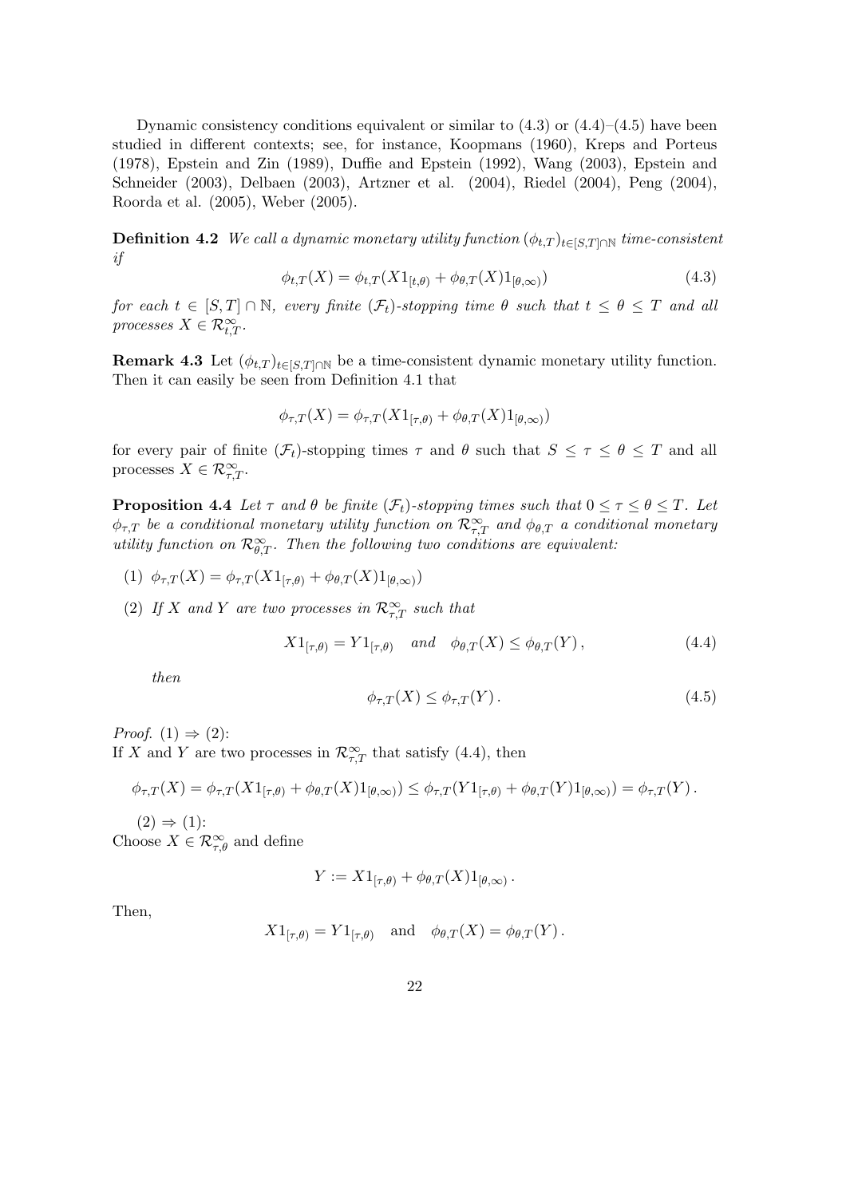Dynamic consistency conditions equivalent or similar to (4.3) or (4.4)–(4.5) have been studied in different contexts; see, for instance, Koopmans (1960), Kreps and Porteus (1978), Epstein and Zin (1989), Duffie and Epstein (1992), Wang (2003), Epstein and Schneider (2003), Delbaen (2003), Artzner et al. (2004), Riedel (2004), Peng (2004), Roorda et al. (2005), Weber (2005).

**Definition 4.2** *We call a dynamic monetary utility function $(\phi_{t,T})_{t \in [S,T] \cap \mathbb{N}}$ time-consistent if*

$$\phi_{t,T}(X) = \phi_{t,T}(X 1_{[t,\theta)} + \phi_{\theta,T}(X) 1_{[\theta,\infty)}) \tag{4.3}$$

*for each $t \in [S,T] \cap \mathbb{N}$, every finite $(\mathcal{F}_t)$-stopping time $\theta$ such that $t \leq \theta \leq T$ and all processes $X \in \mathcal{R}^\infty_{t,T}$.*

**Remark 4.3** Let $(\phi_{t,T})_{t \in [S,T] \cap \mathbb{N}}$ be a time-consistent dynamic monetary utility function. Then it can easily be seen from Definition 4.1 that

$$\phi_{\tau,T}(X) = \phi_{\tau,T}(X 1_{[\tau,\theta)} + \phi_{\theta,T}(X) 1_{[\theta,\infty)})$$

for every pair of finite $(\mathcal{F}_t)$-stopping times $\tau$ and $\theta$ such that $S \leq \tau \leq \theta \leq T$ and all processes $X \in \mathcal{R}^\infty_{\tau,T}$.

**Proposition 4.4** *Let $\tau$ and $\theta$ be finite $(\mathcal{F}_t)$-stopping times such that $0 \leq \tau \leq \theta \leq T$. Let $\phi_{\tau,T}$ be a conditional monetary utility function on $\mathcal{R}^\infty_{\tau,T}$ and $\phi_{\theta,T}$ a conditional monetary utility function on $\mathcal{R}^\infty_{\theta,T}$. Then the following two conditions are equivalent:*

(1) $\phi_{\tau,T}(X) = \phi_{\tau,T}(X 1_{[\tau,\theta)} + \phi_{\theta,T}(X) 1_{[\theta,\infty)})$

(2) *If $X$ and $Y$ are two processes in $\mathcal{R}^\infty_{\tau,T}$ such that*

$$X 1_{[\tau,\theta)} = Y 1_{[\tau,\theta)} \quad \text{and} \quad \phi_{\theta,T}(X) \leq \phi_{\theta,T}(Y)\,, \tag{4.4}$$

*then*

$$\phi_{\tau,T}(X) \leq \phi_{\tau,T}(Y)\,. \tag{4.5}$$

*Proof.* (1) $\Rightarrow$ (2):
If $X$ and $Y$ are two processes in $\mathcal{R}^\infty_{\tau,T}$ that satisfy (4.4), then

$$\phi_{\tau,T}(X) = \phi_{\tau,T}(X 1_{[\tau,\theta)} + \phi_{\theta,T}(X) 1_{[\theta,\infty)}) \leq \phi_{\tau,T}(Y 1_{[\tau,\theta)} + \phi_{\theta,T}(Y) 1_{[\theta,\infty)}) = \phi_{\tau,T}(Y)\,.$$

(2) $\Rightarrow$ (1):
Choose $X \in \mathcal{R}^\infty_{\tau,\theta}$ and define

$$Y := X 1_{[\tau,\theta)} + \phi_{\theta,T}(X) 1_{[\theta,\infty)}\,.$$

Then,

$$X 1_{[\tau,\theta)} = Y 1_{[\tau,\theta)} \quad \text{and} \quad \phi_{\theta,T}(X) = \phi_{\theta,T}(Y)\,.$$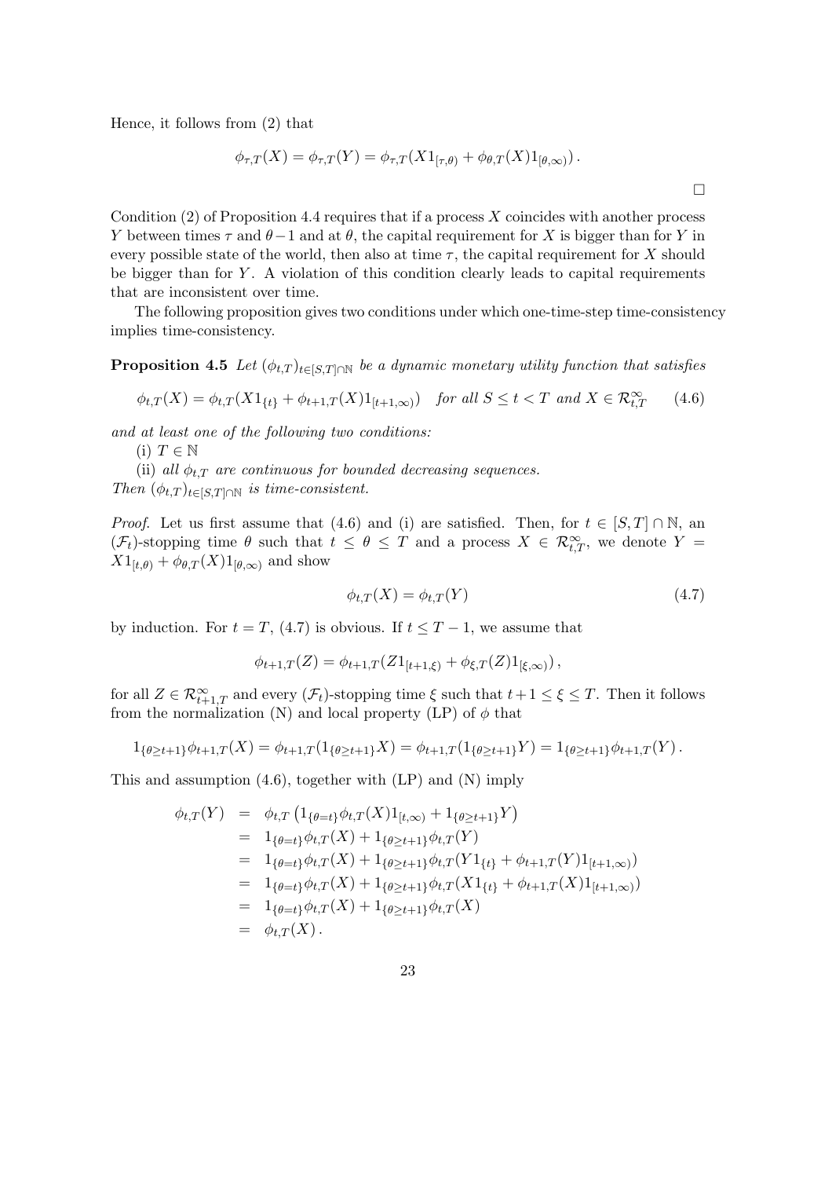Hence, it follows from (2) that

$$\phi_{\tau,T}(X) = \phi_{\tau,T}(Y) = \phi_{\tau,T}(X 1_{[\tau,\theta)} + \phi_{\theta,T}(X) 1_{[\theta,\infty)}) .$$

□

Condition (2) of Proposition 4.4 requires that if a process $X$ coincides with another process $Y$ between times $\tau$ and $\theta - 1$ and at $\theta$, the capital requirement for $X$ is bigger than for $Y$ in every possible state of the world, then also at time $\tau$, the capital requirement for $X$ should be bigger than for $Y$. A violation of this condition clearly leads to capital requirements that are inconsistent over time.

The following proposition gives two conditions under which one-time-step time-consistency implies time-consistency.

**Proposition 4.5** *Let $(\phi_{t,T})_{t \in [S,T] \cap \mathbb{N}}$ be a dynamic monetary utility function that satisfies*

$$\phi_{t,T}(X) = \phi_{t,T}(X 1_{\{t\}} + \phi_{t+1,T}(X) 1_{[t+1,\infty)}) \quad \text{for all } S \leq t < T \text{ and } X \in \mathcal{R}^\infty_{t,T} \tag{4.6}$$

*and at least one of the following two conditions:*

(i) $T \in \mathbb{N}$

(ii) *all $\phi_{t,T}$ are continuous for bounded decreasing sequences.*

*Then $(\phi_{t,T})_{t \in [S,T] \cap \mathbb{N}}$ is time-consistent.*

*Proof.* Let us first assume that (4.6) and (i) are satisfied. Then, for $t \in [S,T] \cap \mathbb{N}$, an $(\mathcal{F}_t)$-stopping time $\theta$ such that $t \leq \theta \leq T$ and a process $X \in \mathcal{R}^\infty_{t,T}$, we denote $Y = X 1_{[t,\theta)} + \phi_{\theta,T}(X) 1_{[\theta,\infty)}$ and show

$$\phi_{t,T}(X) = \phi_{t,T}(Y) \tag{4.7}$$

by induction. For $t = T$, (4.7) is obvious. If $t \leq T - 1$, we assume that

$$\phi_{t+1,T}(Z) = \phi_{t+1,T}(Z 1_{[t+1,\xi)} + \phi_{\xi,T}(Z) 1_{[\xi,\infty)}) ,$$

for all $Z \in \mathcal{R}^\infty_{t+1,T}$ and every $(\mathcal{F}_t)$-stopping time $\xi$ such that $t+1 \leq \xi \leq T$. Then it follows from the normalization (N) and local property (LP) of $\phi$ that

$$1_{\{\theta \geq t+1\}} \phi_{t+1,T}(X) = \phi_{t+1,T}(1_{\{\theta \geq t+1\}} X) = \phi_{t+1,T}(1_{\{\theta \geq t+1\}} Y) = 1_{\{\theta \geq t+1\}} \phi_{t+1,T}(Y) .$$

This and assumption (4.6), together with (LP) and (N) imply

$$\begin{aligned}
\phi_{t,T}(Y) &= \phi_{t,T}\left(1_{\{\theta = t\}} \phi_{t,T}(X) 1_{[t,\infty)} + 1_{\{\theta \geq t+1\}} Y\right) \\
&= 1_{\{\theta = t\}} \phi_{t,T}(X) + 1_{\{\theta \geq t+1\}} \phi_{t,T}(Y) \\
&= 1_{\{\theta = t\}} \phi_{t,T}(X) + 1_{\{\theta \geq t+1\}} \phi_{t,T}(Y 1_{\{t\}} + \phi_{t+1,T}(Y) 1_{[t+1,\infty)}) \\
&= 1_{\{\theta = t\}} \phi_{t,T}(X) + 1_{\{\theta \geq t+1\}} \phi_{t,T}(X 1_{\{t\}} + \phi_{t+1,T}(X) 1_{[t+1,\infty)}) \\
&= 1_{\{\theta = t\}} \phi_{t,T}(X) + 1_{\{\theta \geq t+1\}} \phi_{t,T}(X) \\
&= \phi_{t,T}(X) .
\end{aligned}$$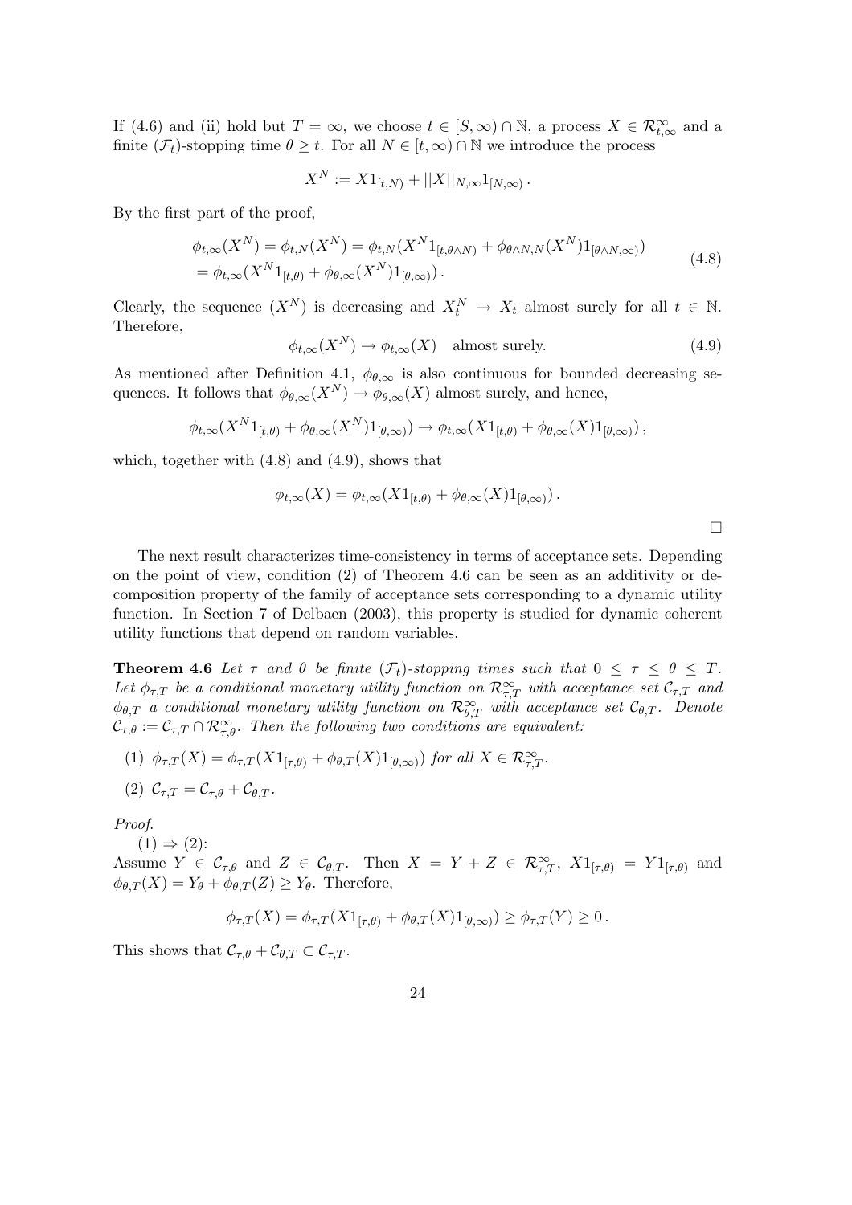If (4.6) and (ii) hold but $T = \infty$, we choose $t \in [S, \infty) \cap \mathbb{N}$, a process $X \in \mathcal{R}^\infty_{t,\infty}$ and a finite $(\mathcal{F}_t)$-stopping time $\theta \geq t$. For all $N \in [t, \infty) \cap \mathbb{N}$ we introduce the process

$$X^N := X 1_{[t,N)} + ||X||_{N,\infty} 1_{[N,\infty)} .$$

By the first part of the proof,

$$\begin{aligned} \phi_{t,\infty}(X^N) &= \phi_{t,N}(X^N) = \phi_{t,N}(X^N 1_{[t,\theta\wedge N)} + \phi_{\theta\wedge N,N}(X^N) 1_{[\theta\wedge N,\infty)}) \\ &= \phi_{t,\infty}(X^N 1_{[t,\theta)} + \phi_{\theta,\infty}(X^N) 1_{[\theta,\infty)}) . \end{aligned} \tag{4.8}$$

Clearly, the sequence $(X^N)$ is decreasing and $X^N_t \to X_t$ almost surely for all $t \in \mathbb{N}$. Therefore,

$$\phi_{t,\infty}(X^N) \to \phi_{t,\infty}(X) \quad \text{almost surely.} \tag{4.9}$$

As mentioned after Definition 4.1, $\phi_{\theta,\infty}$ is also continuous for bounded decreasing sequences. It follows that $\phi_{\theta,\infty}(X^N) \to \phi_{\theta,\infty}(X)$ almost surely, and hence,

$$\phi_{t,\infty}(X^N 1_{[t,\theta)} + \phi_{\theta,\infty}(X^N) 1_{[\theta,\infty)}) \to \phi_{t,\infty}(X 1_{[t,\theta)} + \phi_{\theta,\infty}(X) 1_{[\theta,\infty)}) ,$$

which, together with (4.8) and (4.9), shows that

$$\phi_{t,\infty}(X) = \phi_{t,\infty}(X 1_{[t,\theta)} + \phi_{\theta,\infty}(X) 1_{[\theta,\infty)}) .$$

□

The next result characterizes time-consistency in terms of acceptance sets. Depending on the point of view, condition (2) of Theorem 4.6 can be seen as an additivity or decomposition property of the family of acceptance sets corresponding to a dynamic utility function. In Section 7 of Delbaen (2003), this property is studied for dynamic coherent utility functions that depend on random variables.

**Theorem 4.6** *Let $\tau$ and $\theta$ be finite $(\mathcal{F}_t)$-stopping times such that $0 \leq \tau \leq \theta \leq T$. Let $\phi_{\tau,T}$ be a conditional monetary utility function on $\mathcal{R}^\infty_{\tau,T}$ with acceptance set $\mathcal{C}_{\tau,T}$ and $\phi_{\theta,T}$ a conditional monetary utility function on $\mathcal{R}^\infty_{\theta,T}$ with acceptance set $\mathcal{C}_{\theta,T}$. Denote $\mathcal{C}_{\tau,\theta} := \mathcal{C}_{\tau,T} \cap \mathcal{R}^\infty_{\tau,\theta}$. Then the following two conditions are equivalent:*

(1) $\phi_{\tau,T}(X) = \phi_{\tau,T}(X 1_{[\tau,\theta)} + \phi_{\theta,T}(X) 1_{[\theta,\infty)})$ *for all* $X \in \mathcal{R}^\infty_{\tau,T}$.

(2) $\mathcal{C}_{\tau,T} = \mathcal{C}_{\tau,\theta} + \mathcal{C}_{\theta,T}$.

*Proof.*

(1) $\Rightarrow$ (2):
Assume $Y \in \mathcal{C}_{\tau,\theta}$ and $Z \in \mathcal{C}_{\theta,T}$. Then $X = Y + Z \in \mathcal{R}^\infty_{\tau,T}$, $X 1_{[\tau,\theta)} = Y 1_{[\tau,\theta)}$ and $\phi_{\theta,T}(X) = Y_\theta + \phi_{\theta,T}(Z) \geq Y_\theta$. Therefore,

$$\phi_{\tau,T}(X) = \phi_{\tau,T}(X 1_{[\tau,\theta)} + \phi_{\theta,T}(X) 1_{[\theta,\infty)}) \geq \phi_{\tau,T}(Y) \geq 0 .$$

This shows that $\mathcal{C}_{\tau,\theta} + \mathcal{C}_{\theta,T} \subset \mathcal{C}_{\tau,T}$.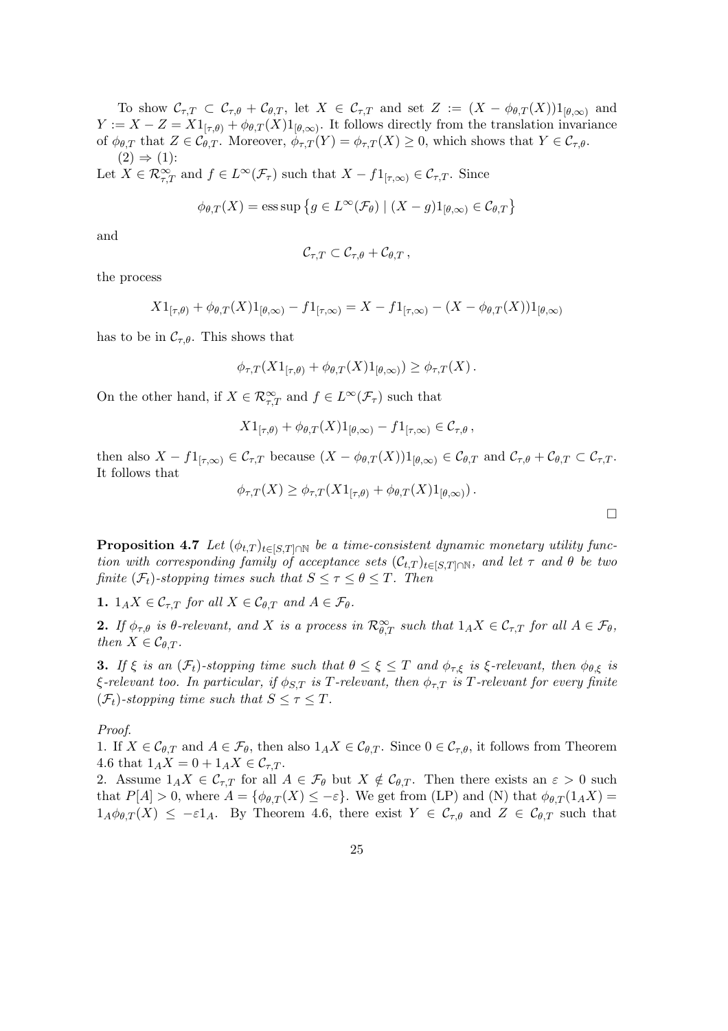To show $\mathcal{C}_{\tau,T} \subset \mathcal{C}_{\tau,\theta} + \mathcal{C}_{\theta,T}$, let $X \in \mathcal{C}_{\tau,T}$ and set $Z := (X - \phi_{\theta,T}(X))1_{[\theta,\infty)}$ and $Y := X - Z = X1_{[\tau,\theta)} + \phi_{\theta,T}(X)1_{[\theta,\infty)}$. It follows directly from the translation invariance of $\phi_{\theta,T}$ that $Z \in \mathcal{C}_{\theta,T}$. Moreover, $\phi_{\tau,T}(Y) = \phi_{\tau,T}(X) \geq 0$, which shows that $Y \in \mathcal{C}_{\tau,\theta}$.

$(2) \Rightarrow (1)$:

Let $X \in \mathcal{R}^\infty_{\tau,T}$ and $f \in L^\infty(\mathcal{F}_\tau)$ such that $X - f1_{[\tau,\infty)} \in \mathcal{C}_{\tau,T}$. Since

$$\phi_{\theta,T}(X) = \operatorname{ess\,sup}\left\{g \in L^\infty(\mathcal{F}_\theta) \mid (X-g)1_{[\theta,\infty)} \in \mathcal{C}_{\theta,T}\right\}$$

and

$$\mathcal{C}_{\tau,T} \subset \mathcal{C}_{\tau,\theta} + \mathcal{C}_{\theta,T}\,,$$

the process

$$X1_{[\tau,\theta)} + \phi_{\theta,T}(X)1_{[\theta,\infty)} - f1_{[\tau,\infty)} = X - f1_{[\tau,\infty)} - (X - \phi_{\theta,T}(X))1_{[\theta,\infty)}$$

has to be in $\mathcal{C}_{\tau,\theta}$. This shows that

$$\phi_{\tau,T}(X1_{[\tau,\theta)} + \phi_{\theta,T}(X)1_{[\theta,\infty)}) \geq \phi_{\tau,T}(X)\,.$$

On the other hand, if $X \in \mathcal{R}^\infty_{\tau,T}$ and $f \in L^\infty(\mathcal{F}_\tau)$ such that

$$X1_{[\tau,\theta)} + \phi_{\theta,T}(X)1_{[\theta,\infty)} - f1_{[\tau,\infty)} \in \mathcal{C}_{\tau,\theta}\,,$$

then also $X - f1_{[\tau,\infty)} \in \mathcal{C}_{\tau,T}$ because $(X - \phi_{\theta,T}(X))1_{[\theta,\infty)} \in \mathcal{C}_{\theta,T}$ and $\mathcal{C}_{\tau,\theta} + \mathcal{C}_{\theta,T} \subset \mathcal{C}_{\tau,T}$. It follows that

$$\phi_{\tau,T}(X) \geq \phi_{\tau,T}(X1_{[\tau,\theta)} + \phi_{\theta,T}(X)1_{[\theta,\infty)})\,.$$

□

**Proposition 4.7** *Let $(\phi_{t,T})_{t\in[S,T]\cap\mathbb{N}}$ be a time-consistent dynamic monetary utility function with corresponding family of acceptance sets $(\mathcal{C}_{t,T})_{t\in[S,T]\cap\mathbb{N}}$, and let $\tau$ and $\theta$ be two finite $(\mathcal{F}_t)$-stopping times such that $S \leq \tau \leq \theta \leq T$. Then*

**1.** *$1_A X \in \mathcal{C}_{\tau,T}$ for all $X \in \mathcal{C}_{\theta,T}$ and $A \in \mathcal{F}_\theta$.*

**2.** *If $\phi_{\tau,\theta}$ is $\theta$-relevant, and $X$ is a process in $\mathcal{R}^\infty_{\theta,T}$ such that $1_A X \in \mathcal{C}_{\tau,T}$ for all $A \in \mathcal{F}_\theta$, then $X \in \mathcal{C}_{\theta,T}$.*

**3.** *If $\xi$ is an $(\mathcal{F}_t)$-stopping time such that $\theta \leq \xi \leq T$ and $\phi_{\tau,\xi}$ is $\xi$-relevant, then $\phi_{\theta,\xi}$ is $\xi$-relevant too. In particular, if $\phi_{S,T}$ is $T$-relevant, then $\phi_{\tau,T}$ is $T$-relevant for every finite $(\mathcal{F}_t)$-stopping time such that $S \leq \tau \leq T$.*

*Proof.*

1. If $X \in \mathcal{C}_{\theta,T}$ and $A \in \mathcal{F}_\theta$, then also $1_A X \in \mathcal{C}_{\theta,T}$. Since $0 \in \mathcal{C}_{\tau,\theta}$, it follows from Theorem 4.6 that $1_A X = 0 + 1_A X \in \mathcal{C}_{\tau,T}$.

2. Assume $1_A X \in \mathcal{C}_{\tau,T}$ for all $A \in \mathcal{F}_\theta$ but $X \notin \mathcal{C}_{\theta,T}$. Then there exists an $\varepsilon > 0$ such that $P[A] > 0$, where $A = \{\phi_{\theta,T}(X) \leq -\varepsilon\}$. We get from (LP) and (N) that $\phi_{\theta,T}(1_A X) = 1_A \phi_{\theta,T}(X) \leq -\varepsilon 1_A$. By Theorem 4.6, there exist $Y \in \mathcal{C}_{\tau,\theta}$ and $Z \in \mathcal{C}_{\theta,T}$ such that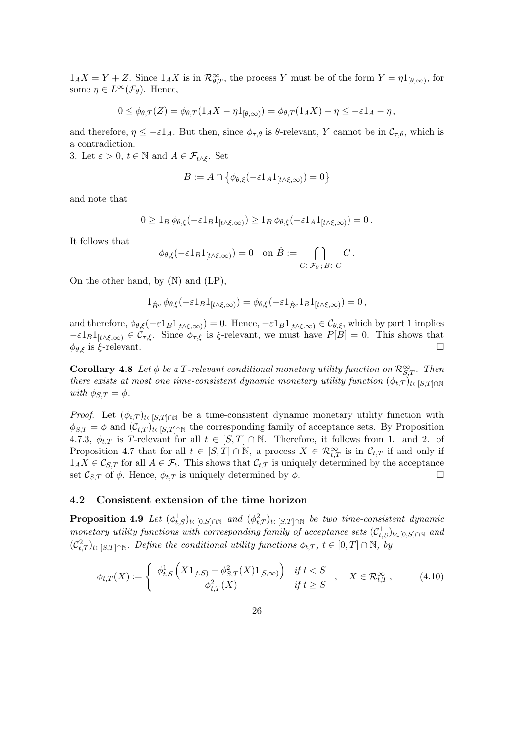$1_A X = Y + Z$. Since $1_A X$ is in $\mathcal{R}^\infty_{\theta,T}$, the process $Y$ must be of the form $Y = \eta 1_{[\theta,\infty)}$, for some $\eta \in L^\infty(\mathcal{F}_\theta)$. Hence,

$$0 \leq \phi_{\theta,T}(Z) = \phi_{\theta,T}(1_A X - \eta 1_{[\theta,\infty)}) = \phi_{\theta,T}(1_A X) - \eta \leq -\varepsilon 1_A - \eta\,,$$

and therefore, $\eta \leq -\varepsilon 1_A$. But then, since $\phi_{\tau,\theta}$ is $\theta$-relevant, $Y$ cannot be in $\mathcal{C}_{\tau,\theta}$, which is a contradiction.

3. Let $\varepsilon > 0$, $t \in \mathbb{N}$ and $A \in \mathcal{F}_{t\wedge\xi}$. Set

$$B := A \cap \left\{ \phi_{\theta,\xi}(-\varepsilon 1_A 1_{[t\wedge\xi,\infty)}) = 0 \right\}$$

and note that

$$0 \geq 1_B\, \phi_{\theta,\xi}(-\varepsilon 1_B 1_{[t\wedge\xi,\infty)}) \geq 1_B\, \phi_{\theta,\xi}(-\varepsilon 1_A 1_{[t\wedge\xi,\infty)}) = 0\,.$$

It follows that

$$\phi_{\theta,\xi}(-\varepsilon 1_B 1_{[t\wedge\xi,\infty)}) = 0 \quad \text{on } \hat{B} := \bigcap_{C \in \mathcal{F}_\theta\,;\, B \subset C} C\,.$$

On the other hand, by (N) and (LP),

$$1_{\hat{B}^c}\, \phi_{\theta,\xi}(-\varepsilon 1_B 1_{[t\wedge\xi,\infty)}) = \phi_{\theta,\xi}(-\varepsilon 1_{\hat{B}^c} 1_B 1_{[t\wedge\xi,\infty)}) = 0\,,$$

and therefore, $\phi_{\theta,\xi}(-\varepsilon 1_B 1_{[t\wedge\xi,\infty)}) = 0$. Hence, $-\varepsilon 1_B 1_{[t\wedge\xi,\infty)} \in \mathcal{C}_{\theta,\xi}$, which by part 1 implies $-\varepsilon 1_B 1_{[t\wedge\xi,\infty)} \in \mathcal{C}_{\tau,\xi}$. Since $\phi_{\tau,\xi}$ is $\xi$-relevant, we must have $P[B] = 0$. This shows that $\phi_{\theta,\xi}$ is $\xi$-relevant. □

**Corollary 4.8** *Let $\phi$ be a $T$-relevant conditional monetary utility function on $\mathcal{R}^\infty_{S,T}$. Then there exists at most one time-consistent dynamic monetary utility function $(\phi_{t,T})_{t\in[S,T]\cap\mathbb{N}}$ with $\phi_{S,T} = \phi$.*

*Proof.* Let $(\phi_{t,T})_{t\in[S,T]\cap\mathbb{N}}$ be a time-consistent dynamic monetary utility function with $\phi_{S,T} = \phi$ and $(\mathcal{C}_{t,T})_{t\in[S,T]\cap\mathbb{N}}$ the corresponding family of acceptance sets. By Proposition 4.7.3, $\phi_{t,T}$ is $T$-relevant for all $t \in [S,T] \cap \mathbb{N}$. Therefore, it follows from 1. and 2. of Proposition 4.7 that for all $t \in [S,T] \cap \mathbb{N}$, a process $X \in \mathcal{R}^\infty_{t,T}$ is in $\mathcal{C}_{t,T}$ if and only if $1_A X \in \mathcal{C}_{S,T}$ for all $A \in \mathcal{F}_t$. This shows that $\mathcal{C}_{t,T}$ is uniquely determined by the acceptance set $\mathcal{C}_{S,T}$ of $\phi$. Hence, $\phi_{t,T}$ is uniquely determined by $\phi$. □

### 4.2 Consistent extension of the time horizon

**Proposition 4.9** *Let $(\phi^1_{t,S})_{t\in[0,S]\cap\mathbb{N}}$ and $(\phi^2_{t,T})_{t\in[S,T]\cap\mathbb{N}}$ be two time-consistent dynamic monetary utility functions with corresponding family of acceptance sets $(\mathcal{C}^1_{t,S})_{t\in[0,S]\cap\mathbb{N}}$ and $(\mathcal{C}^2_{t,T})_{t\in[S,T]\cap\mathbb{N}}$. Define the conditional utility functions $\phi_{t,T}$, $t \in [0,T] \cap \mathbb{N}$, by*

$$\phi_{t,T}(X) := \begin{cases} \phi^1_{t,S}\left(X 1_{[t,S)} + \phi^2_{S,T}(X) 1_{[S,\infty)}\right) & \text{if } t < S \\ \phi^2_{t,T}(X) & \text{if } t \geq S \end{cases}\,, \quad X \in \mathcal{R}^\infty_{t,T}\,, \tag{4.10}$$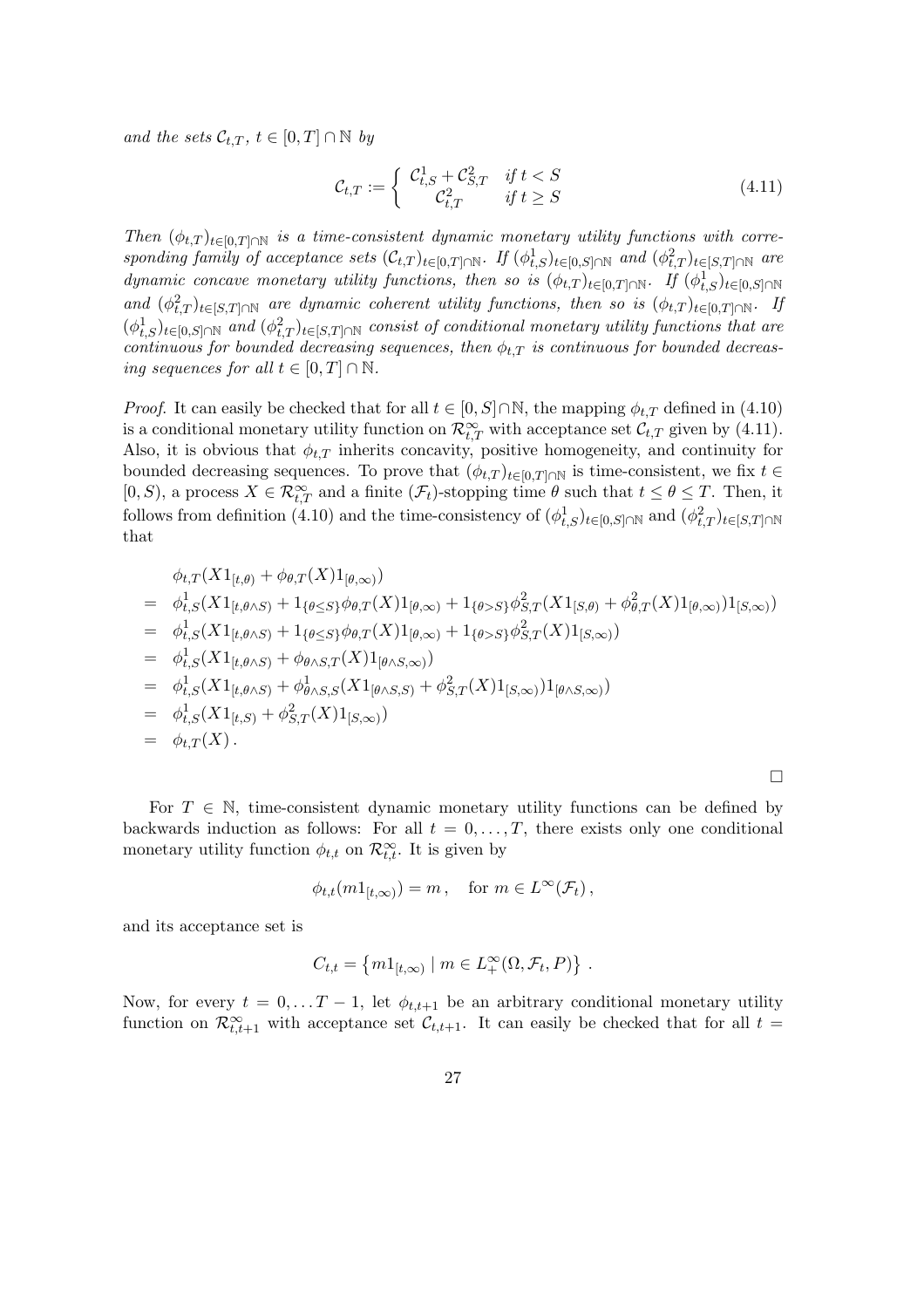*and the sets $\mathcal{C}_{t,T}$, $t \in [0,T] \cap \mathbb{N}$ by*

$$\mathcal{C}_{t,T} := \begin{cases} \mathcal{C}^1_{t,S} + \mathcal{C}^2_{S,T} & \text{if } t < S \\ \mathcal{C}^2_{t,T} & \text{if } t \geq S \end{cases} \tag{4.11}$$

*Then $(\phi_{t,T})_{t \in [0,T] \cap \mathbb{N}}$ is a time-consistent dynamic monetary utility functions with corresponding family of acceptance sets $(\mathcal{C}_{t,T})_{t \in [0,T] \cap \mathbb{N}}$. If $(\phi^1_{t,S})_{t \in [0,S] \cap \mathbb{N}}$ and $(\phi^2_{t,T})_{t \in [S,T] \cap \mathbb{N}}$ are dynamic concave monetary utility functions, then so is $(\phi_{t,T})_{t \in [0,T] \cap \mathbb{N}}$. If $(\phi^1_{t,S})_{t \in [0,S] \cap \mathbb{N}}$ and $(\phi^2_{t,T})_{t \in [S,T] \cap \mathbb{N}}$ are dynamic coherent utility functions, then so is $(\phi_{t,T})_{t \in [0,T] \cap \mathbb{N}}$. If $(\phi^1_{t,S})_{t \in [0,S] \cap \mathbb{N}}$ and $(\phi^2_{t,T})_{t \in [S,T] \cap \mathbb{N}}$ consist of conditional monetary utility functions that are continuous for bounded decreasing sequences, then $\phi_{t,T}$ is continuous for bounded decreasing sequences for all $t \in [0,T] \cap \mathbb{N}$.*

*Proof.* It can easily be checked that for all $t \in [0,S] \cap \mathbb{N}$, the mapping $\phi_{t,T}$ defined in (4.10) is a conditional monetary utility function on $\mathcal{R}^\infty_{t,T}$ with acceptance set $\mathcal{C}_{t,T}$ given by (4.11). Also, it is obvious that $\phi_{t,T}$ inherits concavity, positive homogeneity, and continuity for bounded decreasing sequences. To prove that $(\phi_{t,T})_{t \in [0,T] \cap \mathbb{N}}$ is time-consistent, we fix $t \in [0,S)$, a process $X \in \mathcal{R}^\infty_{t,T}$ and a finite $(\mathcal{F}_t)$-stopping time $\theta$ such that $t \leq \theta \leq T$. Then, it follows from definition (4.10) and the time-consistency of $(\phi^1_{t,S})_{t \in [0,S) \cap \mathbb{N}}$ and $(\phi^2_{t,T})_{t \in [S,T] \cap \mathbb{N}}$ that

$$\begin{aligned}
& \phi_{t,T}(X 1_{[t,\theta)} + \phi_{\theta,T}(X) 1_{[\theta,\infty)}) \\
= \; & \phi^1_{t,S}(X 1_{[t,\theta \wedge S)} + 1_{\{\theta \leq S\}} \phi_{\theta,T}(X) 1_{[\theta,\infty)} + 1_{\{\theta > S\}} \phi^2_{S,T}(X 1_{[S,\theta)} + \phi^2_{\theta,T}(X) 1_{[\theta,\infty)}) 1_{[S,\infty)}) \\
= \; & \phi^1_{t,S}(X 1_{[t,\theta \wedge S)} + 1_{\{\theta \leq S\}} \phi_{\theta,T}(X) 1_{[\theta,\infty)} + 1_{\{\theta > S\}} \phi^2_{S,T}(X) 1_{[S,\infty)}) \\
= \; & \phi^1_{t,S}(X 1_{[t,\theta \wedge S)} + \phi_{\theta \wedge S,T}(X) 1_{[\theta \wedge S,\infty)}) \\
= \; & \phi^1_{t,S}(X 1_{[t,\theta \wedge S)} + \phi^1_{\theta \wedge S,S}(X 1_{[\theta \wedge S,S)} + \phi^2_{S,T}(X) 1_{[S,\infty)}) 1_{[\theta \wedge S,\infty)}) \\
= \; & \phi^1_{t,S}(X 1_{[t,S)} + \phi^2_{S,T}(X) 1_{[S,\infty)}) \\
= \; & \phi_{t,T}(X) \, .
\end{aligned}$$

□

For $T \in \mathbb{N}$, time-consistent dynamic monetary utility functions can be defined by backwards induction as follows: For all $t = 0, \ldots, T$, there exists only one conditional monetary utility function $\phi_{t,t}$ on $\mathcal{R}^\infty_{t,t}$. It is given by

$$\phi_{t,t}(m 1_{[t,\infty)}) = m \, , \quad \text{for } m \in L^\infty(\mathcal{F}_t) \, ,$$

and its acceptance set is

$$C_{t,t} = \left\{ m 1_{[t,\infty)} \mid m \in L^\infty_+(\Omega, \mathcal{F}_t, P) \right\} \, .$$

Now, for every $t = 0, \ldots T-1$, let $\phi_{t,t+1}$ be an arbitrary conditional monetary utility function on $\mathcal{R}^\infty_{t,t+1}$ with acceptance set $\mathcal{C}_{t,t+1}$. It can easily be checked that for all $t =$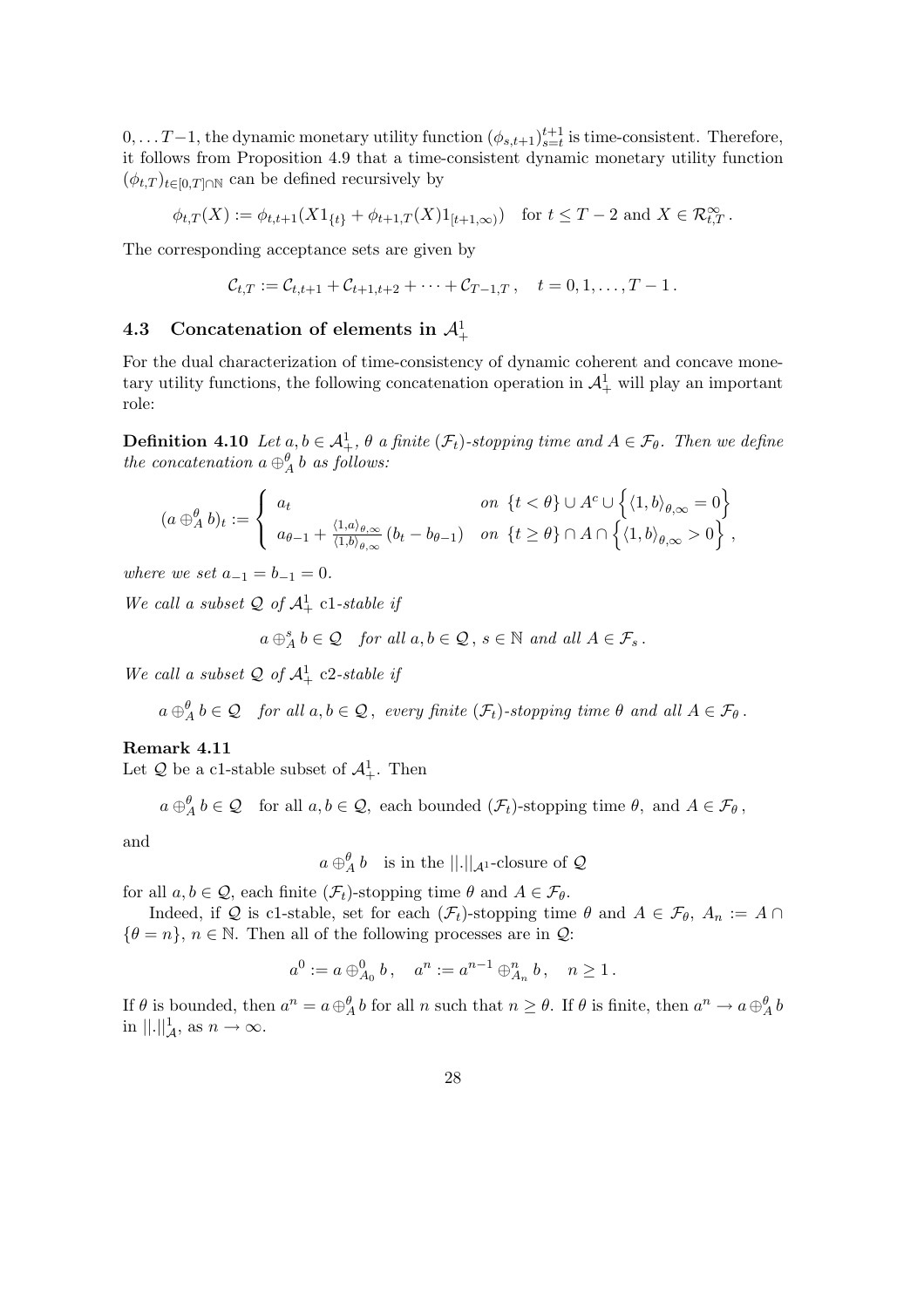$0, \dots T-1$, the dynamic monetary utility function $(\phi_{s,t+1})_{s=t}^{t+1}$ is time-consistent. Therefore, it follows from Proposition 4.9 that a time-consistent dynamic monetary utility function $(\phi_{t,T})_{t \in [0,T] \cap \mathbb{N}}$ can be defined recursively by

$$\phi_{t,T}(X) := \phi_{t,t+1}(X 1_{\{t\}} + \phi_{t+1,T}(X) 1_{[t+1,\infty)}) \quad \text{for } t \leq T-2 \text{ and } X \in \mathcal{R}^{\infty}_{t,T}\,.$$

The corresponding acceptance sets are given by

$$\mathcal{C}_{t,T} := \mathcal{C}_{t,t+1} + \mathcal{C}_{t+1,t+2} + \dots + \mathcal{C}_{T-1,T}\,, \quad t = 0, 1, \dots, T-1\,.$$

### 4.3 Concatenation of elements in $\mathcal{A}^1_+$

For the dual characterization of time-consistency of dynamic coherent and concave monetary utility functions, the following concatenation operation in $\mathcal{A}^1_+$ will play an important role:

**Definition 4.10** *Let $a, b \in \mathcal{A}^1_+$, $\theta$ a finite $(\mathcal{F}_t)$-stopping time and $A \in \mathcal{F}_\theta$. Then we define the concatenation $a \oplus^\theta_A b$ as follows:*

$$(a \oplus^\theta_A b)_t := \begin{cases} a_t & \text{on } \{t < \theta\} \cup A^c \cup \left\{ \langle 1, b \rangle_{\theta,\infty} = 0 \right\} \\ a_{\theta-1} + \frac{\langle 1, a \rangle_{\theta,\infty}}{\langle 1, b \rangle_{\theta,\infty}} (b_t - b_{\theta-1}) & \text{on } \{t \geq \theta\} \cap A \cap \left\{ \langle 1, b \rangle_{\theta,\infty} > 0 \right\} \end{cases},$$

*where we set $a_{-1} = b_{-1} = 0$.*

*We call a subset $\mathcal{Q}$ of $\mathcal{A}^1_+$* c1*-stable if*

$$a \oplus^s_A b \in \mathcal{Q} \quad \text{for all } a, b \in \mathcal{Q}\,,\ s \in \mathbb{N} \text{ and all } A \in \mathcal{F}_s\,.$$

*We call a subset $\mathcal{Q}$ of $\mathcal{A}^1_+$* c2*-stable if*

$$a \oplus^\theta_A b \in \mathcal{Q} \quad \text{for all } a, b \in \mathcal{Q}\,, \text{ every finite } (\mathcal{F}_t)\text{-stopping time } \theta \text{ and all } A \in \mathcal{F}_\theta\,.$$

**Remark 4.11**
Let $\mathcal{Q}$ be a c1-stable subset of $\mathcal{A}^1_+$. Then

$$a \oplus^\theta_A b \in \mathcal{Q} \quad \text{for all } a, b \in \mathcal{Q}, \text{ each bounded } (\mathcal{F}_t)\text{-stopping time } \theta, \text{ and } A \in \mathcal{F}_\theta\,,$$

and

$$a \oplus^\theta_A b \quad \text{is in the } ||.||_{\mathcal{A}^1}\text{-closure of } \mathcal{Q}$$

for all $a, b \in \mathcal{Q}$, each finite $(\mathcal{F}_t)$-stopping time $\theta$ and $A \in \mathcal{F}_\theta$.

Indeed, if $\mathcal{Q}$ is c1-stable, set for each $(\mathcal{F}_t)$-stopping time $\theta$ and $A \in \mathcal{F}_\theta$, $A_n := A \cap \{\theta = n\}$, $n \in \mathbb{N}$. Then all of the following processes are in $\mathcal{Q}$:

$$a^0 := a \oplus^0_{A_0} b\,, \quad a^n := a^{n-1} \oplus^n_{A_n} b\,, \quad n \geq 1\,.$$

If $\theta$ is bounded, then $a^n = a \oplus^\theta_A b$ for all $n$ such that $n \geq \theta$. If $\theta$ is finite, then $a^n \to a \oplus^\theta_A b$ in $||.||^1_{\mathcal{A}}$, as $n \to \infty$.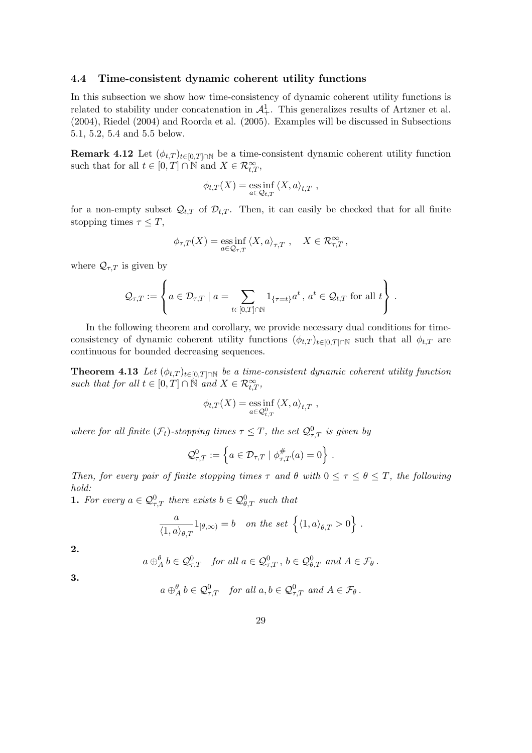### 4.4 Time-consistent dynamic coherent utility functions

In this subsection we show how time-consistency of dynamic coherent utility functions is related to stability under concatenation in $\mathcal{A}^1_+$. This generalizes results of Artzner et al. (2004), Riedel (2004) and Roorda et al. (2005). Examples will be discussed in Subsections 5.1, 5.2, 5.4 and 5.5 below.

**Remark 4.12** Let $(\phi_{t,T})_{t\in[0,T]\cap\mathbb{N}}$ be a time-consistent dynamic coherent utility function such that for all $t \in [0,T]\cap\mathbb{N}$ and $X \in \mathcal{R}^\infty_{t,T}$,

$$\phi_{t,T}(X) = \operatorname*{ess\,inf}_{a\in\mathcal{Q}_{t,T}} \langle X, a\rangle_{t,T} \,,$$

for a non-empty subset $\mathcal{Q}_{t,T}$ of $\mathcal{D}_{t,T}$. Then, it can easily be checked that for all finite stopping times $\tau \le T$,

$$\phi_{\tau,T}(X) = \operatorname*{ess\,inf}_{a\in\mathcal{Q}_{\tau,T}} \langle X, a\rangle_{\tau,T} \,, \quad X \in \mathcal{R}^\infty_{\tau,T} \,,$$

where $\mathcal{Q}_{\tau,T}$ is given by

$$\mathcal{Q}_{\tau,T} := \left\{ a \in \mathcal{D}_{\tau,T} \mid a = \sum_{t\in[0,T]\cap\mathbb{N}} 1_{\{\tau=t\}} a^t \,,\, a^t \in \mathcal{Q}_{t,T} \text{ for all } t \right\}.$$

In the following theorem and corollary, we provide necessary dual conditions for time-consistency of dynamic coherent utility functions $(\phi_{t,T})_{t\in[0,T]\cap\mathbb{N}}$ such that all $\phi_{t,T}$ are continuous for bounded decreasing sequences.

**Theorem 4.13** *Let $(\phi_{t,T})_{t\in[0,T]\cap\mathbb{N}}$ be a time-consistent dynamic coherent utility function such that for all $t \in [0,T]\cap\mathbb{N}$ and $X \in \mathcal{R}^\infty_{t,T}$,*

$$\phi_{t,T}(X) = \operatorname*{ess\,inf}_{a\in\mathcal{Q}^0_{t,T}} \langle X, a\rangle_{t,T} \,,$$

*where for all finite $(\mathcal{F}_t)$-stopping times $\tau \le T$, the set $\mathcal{Q}^0_{\tau,T}$ is given by*

$$\mathcal{Q}^0_{\tau,T} := \left\{ a \in \mathcal{D}_{\tau,T} \mid \phi^{\#}_{\tau,T}(a) = 0 \right\}.$$

*Then, for every pair of finite stopping times $\tau$ and $\theta$ with $0 \le \tau \le \theta \le T$, the following hold:*

**1.** *For every $a \in \mathcal{Q}^0_{\tau,T}$ there exists $b \in \mathcal{Q}^0_{\theta,T}$ such that*

$$\frac{a}{\langle 1, a\rangle_{\theta,T}} 1_{[\theta,\infty)} = b \quad \text{on the set } \left\{ \langle 1, a\rangle_{\theta,T} > 0 \right\}.$$

**2.**

$$a \oplus^\theta_A b \in \mathcal{Q}^0_{\tau,T} \quad \text{for all } a \in \mathcal{Q}^0_{\tau,T} \,,\, b \in \mathcal{Q}^0_{\theta,T} \text{ and } A \in \mathcal{F}_\theta \,.$$

**3.**

$$a \oplus^\theta_A b \in \mathcal{Q}^0_{\tau,T} \quad \text{for all } a, b \in \mathcal{Q}^0_{\tau,T} \text{ and } A \in \mathcal{F}_\theta \,.$$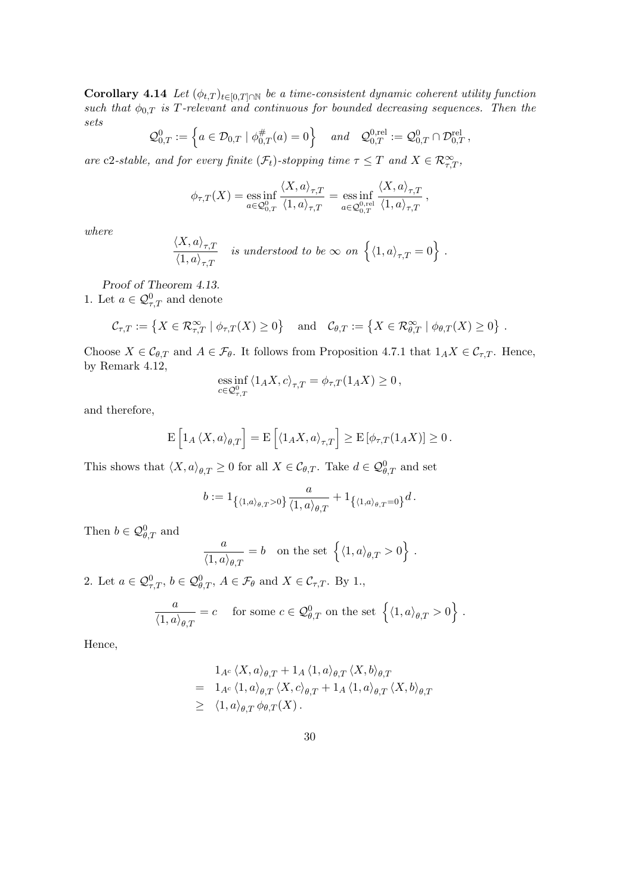**Corollary 4.14** *Let $(\phi_{t,T})_{t\in[0,T]\cap\mathbb{N}}$ be a time-consistent dynamic coherent utility function such that $\phi_{0,T}$ is $T$-relevant and continuous for bounded decreasing sequences. Then the sets*

$$\mathcal{Q}^0_{0,T} := \left\{ a \in \mathcal{D}_{0,T} \mid \phi^{\#}_{0,T}(a) = 0 \right\} \quad \text{and} \quad \mathcal{Q}^{0,\mathrm{rel}}_{0,T} := \mathcal{Q}^0_{0,T} \cap \mathcal{D}^{\mathrm{rel}}_{0,T}\,,$$

*are c2-stable, and for every finite $(\mathcal{F}_t)$-stopping time $\tau \le T$ and $X \in \mathcal{R}^\infty_{\tau,T}$,*

$$\phi_{\tau,T}(X) = \operatorname*{ess\,inf}_{a\in\mathcal{Q}^0_{0,T}} \frac{\langle X, a\rangle_{\tau,T}}{\langle 1, a\rangle_{\tau,T}} = \operatorname*{ess\,inf}_{a\in\mathcal{Q}^{0,\mathrm{rel}}_{0,T}} \frac{\langle X, a\rangle_{\tau,T}}{\langle 1, a\rangle_{\tau,T}}\,,$$

*where*

$$\frac{\langle X, a\rangle_{\tau,T}}{\langle 1, a\rangle_{\tau,T}} \quad \text{is understood to be } \infty \text{ on } \left\{ \langle 1, a\rangle_{\tau,T} = 0 \right\}.$$

*Proof of Theorem 4.13.*
1. Let $a \in \mathcal{Q}^0_{\tau,T}$ and denote

$$\mathcal{C}_{\tau,T} := \left\{ X \in \mathcal{R}^\infty_{\tau,T} \mid \phi_{\tau,T}(X) \ge 0 \right\} \quad \text{and} \quad \mathcal{C}_{\theta,T} := \left\{ X \in \mathcal{R}^\infty_{\theta,T} \mid \phi_{\theta,T}(X) \ge 0 \right\}.$$

Choose $X \in \mathcal{C}_{\theta,T}$ and $A \in \mathcal{F}_\theta$. It follows from Proposition 4.7.1 that $1_A X \in \mathcal{C}_{\tau,T}$. Hence, by Remark 4.12,

$$\operatorname*{ess\,inf}_{c\in\mathcal{Q}^0_{\tau,T}} \langle 1_A X, c\rangle_{\tau,T} = \phi_{\tau,T}(1_A X) \ge 0\,,$$

and therefore,

$$\mathrm{E}\left[1_A \langle X, a\rangle_{\theta,T}\right] = \mathrm{E}\left[\langle 1_A X, a\rangle_{\tau,T}\right] \ge \mathrm{E}\left[\phi_{\tau,T}(1_A X)\right] \ge 0\,.$$

This shows that $\langle X, a\rangle_{\theta,T} \ge 0$ for all $X \in \mathcal{C}_{\theta,T}$. Take $d \in \mathcal{Q}^0_{\theta,T}$ and set

$$b := 1_{\left\{\langle 1,a\rangle_{\theta,T} > 0\right\}} \frac{a}{\langle 1, a\rangle_{\theta,T}} + 1_{\left\{\langle 1,a\rangle_{\theta,T} = 0\right\}} d\,.$$

Then $b \in \mathcal{Q}^0_{\theta,T}$ and

$$\frac{a}{\langle 1, a\rangle_{\theta,T}} = b \quad \text{on the set } \left\{ \langle 1, a\rangle_{\theta,T} > 0 \right\}.$$

2. Let $a \in \mathcal{Q}^0_{\tau,T}$, $b \in \mathcal{Q}^0_{\theta,T}$, $A \in \mathcal{F}_\theta$ and $X \in \mathcal{C}_{\tau,T}$. By 1.,

$$\frac{a}{\langle 1, a\rangle_{\theta,T}} = c \quad \text{ for some } c \in \mathcal{Q}^0_{\theta,T} \text{ on the set } \left\{ \langle 1, a\rangle_{\theta,T} > 0 \right\}.$$

Hence,

$$\begin{aligned}
& 1_{A^c} \langle X, a\rangle_{\theta,T} + 1_A \langle 1, a\rangle_{\theta,T} \langle X, b\rangle_{\theta,T} \\
= \; & 1_{A^c} \langle 1, a\rangle_{\theta,T} \langle X, c\rangle_{\theta,T} + 1_A \langle 1, a\rangle_{\theta,T} \langle X, b\rangle_{\theta,T} \\
\ge \; & \langle 1, a\rangle_{\theta,T}\, \phi_{\theta,T}(X)\,.
\end{aligned}$$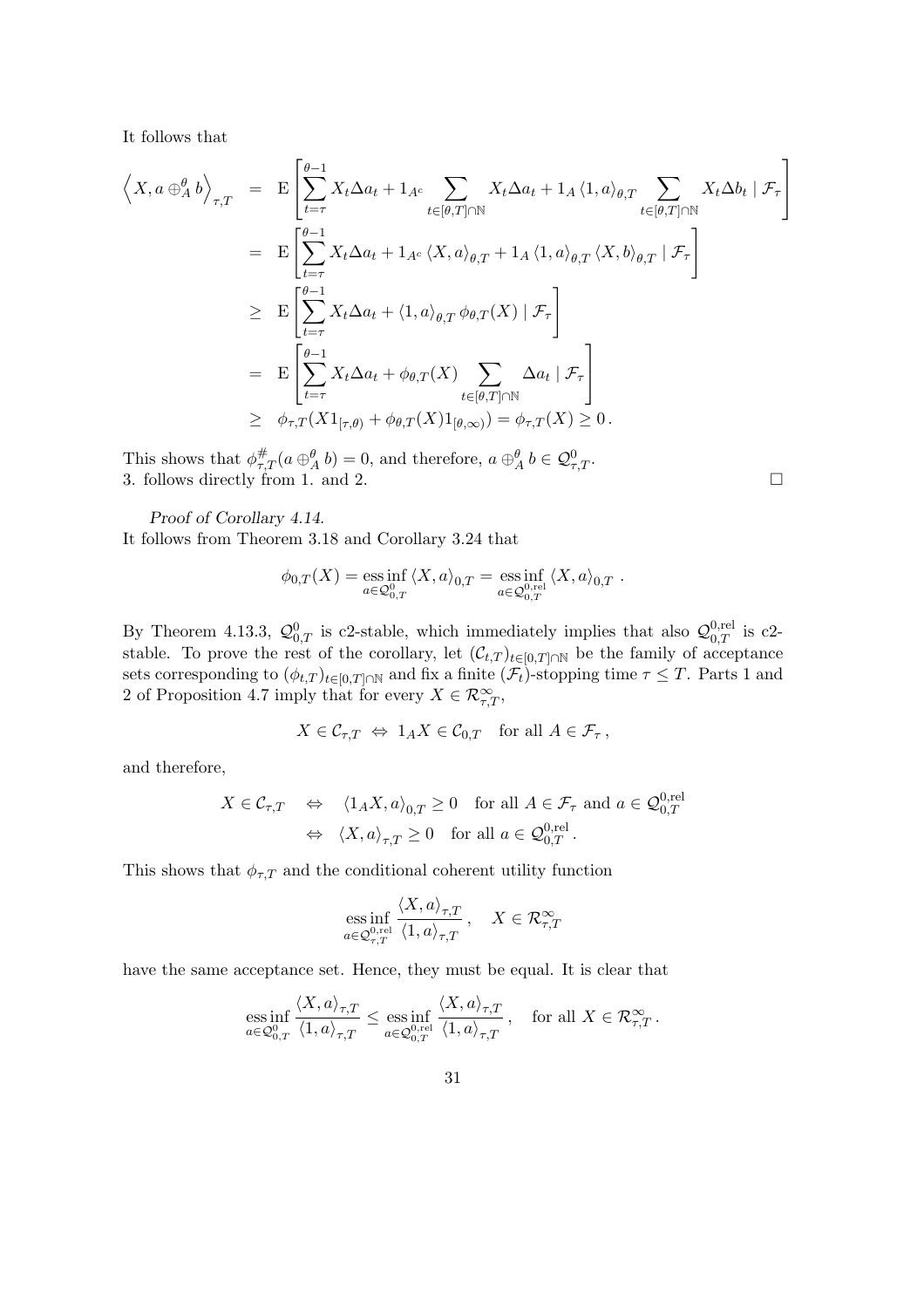It follows that

$$
\begin{aligned}
\left\langle X, a \oplus_A^\theta b \right\rangle_{\tau,T} &= \mathrm{E}\left[ \sum_{t=\tau}^{\theta-1} X_t \Delta a_t + 1_{A^c} \sum_{t \in [\theta,T] \cap \mathbb{N}} X_t \Delta a_t + 1_A \left\langle 1, a \right\rangle_{\theta,T} \sum_{t \in [\theta,T] \cap \mathbb{N}} X_t \Delta b_t \mid \mathcal{F}_\tau \right] \\
&= \mathrm{E}\left[ \sum_{t=\tau}^{\theta-1} X_t \Delta a_t + 1_{A^c} \left\langle X, a \right\rangle_{\theta,T} + 1_A \left\langle 1, a \right\rangle_{\theta,T} \left\langle X, b \right\rangle_{\theta,T} \mid \mathcal{F}_\tau \right] \\
&\geq \mathrm{E}\left[ \sum_{t=\tau}^{\theta-1} X_t \Delta a_t + \left\langle 1, a \right\rangle_{\theta,T} \phi_{\theta,T}(X) \mid \mathcal{F}_\tau \right] \\
&= \mathrm{E}\left[ \sum_{t=\tau}^{\theta-1} X_t \Delta a_t + \phi_{\theta,T}(X) \sum_{t \in [\theta,T] \cap \mathbb{N}} \Delta a_t \mid \mathcal{F}_\tau \right] \\
&\geq \phi_{\tau,T}(X 1_{[\tau,\theta)} + \phi_{\theta,T}(X) 1_{[\theta,\infty)}) = \phi_{\tau,T}(X) \geq 0 \,.
\end{aligned}
$$

This shows that $\phi^{\#}_{\tau,T}(a \oplus_A^\theta b) = 0$, and therefore, $a \oplus_A^\theta b \in \mathcal{Q}^0_{\tau,T}$.
3. follows directly from 1. and 2. $\square$

*Proof of Corollary 4.14.*
It follows from Theorem 3.18 and Corollary 3.24 that

$$
\phi_{0,T}(X) = \operatorname*{ess\,inf}_{a \in \mathcal{Q}^0_{0,T}} \left\langle X, a \right\rangle_{0,T} = \operatorname*{ess\,inf}_{a \in \mathcal{Q}^{0,\mathrm{rel}}_{0,T}} \left\langle X, a \right\rangle_{0,T} \,.
$$

By Theorem 4.13.3, $\mathcal{Q}^0_{0,T}$ is c2-stable, which immediately implies that also $\mathcal{Q}^{0,\mathrm{rel}}_{0,T}$ is c2-stable. To prove the rest of the corollary, let $(\mathcal{C}_{t,T})_{t \in [0,T] \cap \mathbb{N}}$ be the family of acceptance sets corresponding to $(\phi_{t,T})_{t \in [0,T] \cap \mathbb{N}}$ and fix a finite $(\mathcal{F}_t)$-stopping time $\tau \leq T$. Parts 1 and 2 of Proposition 4.7 imply that for every $X \in \mathcal{R}^\infty_{\tau,T}$,

$$
X \in \mathcal{C}_{\tau,T} \;\Leftrightarrow\; 1_A X \in \mathcal{C}_{0,T} \quad \text{for all } A \in \mathcal{F}_\tau \,,
$$

and therefore,

$$
\begin{aligned}
X \in \mathcal{C}_{\tau,T} \quad &\Leftrightarrow \quad \left\langle 1_A X, a \right\rangle_{0,T} \geq 0 \quad \text{for all } A \in \mathcal{F}_\tau \text{ and } a \in \mathcal{Q}^{0,\mathrm{rel}}_{0,T} \\
&\Leftrightarrow \quad \left\langle X, a \right\rangle_{\tau,T} \geq 0 \quad \text{for all } a \in \mathcal{Q}^{0,\mathrm{rel}}_{0,T} \,.
\end{aligned}
$$

This shows that $\phi_{\tau,T}$ and the conditional coherent utility function

$$
\operatorname*{ess\,inf}_{a \in \mathcal{Q}^{0,\mathrm{rel}}_{\tau,T}} \frac{\left\langle X, a \right\rangle_{\tau,T}}{\left\langle 1, a \right\rangle_{\tau,T}} \,, \quad X \in \mathcal{R}^\infty_{\tau,T}
$$

have the same acceptance set. Hence, they must be equal. It is clear that

$$
\operatorname*{ess\,inf}_{a \in \mathcal{Q}^0_{0,T}} \frac{\left\langle X, a \right\rangle_{\tau,T}}{\left\langle 1, a \right\rangle_{\tau,T}} \leq \operatorname*{ess\,inf}_{a \in \mathcal{Q}^{0,\mathrm{rel}}_{0,T}} \frac{\left\langle X, a \right\rangle_{\tau,T}}{\left\langle 1, a \right\rangle_{\tau,T}} \,, \quad \text{for all } X \in \mathcal{R}^\infty_{\tau,T} \,.
$$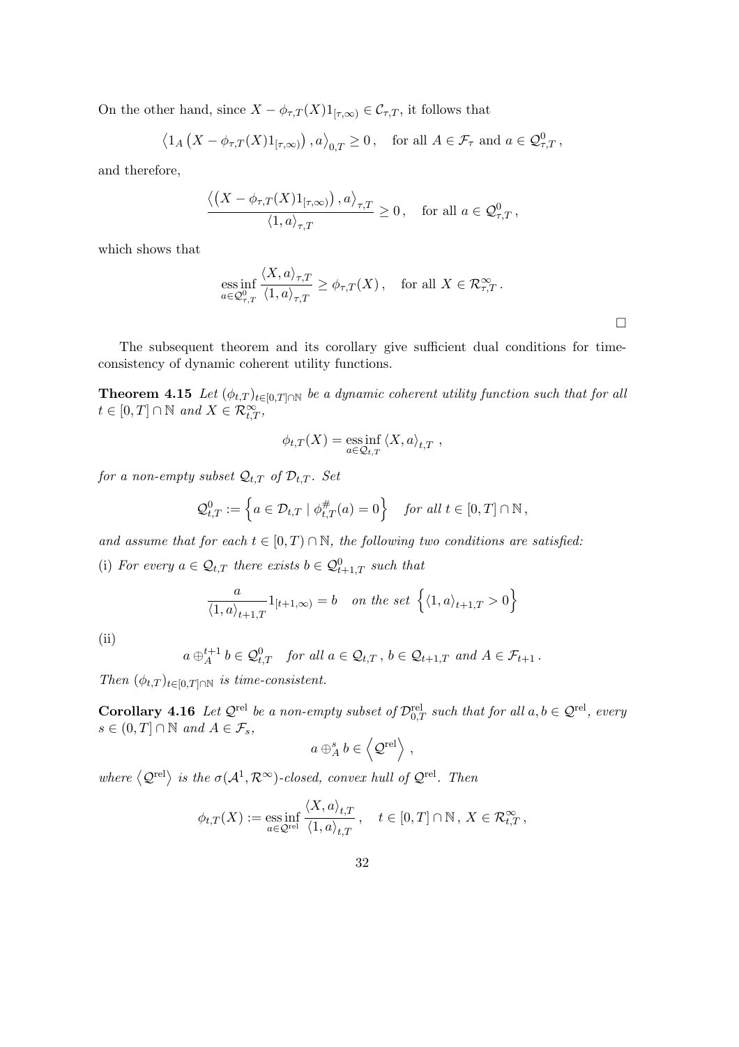On the other hand, since $X - \phi_{\tau,T}(X)1_{[\tau,\infty)} \in \mathcal{C}_{\tau,T}$, it follows that

$$\left\langle 1_A \left( X - \phi_{\tau,T}(X)1_{[\tau,\infty)} \right), a \right\rangle_{0,T} \geq 0\,, \quad \text{for all } A \in \mathcal{F}_\tau \text{ and } a \in \mathcal{Q}^0_{\tau,T}\,,$$

and therefore,

$$\frac{\left\langle \left( X - \phi_{\tau,T}(X)1_{[\tau,\infty)} \right), a \right\rangle_{\tau,T}}{\langle 1, a \rangle_{\tau,T}} \geq 0\,, \quad \text{for all } a \in \mathcal{Q}^0_{\tau,T}\,,$$

which shows that

$$\operatorname*{ess\,inf}_{a \in \mathcal{Q}^0_{\tau,T}} \frac{\langle X, a \rangle_{\tau,T}}{\langle 1, a \rangle_{\tau,T}} \geq \phi_{\tau,T}(X)\,, \quad \text{for all } X \in \mathcal{R}^\infty_{\tau,T}\,.$$

□

The subsequent theorem and its corollary give sufficient dual conditions for time-consistency of dynamic coherent utility functions.

**Theorem 4.15** *Let $(\phi_{t,T})_{t \in [0,T] \cap \mathbb{N}}$ be a dynamic coherent utility function such that for all $t \in [0,T] \cap \mathbb{N}$ and $X \in \mathcal{R}^\infty_{t,T}$,*

$$\phi_{t,T}(X) = \operatorname*{ess\,inf}_{a \in \mathcal{Q}_{t,T}} \langle X, a \rangle_{t,T}\,,$$

*for a non-empty subset $\mathcal{Q}_{t,T}$ of $\mathcal{D}_{t,T}$. Set*

$$\mathcal{Q}^0_{t,T} := \left\{ a \in \mathcal{D}_{t,T} \mid \phi^\#_{t,T}(a) = 0 \right\} \quad \text{for all } t \in [0,T] \cap \mathbb{N}\,,$$

*and assume that for each $t \in [0,T) \cap \mathbb{N}$, the following two conditions are satisfied:*

(i) *For every $a \in \mathcal{Q}_{t,T}$ there exists $b \in \mathcal{Q}^0_{t+1,T}$ such that*

$$\frac{a}{\langle 1, a \rangle_{t+1,T}} 1_{[t+1,\infty)} = b \quad \text{on the set } \left\{ \langle 1, a \rangle_{t+1,T} > 0 \right\}$$

(ii)

$$a \oplus^{t+1}_A b \in \mathcal{Q}^0_{t,T} \quad \text{for all } a \in \mathcal{Q}_{t,T}\,,\, b \in \mathcal{Q}_{t+1,T} \text{ and } A \in \mathcal{F}_{t+1}\,.$$

*Then $(\phi_{t,T})_{t \in [0,T] \cap \mathbb{N}}$ is time-consistent.*

**Corollary 4.16** *Let $\mathcal{Q}^{\mathrm{rel}}$ be a non-empty subset of $\mathcal{D}^{\mathrm{rel}}_{0,T}$ such that for all $a, b \in \mathcal{Q}^{\mathrm{rel}}$, every $s \in (0,T] \cap \mathbb{N}$ and $A \in \mathcal{F}_s$,*

$$a \oplus^s_A b \in \left\langle \mathcal{Q}^{\mathrm{rel}} \right\rangle\,,$$

*where $\left\langle \mathcal{Q}^{\mathrm{rel}} \right\rangle$ is the $\sigma(\mathcal{A}^1, \mathcal{R}^\infty)$-closed, convex hull of $\mathcal{Q}^{\mathrm{rel}}$. Then*

$$\phi_{t,T}(X) := \operatorname*{ess\,inf}_{a \in \mathcal{Q}^{\mathrm{rel}}} \frac{\langle X, a \rangle_{t,T}}{\langle 1, a \rangle_{t,T}}\,, \quad t \in [0,T] \cap \mathbb{N}\,,\, X \in \mathcal{R}^\infty_{t,T}\,,$$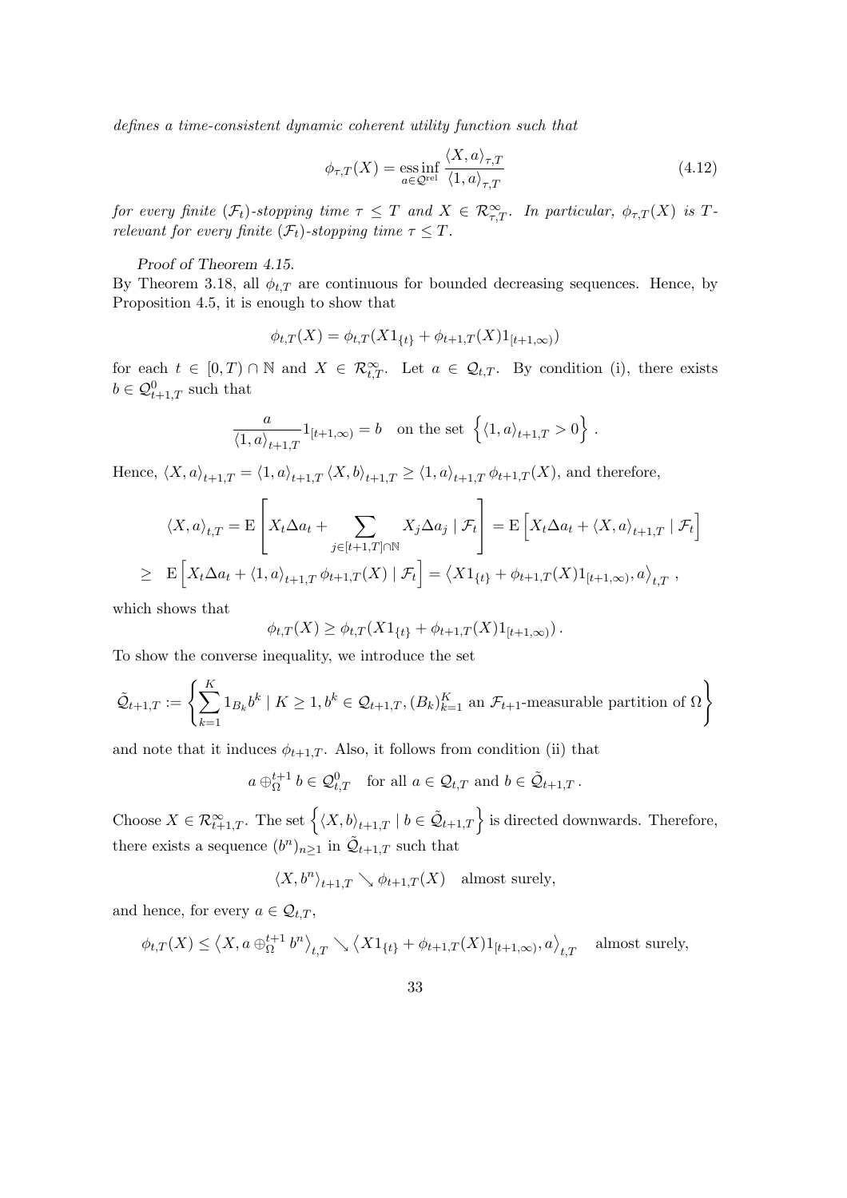*defines a time-consistent dynamic coherent utility function such that*

$$\phi_{\tau,T}(X) = \operatorname*{ess\,inf}_{a \in \mathcal{Q}^{\rm rel}} \frac{\langle X, a \rangle_{\tau,T}}{\langle 1, a \rangle_{\tau,T}} \tag{4.12}$$

*for every finite $(\mathcal{F}_t)$-stopping time $\tau \leq T$ and $X \in \mathcal{R}^\infty_{\tau,T}$. In particular, $\phi_{\tau,T}(X)$ is $T$-relevant for every finite $(\mathcal{F}_t)$-stopping time $\tau \leq T$.*

*Proof of Theorem 4.15.*
By Theorem 3.18, all $\phi_{t,T}$ are continuous for bounded decreasing sequences. Hence, by Proposition 4.5, it is enough to show that

$$\phi_{t,T}(X) = \phi_{t,T}(X 1_{\{t\}} + \phi_{t+1,T}(X) 1_{[t+1,\infty)})$$

for each $t \in [0,T) \cap \mathbb{N}$ and $X \in \mathcal{R}^\infty_{t,T}$. Let $a \in \mathcal{Q}_{t,T}$. By condition (i), there exists $b \in \mathcal{Q}^0_{t+1,T}$ such that

$$\frac{a}{\langle 1, a \rangle_{t+1,T}} 1_{[t+1,\infty)} = b \quad \text{on the set } \left\{ \langle 1, a \rangle_{t+1,T} > 0 \right\}.$$

Hence, $\langle X, a \rangle_{t+1,T} = \langle 1, a \rangle_{t+1,T} \langle X, b \rangle_{t+1,T} \geq \langle 1, a \rangle_{t+1,T} \phi_{t+1,T}(X)$, and therefore,

$$\begin{aligned}
\langle X, a \rangle_{t,T} &= \mathrm{E}\left[ X_t \Delta a_t + \sum_{j \in [t+1,T] \cap \mathbb{N}} X_j \Delta a_j \mid \mathcal{F}_t \right] = \mathrm{E}\left[ X_t \Delta a_t + \langle X, a \rangle_{t+1,T} \mid \mathcal{F}_t \right] \\
&\geq \mathrm{E}\left[ X_t \Delta a_t + \langle 1, a \rangle_{t+1,T} \phi_{t+1,T}(X) \mid \mathcal{F}_t \right] = \left\langle X 1_{\{t\}} + \phi_{t+1,T}(X) 1_{[t+1,\infty)}, a \right\rangle_{t,T},
\end{aligned}$$

which shows that

$$\phi_{t,T}(X) \geq \phi_{t,T}(X 1_{\{t\}} + \phi_{t+1,T}(X) 1_{[t+1,\infty)}).$$

To show the converse inequality, we introduce the set

$$\tilde{\mathcal{Q}}_{t+1,T} := \left\{ \sum_{k=1}^K 1_{B_k} b^k \mid K \geq 1, b^k \in \mathcal{Q}_{t+1,T}, (B_k)_{k=1}^K \text{ an } \mathcal{F}_{t+1}\text{-measurable partition of } \Omega \right\}$$

and note that it induces $\phi_{t+1,T}$. Also, it follows from condition (ii) that

$$a \oplus^{t+1}_\Omega b \in \mathcal{Q}^0_{t,T} \quad \text{for all } a \in \mathcal{Q}_{t,T} \text{ and } b \in \tilde{\mathcal{Q}}_{t+1,T}.$$

Choose $X \in \mathcal{R}^\infty_{t+1,T}$. The set $\left\{ \langle X, b \rangle_{t+1,T} \mid b \in \tilde{\mathcal{Q}}_{t+1,T} \right\}$ is directed downwards. Therefore, there exists a sequence $(b^n)_{n \geq 1}$ in $\tilde{\mathcal{Q}}_{t+1,T}$ such that

$$\langle X, b^n \rangle_{t+1,T} \searrow \phi_{t+1,T}(X) \quad \text{almost surely,}$$

and hence, for every $a \in \mathcal{Q}_{t,T}$,

$$\phi_{t,T}(X) \leq \left\langle X, a \oplus^{t+1}_\Omega b^n \right\rangle_{t,T} \searrow \left\langle X 1_{\{t\}} + \phi_{t+1,T}(X) 1_{[t+1,\infty)}, a \right\rangle_{t,T} \quad \text{almost surely,}$$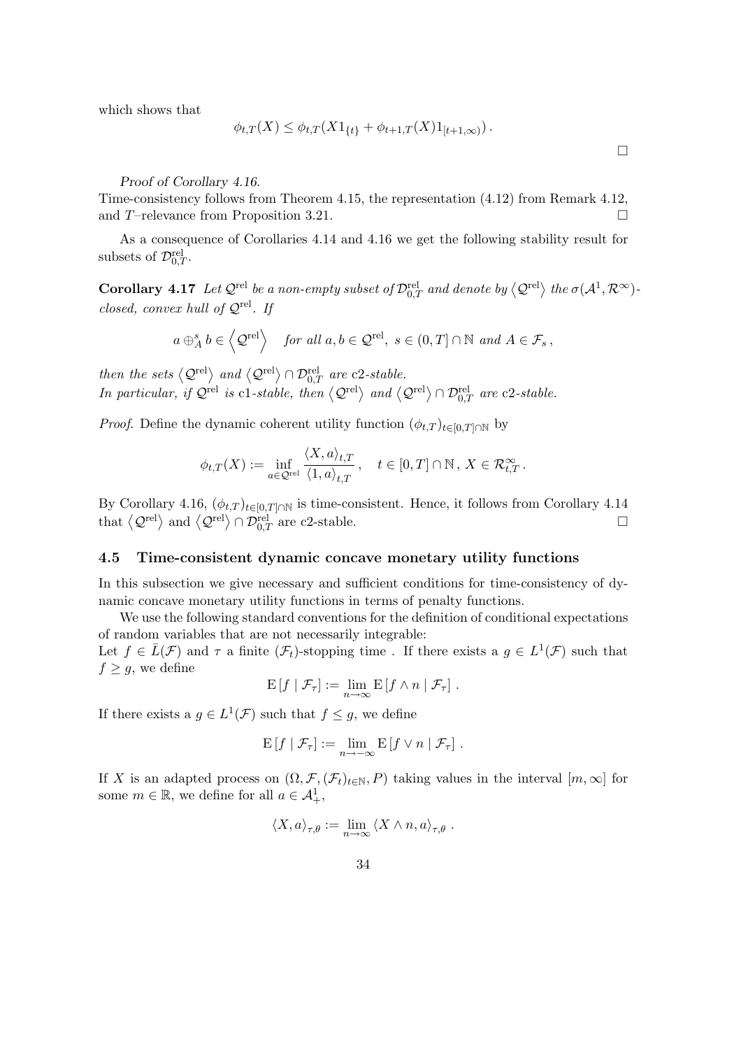which shows that

$$\phi_{t,T}(X) \leq \phi_{t,T}(X 1_{\{t\}} + \phi_{t+1,T}(X) 1_{[t+1,\infty)}) .$$

□

*Proof of Corollary 4.16.*
Time-consistency follows from Theorem 4.15, the representation (4.12) from Remark 4.12, and $T$–relevance from Proposition 3.21. □

As a consequence of Corollaries 4.14 and 4.16 we get the following stability result for subsets of $\mathcal{D}^{\mathrm{rel}}_{0,T}$.

**Corollary 4.17** *Let $\mathcal{Q}^{\mathrm{rel}}$ be a non-empty subset of $\mathcal{D}^{\mathrm{rel}}_{0,T}$ and denote by $\left\langle \mathcal{Q}^{\mathrm{rel}} \right\rangle$ the $\sigma(\mathcal{A}^1, \mathcal{R}^\infty)$-closed, convex hull of $\mathcal{Q}^{\mathrm{rel}}$. If*

$$a \oplus^s_A b \in \left\langle \mathcal{Q}^{\mathrm{rel}} \right\rangle \quad \text{for all } a, b \in \mathcal{Q}^{\mathrm{rel}},\ s \in (0,T] \cap \mathbb{N} \text{ and } A \in \mathcal{F}_s ,$$

*then the sets $\left\langle \mathcal{Q}^{\mathrm{rel}} \right\rangle$ and $\left\langle \mathcal{Q}^{\mathrm{rel}} \right\rangle \cap \mathcal{D}^{\mathrm{rel}}_{0,T}$ are* c2*-stable.*
*In particular, if $\mathcal{Q}^{\mathrm{rel}}$ is* c1*-stable, then $\left\langle \mathcal{Q}^{\mathrm{rel}} \right\rangle$ and $\left\langle \mathcal{Q}^{\mathrm{rel}} \right\rangle \cap \mathcal{D}^{\mathrm{rel}}_{0,T}$ are* c2*-stable.*

*Proof.* Define the dynamic coherent utility function $(\phi_{t,T})_{t \in [0,T] \cap \mathbb{N}}$ by

$$\phi_{t,T}(X) := \inf_{a \in \mathcal{Q}^{\mathrm{rel}}} \frac{\langle X, a \rangle_{t,T}}{\langle 1, a \rangle_{t,T}} , \quad t \in [0,T] \cap \mathbb{N} ,\ X \in \mathcal{R}^\infty_{t,T} .$$

By Corollary 4.16, $(\phi_{t,T})_{t \in [0,T] \cap \mathbb{N}}$ is time-consistent. Hence, it follows from Corollary 4.14 that $\left\langle \mathcal{Q}^{\mathrm{rel}} \right\rangle$ and $\left\langle \mathcal{Q}^{\mathrm{rel}} \right\rangle \cap \mathcal{D}^{\mathrm{rel}}_{0,T}$ are c2-stable. □

### 4.5 Time-consistent dynamic concave monetary utility functions

In this subsection we give necessary and sufficient conditions for time-consistency of dynamic concave monetary utility functions in terms of penalty functions.

We use the following standard conventions for the definition of conditional expectations of random variables that are not necessarily integrable:
Let $f \in \bar{L}(\mathcal{F})$ and $\tau$ a finite $(\mathcal{F}_t)$-stopping time . If there exists a $g \in L^1(\mathcal{F})$ such that $f \geq g$, we define

$$\mathrm{E}\left[ f \mid \mathcal{F}_\tau \right] := \lim_{n \to \infty} \mathrm{E}\left[ f \wedge n \mid \mathcal{F}_\tau \right] .$$

If there exists a $g \in L^1(\mathcal{F})$ such that $f \leq g$, we define

$$\mathrm{E}\left[ f \mid \mathcal{F}_\tau \right] := \lim_{n \to -\infty} \mathrm{E}\left[ f \vee n \mid \mathcal{F}_\tau \right] .$$

If $X$ is an adapted process on $(\Omega, \mathcal{F}, (\mathcal{F}_t)_{t \in \mathbb{N}}, P)$ taking values in the interval $[m, \infty]$ for some $m \in \mathbb{R}$, we define for all $a \in \mathcal{A}^1_+$,

$$\langle X, a \rangle_{\tau,\theta} := \lim_{n \to \infty} \langle X \wedge n, a \rangle_{\tau,\theta} .$$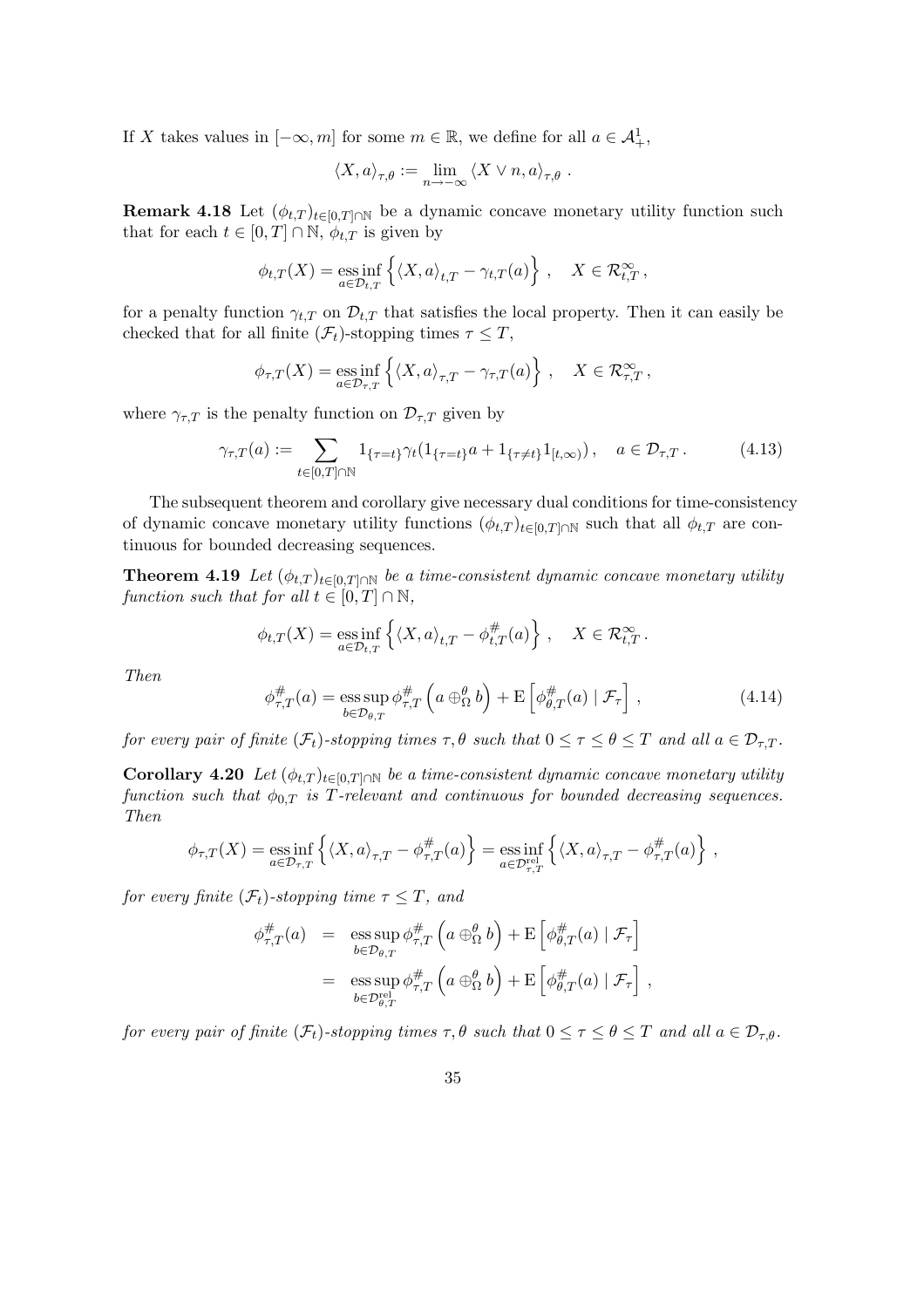If $X$ takes values in $[-\infty, m]$ for some $m \in \mathbb{R}$, we define for all $a \in \mathcal{A}^1_+$,

$$\langle X, a \rangle_{\tau,\theta} := \lim_{n \to -\infty} \langle X \vee n, a \rangle_{\tau,\theta} .$$

**Remark 4.18** Let $(\phi_{t,T})_{t \in [0,T] \cap \mathbb{N}}$ be a dynamic concave monetary utility function such that for each $t \in [0,T] \cap \mathbb{N}$, $\phi_{t,T}$ is given by

$$\phi_{t,T}(X) = \operatorname*{ess\,inf}_{a \in \mathcal{D}_{t,T}} \left\{ \langle X, a \rangle_{t,T} - \gamma_{t,T}(a) \right\} , \quad X \in \mathcal{R}^\infty_{t,T} ,$$

for a penalty function $\gamma_{t,T}$ on $\mathcal{D}_{t,T}$ that satisfies the local property. Then it can easily be checked that for all finite $(\mathcal{F}_t)$-stopping times $\tau \leq T$,

$$\phi_{\tau,T}(X) = \operatorname*{ess\,inf}_{a \in \mathcal{D}_{\tau,T}} \left\{ \langle X, a \rangle_{\tau,T} - \gamma_{\tau,T}(a) \right\} , \quad X \in \mathcal{R}^\infty_{\tau,T} ,$$

where $\gamma_{\tau,T}$ is the penalty function on $\mathcal{D}_{\tau,T}$ given by

$$\gamma_{\tau,T}(a) := \sum_{t \in [0,T] \cap \mathbb{N}} 1_{\{\tau = t\}} \gamma_t (1_{\{\tau = t\}} a + 1_{\{\tau \neq t\}} 1_{[t,\infty)}) , \quad a \in \mathcal{D}_{\tau,T} . \tag{4.13}$$

The subsequent theorem and corollary give necessary dual conditions for time-consistency of dynamic concave monetary utility functions $(\phi_{t,T})_{t \in [0,T] \cap \mathbb{N}}$ such that all $\phi_{t,T}$ are continuous for bounded decreasing sequences.

**Theorem 4.19** *Let $(\phi_{t,T})_{t \in [0,T] \cap \mathbb{N}}$ be a time-consistent dynamic concave monetary utility function such that for all $t \in [0,T] \cap \mathbb{N}$,*

$$\phi_{t,T}(X) = \operatorname*{ess\,inf}_{a \in \mathcal{D}_{t,T}} \left\{ \langle X, a \rangle_{t,T} - \phi^\#_{t,T}(a) \right\} , \quad X \in \mathcal{R}^\infty_{t,T} .$$

*Then*

$$\phi^\#_{\tau,T}(a) = \operatorname*{ess\,sup}_{b \in \mathcal{D}_{\theta,T}} \phi^\#_{\tau,T} \left( a \oplus^\theta_\Omega b \right) + \mathrm{E} \left[ \phi^\#_{\theta,T}(a) \mid \mathcal{F}_\tau \right] , \tag{4.14}$$

*for every pair of finite $(\mathcal{F}_t)$-stopping times $\tau, \theta$ such that $0 \leq \tau \leq \theta \leq T$ and all $a \in \mathcal{D}_{\tau,T}$.*

**Corollary 4.20** *Let $(\phi_{t,T})_{t \in [0,T] \cap \mathbb{N}}$ be a time-consistent dynamic concave monetary utility function such that $\phi_{0,T}$ is $T$-relevant and continuous for bounded decreasing sequences. Then*

$$\phi_{\tau,T}(X) = \operatorname*{ess\,inf}_{a \in \mathcal{D}_{\tau,T}} \left\{ \langle X, a \rangle_{\tau,T} - \phi^\#_{\tau,T}(a) \right\} = \operatorname*{ess\,inf}_{a \in \mathcal{D}^{\mathrm{rel}}_{\tau,T}} \left\{ \langle X, a \rangle_{\tau,T} - \phi^\#_{\tau,T}(a) \right\} ,$$

*for every finite $(\mathcal{F}_t)$-stopping time $\tau \leq T$, and*

$$\begin{aligned}
\phi^\#_{\tau,T}(a) &= \operatorname*{ess\,sup}_{b \in \mathcal{D}_{\theta,T}} \phi^\#_{\tau,T} \left( a \oplus^\theta_\Omega b \right) + \mathrm{E} \left[ \phi^\#_{\theta,T}(a) \mid \mathcal{F}_\tau \right] \\
&= \operatorname*{ess\,sup}_{b \in \mathcal{D}^{\mathrm{rel}}_{\theta,T}} \phi^\#_{\tau,T} \left( a \oplus^\theta_\Omega b \right) + \mathrm{E} \left[ \phi^\#_{\theta,T}(a) \mid \mathcal{F}_\tau \right] ,
\end{aligned}$$

*for every pair of finite $(\mathcal{F}_t)$-stopping times $\tau, \theta$ such that $0 \leq \tau \leq \theta \leq T$ and all $a \in \mathcal{D}_{\tau,\theta}$.*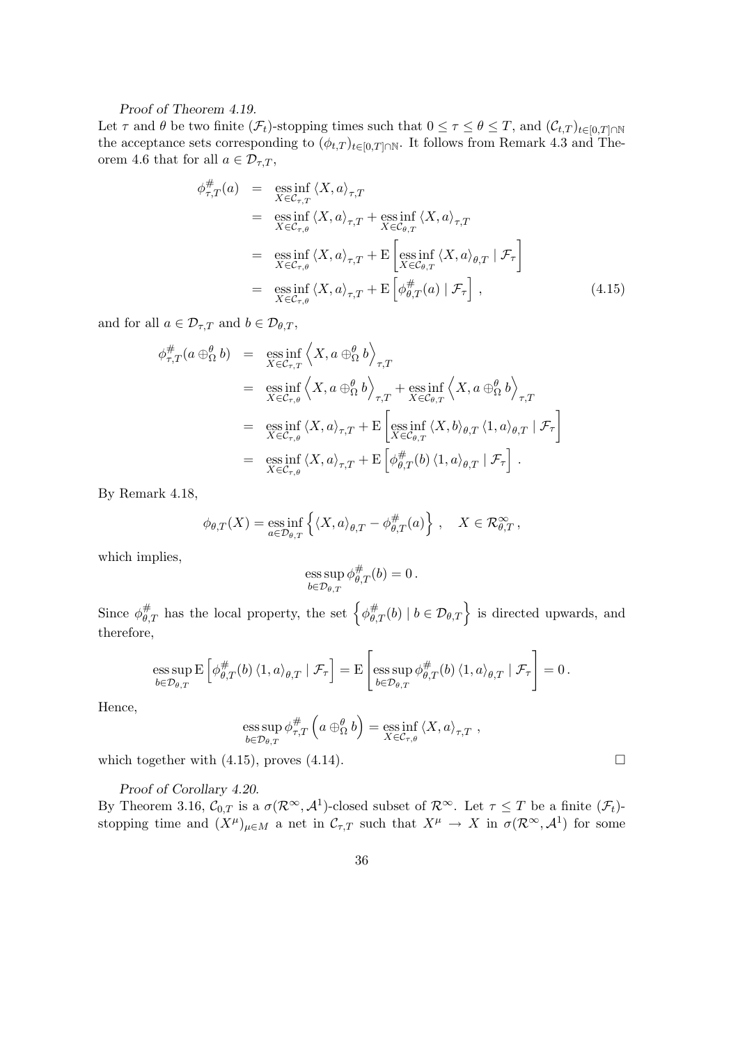*Proof of Theorem 4.19.*
Let $\tau$ and $\theta$ be two finite $(\mathcal{F}_t)$-stopping times such that $0 \leq \tau \leq \theta \leq T$, and $(\mathcal{C}_{t,T})_{t \in [0,T] \cap \mathbb{N}}$ the acceptance sets corresponding to $(\phi_{t,T})_{t \in [0,T] \cap \mathbb{N}}$. It follows from Remark 4.3 and Theorem 4.6 that for all $a \in \mathcal{D}_{\tau,T}$,

$$
\begin{aligned}
\phi^{\#}_{\tau,T}(a) &= \operatorname*{ess\,inf}_{X \in \mathcal{C}_{\tau,T}} \langle X, a \rangle_{\tau,T} \\
&= \operatorname*{ess\,inf}_{X \in \mathcal{C}_{\tau,\theta}} \langle X, a \rangle_{\tau,T} + \operatorname*{ess\,inf}_{X \in \mathcal{C}_{\theta,T}} \langle X, a \rangle_{\tau,T} \\
&= \operatorname*{ess\,inf}_{X \in \mathcal{C}_{\tau,\theta}} \langle X, a \rangle_{\tau,T} + \mathrm{E}\left[ \operatorname*{ess\,inf}_{X \in \mathcal{C}_{\theta,T}} \langle X, a \rangle_{\theta,T} \mid \mathcal{F}_\tau \right] \\
&= \operatorname*{ess\,inf}_{X \in \mathcal{C}_{\tau,\theta}} \langle X, a \rangle_{\tau,T} + \mathrm{E}\left[ \phi^{\#}_{\theta,T}(a) \mid \mathcal{F}_\tau \right] , \qquad (4.15)
\end{aligned}
$$

and for all $a \in \mathcal{D}_{\tau,T}$ and $b \in \mathcal{D}_{\theta,T}$,

$$
\begin{aligned}
\phi^{\#}_{\tau,T}(a \oplus^{\theta}_{\Omega} b) &= \operatorname*{ess\,inf}_{X \in \mathcal{C}_{\tau,T}} \left\langle X, a \oplus^{\theta}_{\Omega} b \right\rangle_{\tau,T} \\
&= \operatorname*{ess\,inf}_{X \in \mathcal{C}_{\tau,\theta}} \left\langle X, a \oplus^{\theta}_{\Omega} b \right\rangle_{\tau,T} + \operatorname*{ess\,inf}_{X \in \mathcal{C}_{\theta,T}} \left\langle X, a \oplus^{\theta}_{\Omega} b \right\rangle_{\tau,T} \\
&= \operatorname*{ess\,inf}_{X \in \mathcal{C}_{\tau,\theta}} \langle X, a \rangle_{\tau,T} + \mathrm{E}\left[ \operatorname*{ess\,inf}_{X \in \mathcal{C}_{\theta,T}} \langle X, b \rangle_{\theta,T} \langle 1, a \rangle_{\theta,T} \mid \mathcal{F}_\tau \right] \\
&= \operatorname*{ess\,inf}_{X \in \mathcal{C}_{\tau,\theta}} \langle X, a \rangle_{\tau,T} + \mathrm{E}\left[ \phi^{\#}_{\theta,T}(b) \langle 1, a \rangle_{\theta,T} \mid \mathcal{F}_\tau \right] .
\end{aligned}
$$

By Remark 4.18,

$$
\phi_{\theta,T}(X) = \operatorname*{ess\,inf}_{a \in \mathcal{D}_{\theta,T}} \left\{ \langle X, a \rangle_{\theta,T} - \phi^{\#}_{\theta,T}(a) \right\} , \quad X \in \mathcal{R}^{\infty}_{\theta,T} ,
$$

which implies,

$$
\operatorname*{ess\,sup}_{b \in \mathcal{D}_{\theta,T}} \phi^{\#}_{\theta,T}(b) = 0 .
$$

Since $\phi^{\#}_{\theta,T}$ has the local property, the set $\left\{ \phi^{\#}_{\theta,T}(b) \mid b \in \mathcal{D}_{\theta,T} \right\}$ is directed upwards, and therefore,

$$
\operatorname*{ess\,sup}_{b \in \mathcal{D}_{\theta,T}} \mathrm{E}\left[ \phi^{\#}_{\theta,T}(b) \langle 1, a \rangle_{\theta,T} \mid \mathcal{F}_\tau \right] = \mathrm{E}\left[ \operatorname*{ess\,sup}_{b \in \mathcal{D}_{\theta,T}} \phi^{\#}_{\theta,T}(b) \langle 1, a \rangle_{\theta,T} \mid \mathcal{F}_\tau \right] = 0 .
$$

Hence,

$$
\operatorname*{ess\,sup}_{b \in \mathcal{D}_{\theta,T}} \phi^{\#}_{\tau,T}\left( a \oplus^{\theta}_{\Omega} b \right) = \operatorname*{ess\,inf}_{X \in \mathcal{C}_{\tau,\theta}} \langle X, a \rangle_{\tau,T} ,
$$

which together with (4.15), proves (4.14). □

*Proof of Corollary 4.20.*
By Theorem 3.16, $\mathcal{C}_{0,T}$ is a $\sigma(\mathcal{R}^\infty, \mathcal{A}^1)$-closed subset of $\mathcal{R}^\infty$. Let $\tau \leq T$ be a finite $(\mathcal{F}_t)$-stopping time and $(X^\mu)_{\mu \in M}$ a net in $\mathcal{C}_{\tau,T}$ such that $X^\mu \to X$ in $\sigma(\mathcal{R}^\infty, \mathcal{A}^1)$ for some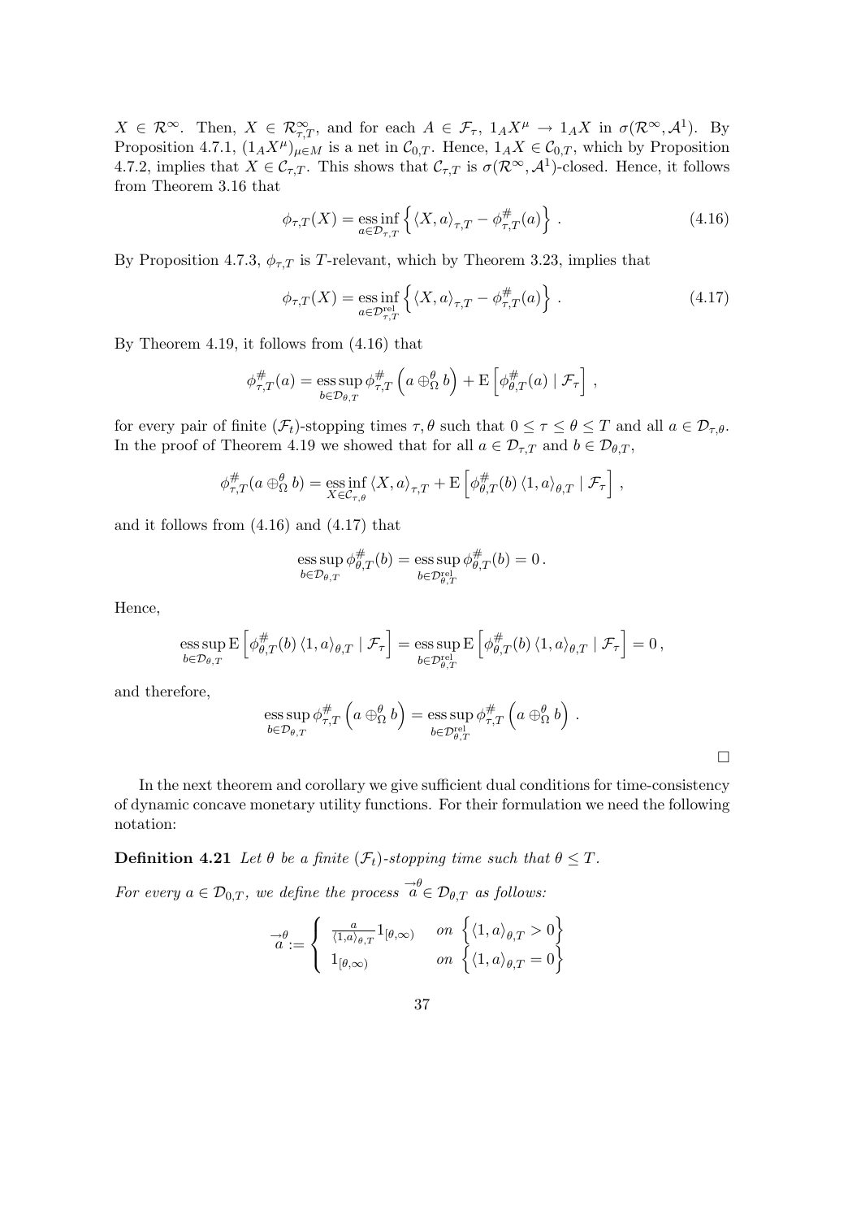$X \in \mathcal{R}^\infty$. Then, $X \in \mathcal{R}^\infty_{\tau,T}$, and for each $A \in \mathcal{F}_\tau$, $1_A X^\mu \to 1_A X$ in $\sigma(\mathcal{R}^\infty, \mathcal{A}^1)$. By Proposition 4.7.1, $(1_A X^\mu)_{\mu \in M}$ is a net in $\mathcal{C}_{0,T}$. Hence, $1_A X \in \mathcal{C}_{0,T}$, which by Proposition 4.7.2, implies that $X \in \mathcal{C}_{\tau,T}$. This shows that $\mathcal{C}_{\tau,T}$ is $\sigma(\mathcal{R}^\infty, \mathcal{A}^1)$-closed. Hence, it follows from Theorem 3.16 that

$$\phi_{\tau,T}(X) = \operatorname*{ess\,inf}_{a \in \mathcal{D}_{\tau,T}} \left\{ \langle X, a \rangle_{\tau,T} - \phi^{\#}_{\tau,T}(a) \right\} . \tag{4.16}$$

By Proposition 4.7.3, $\phi_{\tau,T}$ is $T$-relevant, which by Theorem 3.23, implies that

$$\phi_{\tau,T}(X) = \operatorname*{ess\,inf}_{a \in \mathcal{D}^{\mathrm{rel}}_{\tau,T}} \left\{ \langle X, a \rangle_{\tau,T} - \phi^{\#}_{\tau,T}(a) \right\} . \tag{4.17}$$

By Theorem 4.19, it follows from (4.16) that

$$\phi^{\#}_{\tau,T}(a) = \operatorname*{ess\,sup}_{b \in \mathcal{D}_{\theta,T}} \phi^{\#}_{\tau,T}\left(a \oplus^\theta_\Omega b\right) + \mathrm{E}\left[\phi^{\#}_{\theta,T}(a) \mid \mathcal{F}_\tau\right] ,$$

for every pair of finite $(\mathcal{F}_t)$-stopping times $\tau, \theta$ such that $0 \le \tau \le \theta \le T$ and all $a \in \mathcal{D}_{\tau,\theta}$. In the proof of Theorem 4.19 we showed that for all $a \in \mathcal{D}_{\tau,T}$ and $b \in \mathcal{D}_{\theta,T}$,

$$\phi^{\#}_{\tau,T}(a \oplus^\theta_\Omega b) = \operatorname*{ess\,inf}_{X \in \mathcal{C}_{\tau,\theta}} \langle X, a \rangle_{\tau,T} + \mathrm{E}\left[\phi^{\#}_{\theta,T}(b) \langle 1, a \rangle_{\theta,T} \mid \mathcal{F}_\tau\right] ,$$

and it follows from (4.16) and (4.17) that

$$\operatorname*{ess\,sup}_{b \in \mathcal{D}_{\theta,T}} \phi^{\#}_{\theta,T}(b) = \operatorname*{ess\,sup}_{b \in \mathcal{D}^{\mathrm{rel}}_{\theta,T}} \phi^{\#}_{\theta,T}(b) = 0 .$$

Hence,

$$\operatorname*{ess\,sup}_{b \in \mathcal{D}_{\theta,T}} \mathrm{E}\left[\phi^{\#}_{\theta,T}(b) \langle 1, a \rangle_{\theta,T} \mid \mathcal{F}_\tau\right] = \operatorname*{ess\,sup}_{b \in \mathcal{D}^{\mathrm{rel}}_{\theta,T}} \mathrm{E}\left[\phi^{\#}_{\theta,T}(b) \langle 1, a \rangle_{\theta,T} \mid \mathcal{F}_\tau\right] = 0 ,$$

and therefore,

$$\operatorname*{ess\,sup}_{b \in \mathcal{D}_{\theta,T}} \phi^{\#}_{\tau,T}\left(a \oplus^\theta_\Omega b\right) = \operatorname*{ess\,sup}_{b \in \mathcal{D}^{\mathrm{rel}}_{\theta,T}} \phi^{\#}_{\tau,T}\left(a \oplus^\theta_\Omega b\right) .$$

□

In the next theorem and corollary we give sufficient dual conditions for time-consistency of dynamic concave monetary utility functions. For their formulation we need the following notation:

**Definition 4.21** *Let $\theta$ be a finite $(\mathcal{F}_t)$-stopping time such that $\theta \le T$.*

*For every $a \in \mathcal{D}_{0,T}$, we define the process $\overset{\rightarrow\theta}{a} \in \mathcal{D}_{\theta,T}$ as follows:*

$$\overset{\rightarrow\theta}{a} := \begin{cases} \frac{a}{\langle 1, a \rangle_{\theta,T}} 1_{[\theta,\infty)} & \text{on } \left\{\langle 1, a \rangle_{\theta,T} > 0\right\} \\ 1_{[\theta,\infty)} & \text{on } \left\{\langle 1, a \rangle_{\theta,T} = 0\right\} \end{cases}$$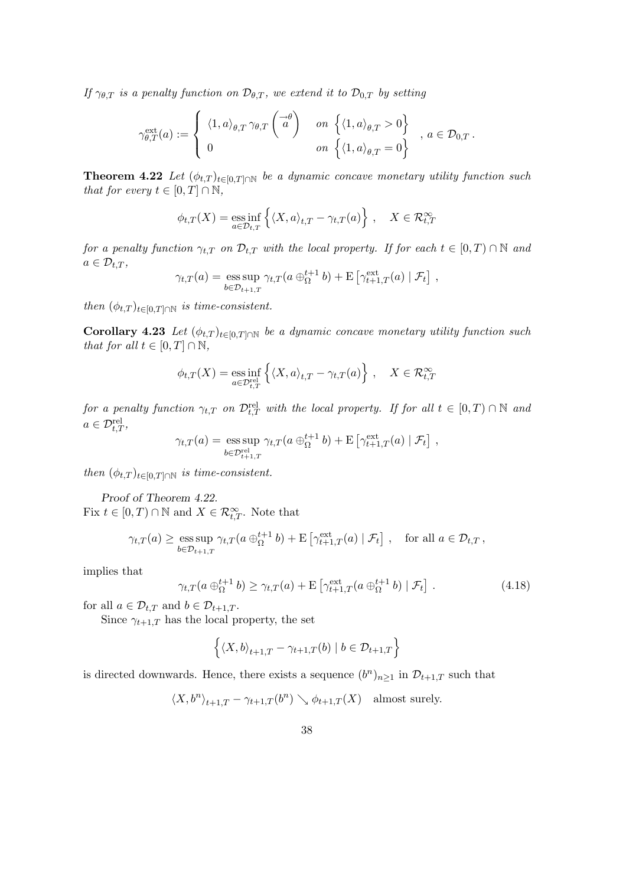*If $\gamma_{\theta,T}$ is a penalty function on $\mathcal{D}_{\theta,T}$, we extend it to $\mathcal{D}_{0,T}$ by setting*

$$\gamma^{\text{ext}}_{\theta,T}(a) := \begin{cases} \langle 1, a\rangle_{\theta,T} \, \gamma_{\theta,T}\left(\overset{\rightarrow\theta}{a}\right) & \text{on } \left\{\langle 1, a\rangle_{\theta,T} > 0\right\} \\ 0 & \text{on } \left\{\langle 1, a\rangle_{\theta,T} = 0\right\} \end{cases} \, , \; a \in \mathcal{D}_{0,T} \, .$$

**Theorem 4.22** *Let $(\phi_{t,T})_{t\in[0,T]\cap\mathbb{N}}$ be a dynamic concave monetary utility function such that for every $t \in [0,T]\cap\mathbb{N}$,*

$$\phi_{t,T}(X) = \operatorname*{ess\,inf}_{a\in\mathcal{D}_{t,T}} \left\{ \langle X, a\rangle_{t,T} - \gamma_{t,T}(a) \right\} \, , \quad X \in \mathcal{R}^\infty_{t,T}$$

*for a penalty function $\gamma_{t,T}$ on $\mathcal{D}_{t,T}$ with the local property. If for each $t \in [0,T)\cap\mathbb{N}$ and $a \in \mathcal{D}_{t,T}$,*

$$\gamma_{t,T}(a) = \operatorname*{ess\,sup}_{b\in\mathcal{D}_{t+1,T}} \gamma_{t,T}(a \oplus^{t+1}_\Omega b) + \mathrm{E}\left[\gamma^{\text{ext}}_{t+1,T}(a) \mid \mathcal{F}_t\right] \, ,$$

*then $(\phi_{t,T})_{t\in[0,T]\cap\mathbb{N}}$ is time-consistent.*

**Corollary 4.23** *Let $(\phi_{t,T})_{t\in[0,T]\cap\mathbb{N}}$ be a dynamic concave monetary utility function such that for all $t \in [0,T]\cap\mathbb{N}$,*

$$\phi_{t,T}(X) = \operatorname*{ess\,inf}_{a\in\mathcal{D}^{\text{rel}}_{t,T}} \left\{ \langle X, a\rangle_{t,T} - \gamma_{t,T}(a) \right\} \, , \quad X \in \mathcal{R}^\infty_{t,T}$$

*for a penalty function $\gamma_{t,T}$ on $\mathcal{D}^{\text{rel}}_{t,T}$ with the local property. If for all $t \in [0,T)\cap\mathbb{N}$ and $a \in \mathcal{D}^{\text{rel}}_{t,T}$,*

$$\gamma_{t,T}(a) = \operatorname*{ess\,sup}_{b\in\mathcal{D}^{\text{rel}}_{t+1,T}} \gamma_{t,T}(a \oplus^{t+1}_\Omega b) + \mathrm{E}\left[\gamma^{\text{ext}}_{t+1,T}(a) \mid \mathcal{F}_t\right] \, ,$$

*then $(\phi_{t,T})_{t\in[0,T]\cap\mathbb{N}}$ is time-consistent.*

*Proof of Theorem 4.22.*
Fix $t \in [0,T)\cap\mathbb{N}$ and $X \in \mathcal{R}^\infty_{t,T}$. Note that

$$\gamma_{t,T}(a) \geq \operatorname*{ess\,sup}_{b\in\mathcal{D}_{t+1,T}} \gamma_{t,T}(a \oplus^{t+1}_\Omega b) + \mathrm{E}\left[\gamma^{\text{ext}}_{t+1,T}(a) \mid \mathcal{F}_t\right] \, , \quad \text{for all } a \in \mathcal{D}_{t,T} \, ,$$

implies that

$$\gamma_{t,T}(a \oplus^{t+1}_\Omega b) \geq \gamma_{t,T}(a) + \mathrm{E}\left[\gamma^{\text{ext}}_{t+1,T}(a \oplus^{t+1}_\Omega b) \mid \mathcal{F}_t\right] \, . \tag{4.18}$$

for all $a \in \mathcal{D}_{t,T}$ and $b \in \mathcal{D}_{t+1,T}$.

Since $\gamma_{t+1,T}$ has the local property, the set

$$\left\{ \langle X, b\rangle_{t+1,T} - \gamma_{t+1,T}(b) \mid b \in \mathcal{D}_{t+1,T} \right\}$$

is directed downwards. Hence, there exists a sequence $(b^n)_{n\geq 1}$ in $\mathcal{D}_{t+1,T}$ such that

$$\langle X, b^n\rangle_{t+1,T} - \gamma_{t+1,T}(b^n) \searrow \phi_{t+1,T}(X) \quad \text{almost surely.}$$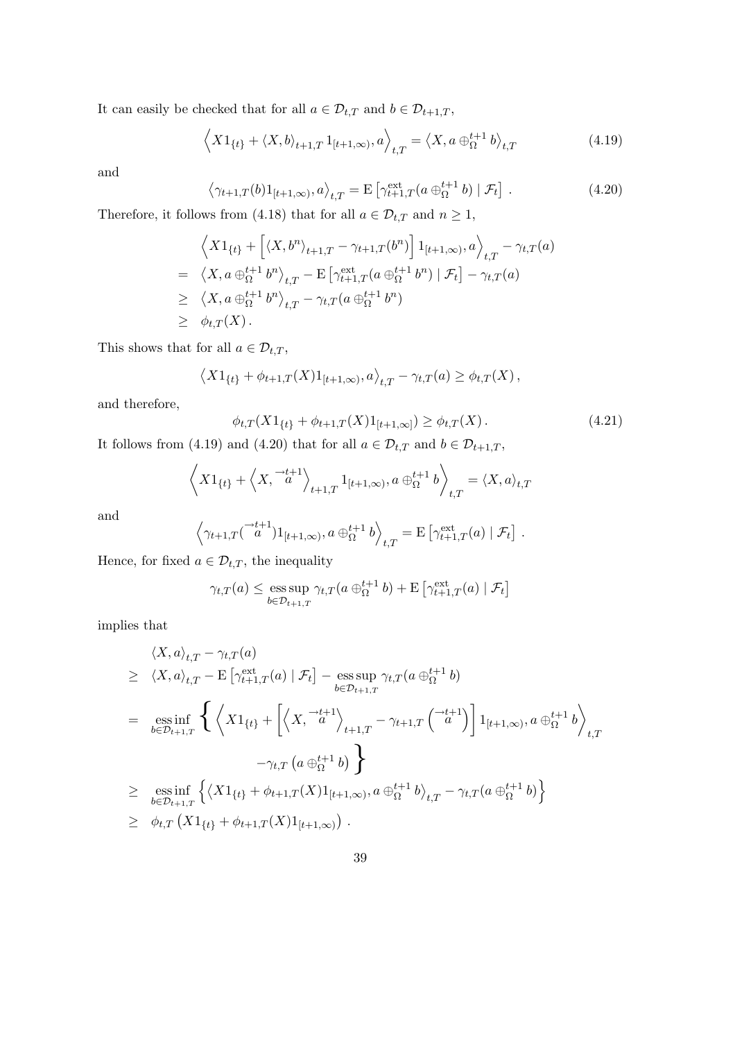It can easily be checked that for all $a \in \mathcal{D}_{t,T}$ and $b \in \mathcal{D}_{t+1,T}$,

$$\left\langle X 1_{\{t\}} + \langle X, b \rangle_{t+1,T} 1_{[t+1,\infty)}, a \right\rangle_{t,T} = \left\langle X, a \oplus_{\Omega}^{t+1} b \right\rangle_{t,T} \tag{4.19}$$

and

$$\left\langle \gamma_{t+1,T}(b) 1_{[t+1,\infty)}, a \right\rangle_{t,T} = \mathrm{E}\left[ \gamma^{\mathrm{ext}}_{t+1,T}(a \oplus_{\Omega}^{t+1} b) \mid \mathcal{F}_t \right] . \tag{4.20}$$

Therefore, it follows from (4.18) that for all $a \in \mathcal{D}_{t,T}$ and $n \geq 1$,

$$\begin{aligned}
& \left\langle X 1_{\{t\}} + \left[ \langle X, b^n \rangle_{t+1,T} - \gamma_{t+1,T}(b^n) \right] 1_{[t+1,\infty)}, a \right\rangle_{t,T} - \gamma_{t,T}(a) \\
= \; & \left\langle X, a \oplus_{\Omega}^{t+1} b^n \right\rangle_{t,T} - \mathrm{E}\left[ \gamma^{\mathrm{ext}}_{t+1,T}(a \oplus_{\Omega}^{t+1} b^n) \mid \mathcal{F}_t \right] - \gamma_{t,T}(a) \\
\geq \; & \left\langle X, a \oplus_{\Omega}^{t+1} b^n \right\rangle_{t,T} - \gamma_{t,T}(a \oplus_{\Omega}^{t+1} b^n) \\
\geq \; & \phi_{t,T}(X) .
\end{aligned}$$

This shows that for all $a \in \mathcal{D}_{t,T}$,

$$\left\langle X 1_{\{t\}} + \phi_{t+1,T}(X) 1_{[t+1,\infty)}, a \right\rangle_{t,T} - \gamma_{t,T}(a) \geq \phi_{t,T}(X) ,$$

and therefore,

$$\phi_{t,T}(X 1_{\{t\}} + \phi_{t+1,T}(X) 1_{[t+1,\infty]}) \geq \phi_{t,T}(X) . \tag{4.21}$$

It follows from (4.19) and (4.20) that for all $a \in \mathcal{D}_{t,T}$ and $b \in \mathcal{D}_{t+1,T}$,

$$\left\langle X 1_{\{t\}} + \left\langle X, \overset{\rightarrow t+1}{a} \right\rangle_{t+1,T} 1_{[t+1,\infty)}, a \oplus_{\Omega}^{t+1} b \right\rangle_{t,T} = \langle X, a \rangle_{t,T}$$

and

$$\left\langle \gamma_{t+1,T}(\overset{\rightarrow t+1}{a}) 1_{[t+1,\infty)}, a \oplus_{\Omega}^{t+1} b \right\rangle_{t,T} = \mathrm{E}\left[ \gamma^{\mathrm{ext}}_{t+1,T}(a) \mid \mathcal{F}_t \right] .$$

Hence, for fixed $a \in \mathcal{D}_{t,T}$, the inequality

$$\gamma_{t,T}(a) \leq \operatorname*{ess\,sup}_{b \in \mathcal{D}_{t+1,T}} \gamma_{t,T}(a \oplus_{\Omega}^{t+1} b) + \mathrm{E}\left[ \gamma^{\mathrm{ext}}_{t+1,T}(a) \mid \mathcal{F}_t \right]$$

implies that

$$\begin{aligned}
& \langle X, a \rangle_{t,T} - \gamma_{t,T}(a) \\
\geq \; & \langle X, a \rangle_{t,T} - \mathrm{E}\left[ \gamma^{\mathrm{ext}}_{t+1,T}(a) \mid \mathcal{F}_t \right] - \operatorname*{ess\,sup}_{b \in \mathcal{D}_{t+1,T}} \gamma_{t,T}(a \oplus_{\Omega}^{t+1} b) \\
= \; & \operatorname*{ess\,inf}_{b \in \mathcal{D}_{t+1,T}} \Bigg\{ \left\langle X 1_{\{t\}} + \left[ \left\langle X, \overset{\rightarrow t+1}{a} \right\rangle_{t+1,T} - \gamma_{t+1,T}\left( \overset{\rightarrow t+1}{a} \right) \right] 1_{[t+1,\infty)}, a \oplus_{\Omega}^{t+1} b \right\rangle_{t,T} \\
& \qquad - \gamma_{t,T}\left( a \oplus_{\Omega}^{t+1} b \right) \Bigg\} \\
\geq \; & \operatorname*{ess\,inf}_{b \in \mathcal{D}_{t+1,T}} \left\{ \left\langle X 1_{\{t\}} + \phi_{t+1,T}(X) 1_{[t+1,\infty)}, a \oplus_{\Omega}^{t+1} b \right\rangle_{t,T} - \gamma_{t,T}(a \oplus_{\Omega}^{t+1} b) \right\} \\
\geq \; & \phi_{t,T}\left( X 1_{\{t\}} + \phi_{t+1,T}(X) 1_{[t+1,\infty)} \right) .
\end{aligned}$$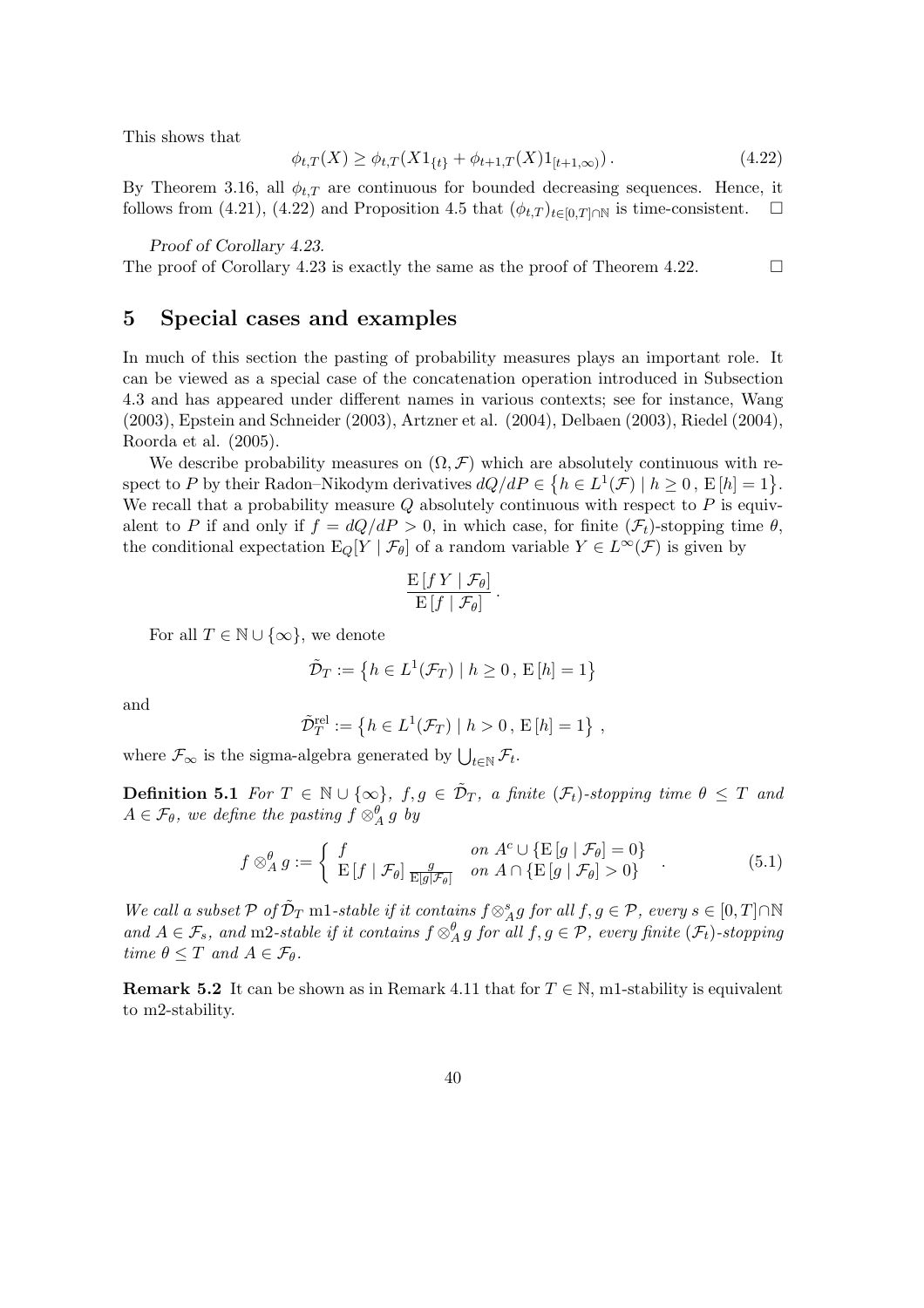This shows that

$$\phi_{t,T}(X) \geq \phi_{t,T}(X 1_{\{t\}} + \phi_{t+1,T}(X) 1_{[t+1,\infty)}) . \tag{4.22}$$

By Theorem 3.16, all $\phi_{t,T}$ are continuous for bounded decreasing sequences. Hence, it follows from (4.21), (4.22) and Proposition 4.5 that $(\phi_{t,T})_{t\in[0,T]\cap\mathbb{N}}$ is time-consistent. $\square$

*Proof of Corollary 4.23.*
The proof of Corollary 4.23 is exactly the same as the proof of Theorem 4.22. $\square$

# 5 Special cases and examples

In much of this section the pasting of probability measures plays an important role. It can be viewed as a special case of the concatenation operation introduced in Subsection 4.3 and has appeared under different names in various contexts; see for instance, Wang (2003), Epstein and Schneider (2003), Artzner et al. (2004), Delbaen (2003), Riedel (2004), Roorda et al. (2005).

We describe probability measures on $(\Omega, \mathcal{F})$ which are absolutely continuous with respect to $P$ by their Radon–Nikodym derivatives $dQ/dP \in \{h \in L^1(\mathcal{F}) \mid h \geq 0 \,,\, \mathrm{E}[h] = 1\}$. We recall that a probability measure $Q$ absolutely continuous with respect to $P$ is equivalent to $P$ if and only if $f = dQ/dP > 0$, in which case, for finite $(\mathcal{F}_t)$-stopping time $\theta$, the conditional expectation $\mathrm{E}_Q[Y \mid \mathcal{F}_\theta]$ of a random variable $Y \in L^\infty(\mathcal{F})$ is given by

$$\frac{\mathrm{E}[f\,Y \mid \mathcal{F}_\theta]}{\mathrm{E}[f \mid \mathcal{F}_\theta]} .$$

For all $T \in \mathbb{N} \cup \{\infty\}$, we denote

$$\tilde{\mathcal{D}}_T := \{h \in L^1(\mathcal{F}_T) \mid h \geq 0 \,,\, \mathrm{E}[h] = 1\}$$

and

$$\tilde{\mathcal{D}}_T^{\mathrm{rel}} := \{h \in L^1(\mathcal{F}_T) \mid h > 0 \,,\, \mathrm{E}[h] = 1\} \,,$$

where $\mathcal{F}_\infty$ is the sigma-algebra generated by $\bigcup_{t\in\mathbb{N}} \mathcal{F}_t$.

**Definition 5.1** *For $T \in \mathbb{N} \cup \{\infty\}$, $f, g \in \tilde{\mathcal{D}}_T$, a finite $(\mathcal{F}_t)$-stopping time $\theta \leq T$ and $A \in \mathcal{F}_\theta$, we define the pasting $f \otimes_A^\theta g$ by*

$$f \otimes_A^\theta g := \begin{cases} f & \text{on } A^c \cup \{\mathrm{E}[g \mid \mathcal{F}_\theta] = 0\} \\ \mathrm{E}[f \mid \mathcal{F}_\theta] \frac{g}{\mathrm{E}[g \mid \mathcal{F}_\theta]} & \text{on } A \cap \{\mathrm{E}[g \mid \mathcal{F}_\theta] > 0\} \end{cases} . \tag{5.1}$$

*We call a subset $\mathcal{P}$ of $\tilde{\mathcal{D}}_T$ m1-stable if it contains $f \otimes_A^s g$ for all $f, g \in \mathcal{P}$, every $s \in [0,T] \cap \mathbb{N}$ and $A \in \mathcal{F}_s$, and m2-stable if it contains $f \otimes_A^\theta g$ for all $f, g \in \mathcal{P}$, every finite $(\mathcal{F}_t)$-stopping time $\theta \leq T$ and $A \in \mathcal{F}_\theta$.*

**Remark 5.2** It can be shown as in Remark 4.11 that for $T \in \mathbb{N}$, m1-stability is equivalent to m2-stability.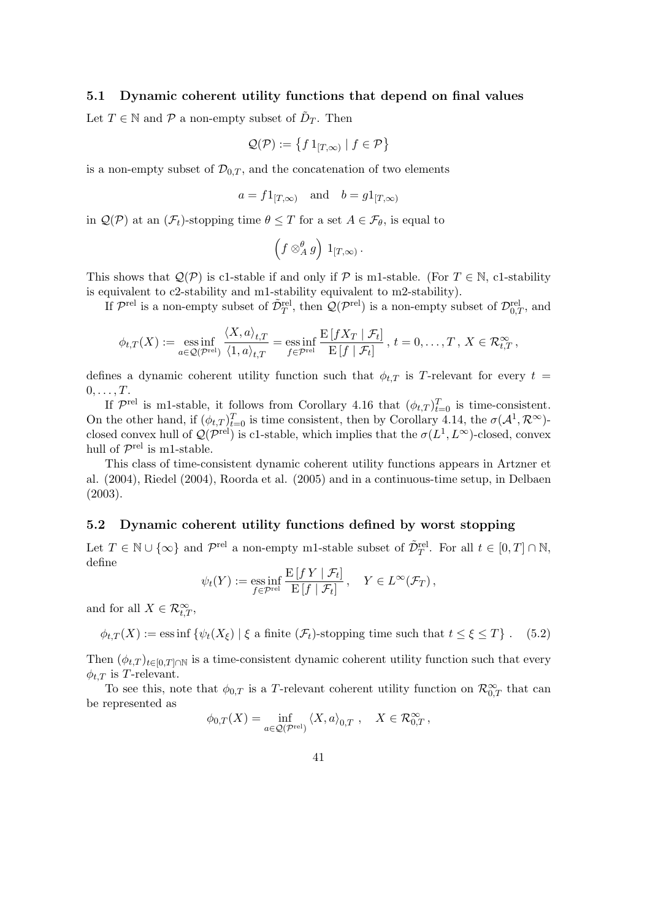### 5.1 Dynamic coherent utility functions that depend on final values

Let $T \in \mathbb{N}$ and $\mathcal{P}$ a non-empty subset of $\tilde{D}_T$. Then

$$\mathcal{Q}(\mathcal{P}) := \left\{ f\, 1_{[T,\infty)} \mid f \in \mathcal{P} \right\}$$

is a non-empty subset of $\mathcal{D}_{0,T}$, and the concatenation of two elements

$$a = f 1_{[T,\infty)} \quad \text{and} \quad b = g 1_{[T,\infty)}$$

in $\mathcal{Q}(\mathcal{P})$ at an $(\mathcal{F}_t)$-stopping time $\theta \leq T$ for a set $A \in \mathcal{F}_\theta$, is equal to

$$\left( f \otimes^\theta_A g \right)\, 1_{[T,\infty)} \, .$$

This shows that $\mathcal{Q}(\mathcal{P})$ is c1-stable if and only if $\mathcal{P}$ is m1-stable. (For $T \in \mathbb{N}$, c1-stability is equivalent to c2-stability and m1-stability equivalent to m2-stability).

If $\mathcal{P}^{\rm rel}$ is a non-empty subset of $\tilde{\mathcal{D}}^{\rm rel}_T$, then $\mathcal{Q}(\mathcal{P}^{\rm rel})$ is a non-empty subset of $\mathcal{D}^{\rm rel}_{0,T}$, and

$$\phi_{t,T}(X) := \operatorname*{ess\,inf}_{a \in \mathcal{Q}(\mathcal{P}^{\rm rel})} \frac{\langle X, a \rangle_{t,T}}{\langle 1, a \rangle_{t,T}} = \operatorname*{ess\,inf}_{f \in \mathcal{P}^{\rm rel}} \frac{\mathrm{E}\left[ f X_T \mid \mathcal{F}_t \right]}{\mathrm{E}\left[ f \mid \mathcal{F}_t \right]} \, , \; t = 0, \dots, T \, , \; X \in \mathcal{R}^\infty_{t,T} \, ,$$

defines a dynamic coherent utility function such that $\phi_{t,T}$ is $T$-relevant for every $t = 0, \dots, T$.

If $\mathcal{P}^{\rm rel}$ is m1-stable, it follows from Corollary 4.16 that $(\phi_{t,T})_{t=0}^T$ is time-consistent. On the other hand, if $(\phi_{t,T})_{t=0}^T$ is time consistent, then by Corollary 4.14, the $\sigma(\mathcal{A}^1, \mathcal{R}^\infty)$-closed convex hull of $\mathcal{Q}(\mathcal{P}^{\rm rel})$ is c1-stable, which implies that the $\sigma(L^1, L^\infty)$-closed, convex hull of $\mathcal{P}^{\rm rel}$ is m1-stable.

This class of time-consistent dynamic coherent utility functions appears in Artzner et al. (2004), Riedel (2004), Roorda et al. (2005) and in a continuous-time setup, in Delbaen (2003).

### 5.2 Dynamic coherent utility functions defined by worst stopping

Let $T \in \mathbb{N} \cup \{\infty\}$ and $\mathcal{P}^{\rm rel}$ a non-empty m1-stable subset of $\tilde{\mathcal{D}}^{\rm rel}_T$. For all $t \in [0,T] \cap \mathbb{N}$, define

$$\psi_t(Y) := \operatorname*{ess\,inf}_{f \in \mathcal{P}^{\rm rel}} \frac{\mathrm{E}\left[ f\, Y \mid \mathcal{F}_t \right]}{\mathrm{E}\left[ f \mid \mathcal{F}_t \right]} \, , \quad Y \in L^\infty(\mathcal{F}_T) \, ,$$

and for all $X \in \mathcal{R}^\infty_{t,T}$,

$$\phi_{t,T}(X) := \operatorname{ess\,inf} \left\{ \psi_t(X_\xi) \mid \xi \text{ a finite } (\mathcal{F}_t)\text{-stopping time such that } t \leq \xi \leq T \right\} . \quad (5.2)$$

Then $(\phi_{t,T})_{t \in [0,T] \cap \mathbb{N}}$ is a time-consistent dynamic coherent utility function such that every $\phi_{t,T}$ is $T$-relevant.

To see this, note that $\phi_{0,T}$ is a $T$-relevant coherent utility function on $\mathcal{R}^\infty_{0,T}$ that can be represented as

$$\phi_{0,T}(X) = \inf_{a \in \mathcal{Q}(\mathcal{P}^{\rm rel})} \langle X, a \rangle_{0,T} \, , \quad X \in \mathcal{R}^\infty_{0,T} \, ,$$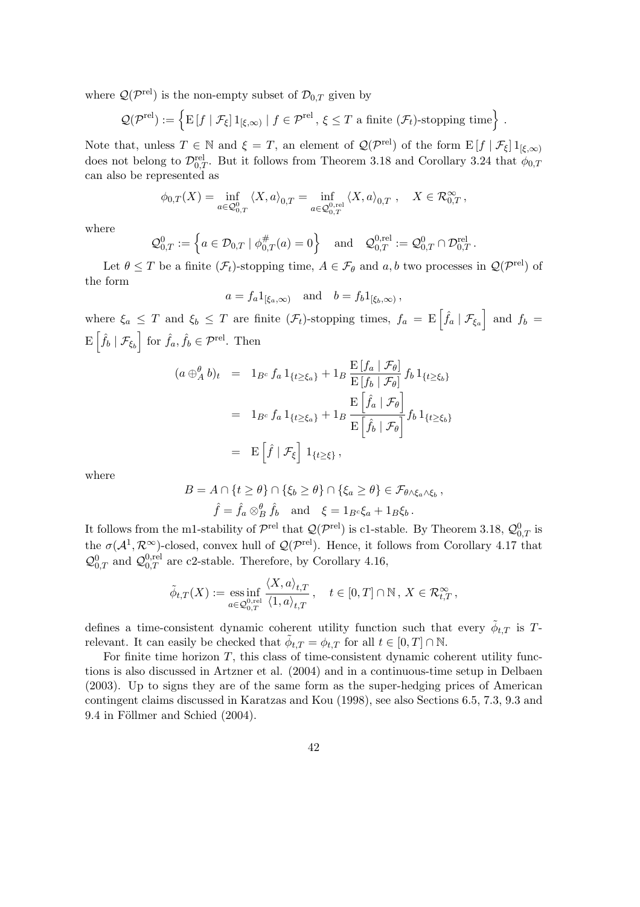where $\mathcal{Q}(\mathcal{P}^{\text{rel}})$ is the non-empty subset of $\mathcal{D}_{0,T}$ given by

$$\mathcal{Q}(\mathcal{P}^{\text{rel}}) := \left\{ \mathrm{E}\left[f \mid \mathcal{F}_\xi\right] 1_{[\xi,\infty)} \mid f \in \mathcal{P}^{\text{rel}} \,,\, \xi \leq T \text{ a finite } (\mathcal{F}_t)\text{-stopping time} \right\} .$$

Note that, unless $T \in \mathbb{N}$ and $\xi = T$, an element of $\mathcal{Q}(\mathcal{P}^{\text{rel}})$ of the form $\mathrm{E}\left[f \mid \mathcal{F}_\xi\right] 1_{[\xi,\infty)}$ does not belong to $\mathcal{D}^{\text{rel}}_{0,T}$. But it follows from Theorem 3.18 and Corollary 3.24 that $\phi_{0,T}$ can also be represented as

$$\phi_{0,T}(X) = \inf_{a \in \mathcal{Q}^0_{0,T}} \langle X, a \rangle_{0,T} = \inf_{a \in \mathcal{Q}^{0,\text{rel}}_{0,T}} \langle X, a \rangle_{0,T} \,, \quad X \in \mathcal{R}^\infty_{0,T} \,,$$

where

$$\mathcal{Q}^0_{0,T} := \left\{ a \in \mathcal{D}_{0,T} \mid \phi^{\#}_{0,T}(a) = 0 \right\} \quad \text{and} \quad \mathcal{Q}^{0,\text{rel}}_{0,T} := \mathcal{Q}^0_{0,T} \cap \mathcal{D}^{\text{rel}}_{0,T} \,.$$

Let $\theta \leq T$ be a finite $(\mathcal{F}_t)$-stopping time, $A \in \mathcal{F}_\theta$ and $a, b$ two processes in $\mathcal{Q}(\mathcal{P}^{\text{rel}})$ of the form

$$a = f_a 1_{[\xi_a,\infty)} \quad \text{and} \quad b = f_b 1_{[\xi_b,\infty)} \,,$$

where $\xi_a \leq T$ and $\xi_b \leq T$ are finite $(\mathcal{F}_t)$-stopping times, $f_a = \mathrm{E}\left[\hat{f}_a \mid \mathcal{F}_{\xi_a}\right]$ and $f_b = \mathrm{E}\left[\hat{f}_b \mid \mathcal{F}_{\xi_b}\right]$ for $\hat{f}_a, \hat{f}_b \in \mathcal{P}^{\text{rel}}$. Then

$$\begin{aligned}
(a \oplus^\theta_A b)_t &= 1_{B^c} \, f_a \, 1_{\{t \geq \xi_a\}} + 1_B \, \frac{\mathrm{E}\left[f_a \mid \mathcal{F}_\theta\right]}{\mathrm{E}\left[f_b \mid \mathcal{F}_\theta\right]} \, f_b \, 1_{\{t \geq \xi_b\}} \\
&= 1_{B^c} \, f_a \, 1_{\{t \geq \xi_a\}} + 1_B \, \frac{\mathrm{E}\left[\hat{f}_a \mid \mathcal{F}_\theta\right]}{\mathrm{E}\left[\hat{f}_b \mid \mathcal{F}_\theta\right]} \, f_b \, 1_{\{t \geq \xi_b\}} \\
&= \mathrm{E}\left[\hat{f} \mid \mathcal{F}_\xi\right] 1_{\{t \geq \xi\}} \,,
\end{aligned}$$

where

$$\begin{gathered}
B = A \cap \{t \geq \theta\} \cap \{\xi_b \geq \theta\} \cap \{\xi_a \geq \theta\} \in \mathcal{F}_{\theta \wedge \xi_a \wedge \xi_b} \,, \\
\hat{f} = \hat{f}_a \otimes^\theta_B \hat{f}_b \quad \text{and} \quad \xi = 1_{B^c} \xi_a + 1_B \xi_b \,.
\end{gathered}$$

It follows from the m1-stability of $\mathcal{P}^{\text{rel}}$ that $\mathcal{Q}(\mathcal{P}^{\text{rel}})$ is c1-stable. By Theorem 3.18, $\mathcal{Q}^0_{0,T}$ is the $\sigma(\mathcal{A}^1, \mathcal{R}^\infty)$-closed, convex hull of $\mathcal{Q}(\mathcal{P}^{\text{rel}})$. Hence, it follows from Corollary 4.17 that $\mathcal{Q}^0_{0,T}$ and $\mathcal{Q}^{0,\text{rel}}_{0,T}$ are c2-stable. Therefore, by Corollary 4.16,

$$\tilde{\phi}_{t,T}(X) := \operatorname*{ess\,inf}_{a \in \mathcal{Q}^{0,\text{rel}}_{0,T}} \frac{\langle X, a \rangle_{t,T}}{\langle 1, a \rangle_{t,T}} \,, \quad t \in [0,T] \cap \mathbb{N} \,,\, X \in \mathcal{R}^\infty_{t,T} \,,$$

defines a time-consistent dynamic coherent utility function such that every $\tilde{\phi}_{t,T}$ is $T$-relevant. It can easily be checked that $\tilde{\phi}_{t,T} = \phi_{t,T}$ for all $t \in [0,T] \cap \mathbb{N}$.

For finite time horizon $T$, this class of time-consistent dynamic coherent utility functions is also discussed in Artzner et al. (2004) and in a continuous-time setup in Delbaen (2003). Up to signs they are of the same form as the super-hedging prices of American contingent claims discussed in Karatzas and Kou (1998), see also Sections 6.5, 7.3, 9.3 and 9.4 in Föllmer and Schied (2004).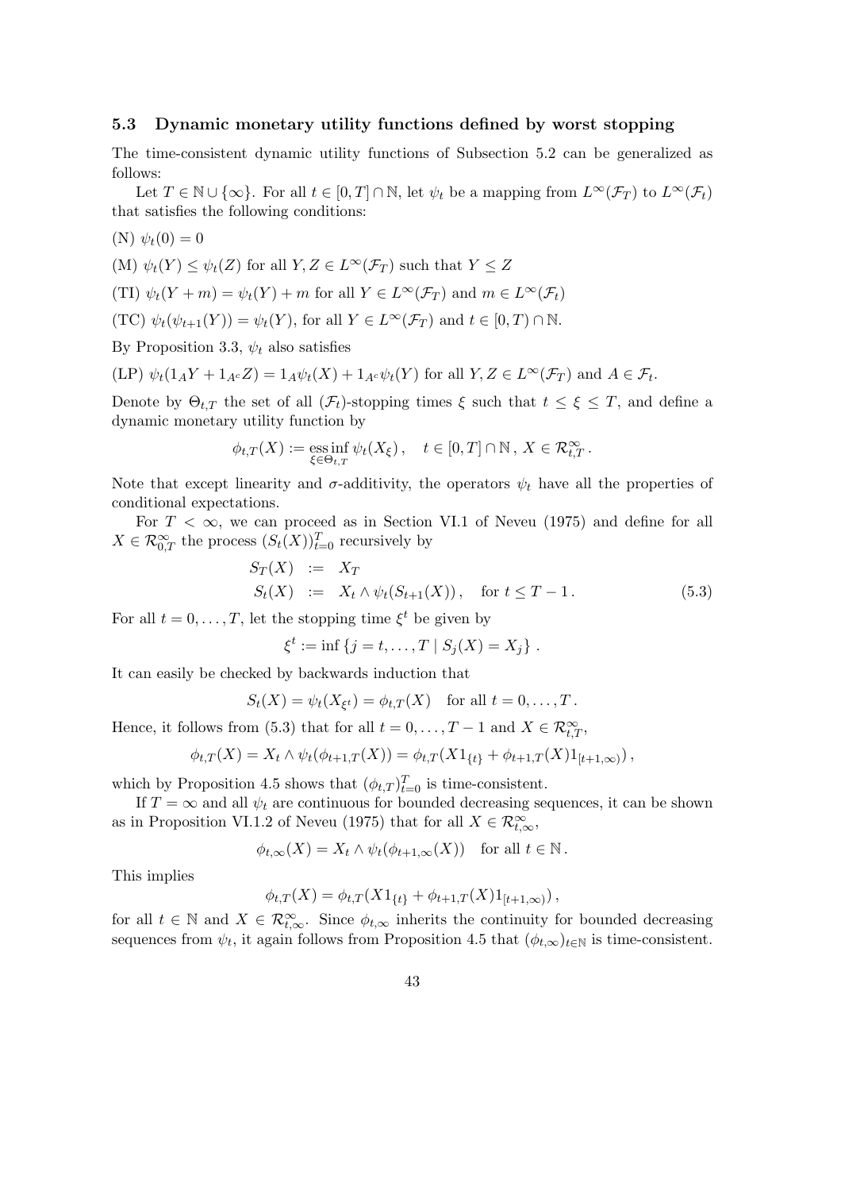### 5.3 Dynamic monetary utility functions defined by worst stopping

The time-consistent dynamic utility functions of Subsection 5.2 can be generalized as follows:

Let $T \in \mathbb{N} \cup \{\infty\}$. For all $t \in [0,T] \cap \mathbb{N}$, let $\psi_t$ be a mapping from $L^\infty(\mathcal{F}_T)$ to $L^\infty(\mathcal{F}_t)$ that satisfies the following conditions:

(N) $\psi_t(0) = 0$

(M) $\psi_t(Y) \leq \psi_t(Z)$ for all $Y, Z \in L^\infty(\mathcal{F}_T)$ such that $Y \leq Z$

(TI) $\psi_t(Y + m) = \psi_t(Y) + m$ for all $Y \in L^\infty(\mathcal{F}_T)$ and $m \in L^\infty(\mathcal{F}_t)$

(TC) $\psi_t(\psi_{t+1}(Y)) = \psi_t(Y)$, for all $Y \in L^\infty(\mathcal{F}_T)$ and $t \in [0,T) \cap \mathbb{N}$.

By Proposition 3.3, $\psi_t$ also satisfies

(LP) $\psi_t(1_A Y + 1_{A^c} Z) = 1_A \psi_t(X) + 1_{A^c} \psi_t(Y)$ for all $Y, Z \in L^\infty(\mathcal{F}_T)$ and $A \in \mathcal{F}_t$.

Denote by $\Theta_{t,T}$ the set of all $(\mathcal{F}_t)$-stopping times $\xi$ such that $t \leq \xi \leq T$, and define a dynamic monetary utility function by

$$\phi_{t,T}(X) := \operatorname*{ess\,inf}_{\xi \in \Theta_{t,T}} \psi_t(X_\xi)\,, \quad t \in [0,T] \cap \mathbb{N}\,,\; X \in \mathcal{R}^\infty_{t,T}\,.$$

Note that except linearity and $\sigma$-additivity, the operators $\psi_t$ have all the properties of conditional expectations.

For $T < \infty$, we can proceed as in Section VI.1 of Neveu (1975) and define for all $X \in \mathcal{R}^\infty_{0,T}$ the process $(S_t(X))_{t=0}^T$ recursively by

$$\begin{aligned} S_T(X) &:= X_T \\ S_t(X) &:= X_t \wedge \psi_t(S_{t+1}(X))\,, \quad \text{for } t \leq T-1\,. \end{aligned} \tag{5.3}$$

For all $t = 0, \dots, T$, let the stopping time $\xi^t$ be given by

$$\xi^t := \inf\left\{j = t, \dots, T \mid S_j(X) = X_j\right\}.$$

It can easily be checked by backwards induction that

$$S_t(X) = \psi_t(X_{\xi^t}) = \phi_{t,T}(X) \quad \text{for all } t = 0, \dots, T\,.$$

Hence, it follows from (5.3) that for all $t = 0, \dots, T-1$ and $X \in \mathcal{R}^\infty_{t,T}$,

$$\phi_{t,T}(X) = X_t \wedge \psi_t(\phi_{t+1,T}(X)) = \phi_{t,T}(X 1_{\{t\}} + \phi_{t+1,T}(X) 1_{[t+1,\infty)})\,,$$

which by Proposition 4.5 shows that $(\phi_{t,T})_{t=0}^T$ is time-consistent.

If $T = \infty$ and all $\psi_t$ are continuous for bounded decreasing sequences, it can be shown as in Proposition VI.1.2 of Neveu (1975) that for all $X \in \mathcal{R}^\infty_{t,\infty}$,

$$\phi_{t,\infty}(X) = X_t \wedge \psi_t(\phi_{t+1,\infty}(X)) \quad \text{for all } t \in \mathbb{N}\,.$$

This implies

$$\phi_{t,T}(X) = \phi_{t,T}(X 1_{\{t\}} + \phi_{t+1,T}(X) 1_{[t+1,\infty)})\,,$$

for all $t \in \mathbb{N}$ and $X \in \mathcal{R}^\infty_{t,\infty}$. Since $\phi_{t,\infty}$ inherits the continuity for bounded decreasing sequences from $\psi_t$, it again follows from Proposition 4.5 that $(\phi_{t,\infty})_{t \in \mathbb{N}}$ is time-consistent.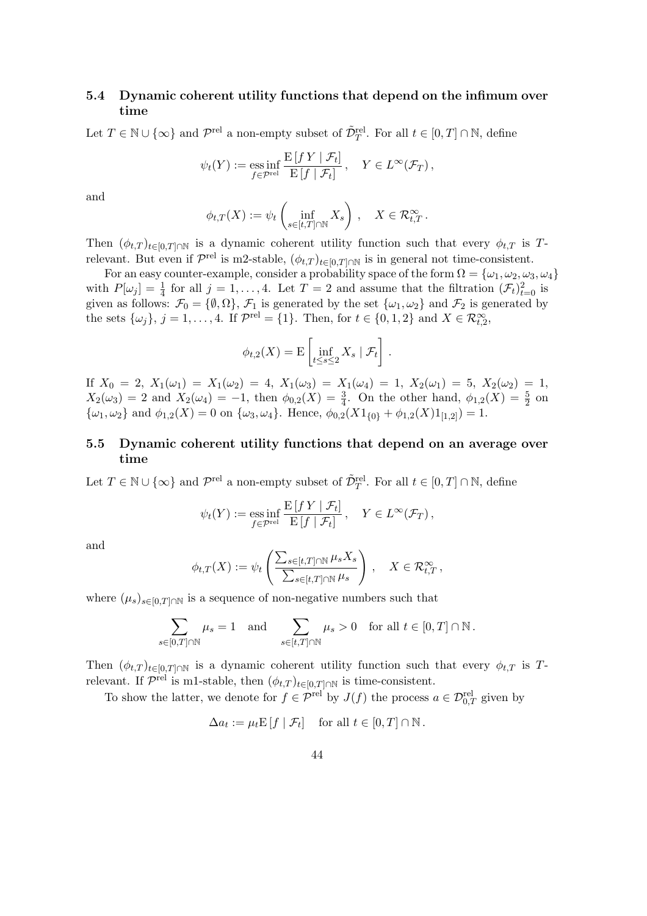### 5.4 Dynamic coherent utility functions that depend on the infimum over time

Let $T \in \mathbb{N} \cup \{\infty\}$ and $\mathcal{P}^{\rm rel}$ a non-empty subset of $\tilde{\mathcal{D}}^{\rm rel}_T$. For all $t \in [0,T] \cap \mathbb{N}$, define

$$\psi_t(Y) := \operatorname*{ess\,inf}_{f \in \mathcal{P}^{\rm rel}} \frac{\mathrm{E}\left[f\, Y \mid \mathcal{F}_t\right]}{\mathrm{E}\left[f \mid \mathcal{F}_t\right]}\,, \quad Y \in L^\infty(\mathcal{F}_T)\,,$$

and

$$\phi_{t,T}(X) := \psi_t\left(\inf_{s \in [t,T] \cap \mathbb{N}} X_s\right)\,, \quad X \in \mathcal{R}^\infty_{t,T}\,.$$

Then $(\phi_{t,T})_{t \in [0,T] \cap \mathbb{N}}$ is a dynamic coherent utility function such that every $\phi_{t,T}$ is $T$-relevant. But even if $\mathcal{P}^{\rm rel}$ is m2-stable, $(\phi_{t,T})_{t \in [0,T] \cap \mathbb{N}}$ is in general not time-consistent.

For an easy counter-example, consider a probability space of the form $\Omega = \{\omega_1, \omega_2, \omega_3, \omega_4\}$ with $P[\omega_j] = \frac{1}{4}$ for all $j = 1, \dots, 4$. Let $T = 2$ and assume that the filtration $(\mathcal{F}_t)_{t=0}^2$ is given as follows: $\mathcal{F}_0 = \{\emptyset, \Omega\}$, $\mathcal{F}_1$ is generated by the set $\{\omega_1, \omega_2\}$ and $\mathcal{F}_2$ is generated by the sets $\{\omega_j\}$, $j = 1, \dots, 4$. If $\mathcal{P}^{\rm rel} = \{1\}$. Then, for $t \in \{0,1,2\}$ and $X \in \mathcal{R}^\infty_{t,2}$,

$$\phi_{t,2}(X) = \mathrm{E}\left[\inf_{t \le s \le 2} X_s \mid \mathcal{F}_t\right]\,.$$

If $X_0 = 2$, $X_1(\omega_1) = X_1(\omega_2) = 4$, $X_1(\omega_3) = X_1(\omega_4) = 1$, $X_2(\omega_1) = 5$, $X_2(\omega_2) = 1$, $X_2(\omega_3) = 2$ and $X_2(\omega_4) = -1$, then $\phi_{0,2}(X) = \frac{3}{4}$. On the other hand, $\phi_{1,2}(X) = \frac{5}{2}$ on $\{\omega_1, \omega_2\}$ and $\phi_{1,2}(X) = 0$ on $\{\omega_3, \omega_4\}$. Hence, $\phi_{0,2}(X 1_{\{0\}} + \phi_{1,2}(X) 1_{[1,2]}) = 1$.

### 5.5 Dynamic coherent utility functions that depend on an average over time

Let $T \in \mathbb{N} \cup \{\infty\}$ and $\mathcal{P}^{\rm rel}$ a non-empty subset of $\tilde{\mathcal{D}}^{\rm rel}_T$. For all $t \in [0,T] \cap \mathbb{N}$, define

$$\psi_t(Y) := \operatorname*{ess\,inf}_{f \in \mathcal{P}^{\rm rel}} \frac{\mathrm{E}\left[f\, Y \mid \mathcal{F}_t\right]}{\mathrm{E}\left[f \mid \mathcal{F}_t\right]}\,, \quad Y \in L^\infty(\mathcal{F}_T)\,,$$

and

$$\phi_{t,T}(X) := \psi_t\left(\frac{\sum_{s \in [t,T] \cap \mathbb{N}} \mu_s X_s}{\sum_{s \in [t,T] \cap \mathbb{N}} \mu_s}\right)\,, \quad X \in \mathcal{R}^\infty_{t,T}\,,$$

where $(\mu_s)_{s \in [0,T] \cap \mathbb{N}}$ is a sequence of non-negative numbers such that

$$\sum_{s \in [0,T] \cap \mathbb{N}} \mu_s = 1 \quad \text{and} \quad \sum_{s \in [t,T] \cap \mathbb{N}} \mu_s > 0 \quad \text{for all } t \in [0,T] \cap \mathbb{N}\,.$$

Then $(\phi_{t,T})_{t \in [0,T] \cap \mathbb{N}}$ is a dynamic coherent utility function such that every $\phi_{t,T}$ is $T$-relevant. If $\mathcal{P}^{\rm rel}$ is m1-stable, then $(\phi_{t,T})_{t \in [0,T] \cap \mathbb{N}}$ is time-consistent.

To show the latter, we denote for $f \in \mathcal{P}^{\rm rel}$ by $J(f)$ the process $a \in \mathcal{D}^{\rm rel}_{0,T}$ given by

$$\Delta a_t := \mu_t \mathrm{E}\left[f \mid \mathcal{F}_t\right] \quad \text{for all } t \in [0,T] \cap \mathbb{N}\,.$$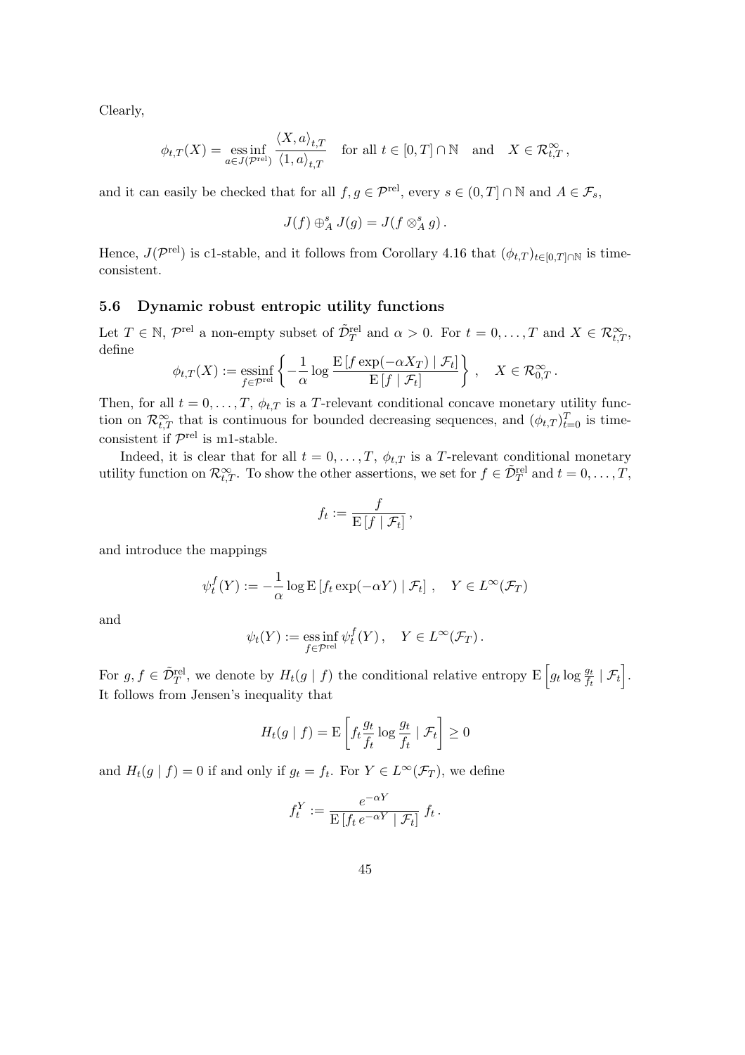Clearly,

$$\phi_{t,T}(X) = \operatorname*{ess\,inf}_{a \in J(\mathcal{P}^{\mathrm{rel}})} \frac{\langle X, a \rangle_{t,T}}{\langle 1, a \rangle_{t,T}} \quad \text{for all } t \in [0,T] \cap \mathbb{N} \quad \text{and} \quad X \in \mathcal{R}^\infty_{t,T}\,,$$

and it can easily be checked that for all $f, g \in \mathcal{P}^{\mathrm{rel}}$, every $s \in (0,T] \cap \mathbb{N}$ and $A \in \mathcal{F}_s$,

$$J(f) \oplus^s_A J(g) = J(f \otimes^s_A g)\,.$$

Hence, $J(\mathcal{P}^{\mathrm{rel}})$ is c1-stable, and it follows from Corollary 4.16 that $(\phi_{t,T})_{t \in [0,T] \cap \mathbb{N}}$ is time-consistent.

### 5.6 Dynamic robust entropic utility functions

Let $T \in \mathbb{N}$, $\mathcal{P}^{\mathrm{rel}}$ a non-empty subset of $\tilde{\mathcal{D}}^{\mathrm{rel}}_T$ and $\alpha > 0$. For $t = 0, \dots, T$ and $X \in \mathcal{R}^\infty_{t,T}$, define

$$\phi_{t,T}(X) := \operatorname*{essinf}_{f \in \mathcal{P}^{\mathrm{rel}}} \left\{ -\frac{1}{\alpha} \log \frac{\mathrm{E}\left[f \exp(-\alpha X_T) \mid \mathcal{F}_t\right]}{\mathrm{E}\left[f \mid \mathcal{F}_t\right]} \right\}\,, \quad X \in \mathcal{R}^\infty_{0,T}\,.$$

Then, for all $t = 0, \dots, T$, $\phi_{t,T}$ is a $T$-relevant conditional concave monetary utility function on $\mathcal{R}^\infty_{t,T}$ that is continuous for bounded decreasing sequences, and $(\phi_{t,T})_{t=0}^T$ is time-consistent if $\mathcal{P}^{\mathrm{rel}}$ is m1-stable.

Indeed, it is clear that for all $t = 0, \dots, T$, $\phi_{t,T}$ is a $T$-relevant conditional monetary utility function on $\mathcal{R}^\infty_{t,T}$. To show the other assertions, we set for $f \in \tilde{\mathcal{D}}^{\mathrm{rel}}_T$ and $t = 0, \dots, T$,

$$f_t := \frac{f}{\mathrm{E}\left[f \mid \mathcal{F}_t\right]}\,,$$

and introduce the mappings

$$\psi^f_t(Y) := -\frac{1}{\alpha} \log \mathrm{E}\left[f_t \exp(-\alpha Y) \mid \mathcal{F}_t\right]\,, \quad Y \in L^\infty(\mathcal{F}_T)$$

and

$$\psi_t(Y) := \operatorname*{ess\,inf}_{f \in \mathcal{P}^{\mathrm{rel}}} \psi^f_t(Y)\,, \quad Y \in L^\infty(\mathcal{F}_T)\,.$$

For $g, f \in \tilde{\mathcal{D}}^{\mathrm{rel}}_T$, we denote by $H_t(g \mid f)$ the conditional relative entropy $\mathrm{E}\left[g_t \log \frac{g_t}{f_t} \mid \mathcal{F}_t\right]$. It follows from Jensen's inequality that

$$H_t(g \mid f) = \mathrm{E}\left[f_t \frac{g_t}{f_t} \log \frac{g_t}{f_t} \mid \mathcal{F}_t\right] \geq 0$$

and $H_t(g \mid f) = 0$ if and only if $g_t = f_t$. For $Y \in L^\infty(\mathcal{F}_T)$, we define

$$f^Y_t := \frac{e^{-\alpha Y}}{\mathrm{E}\left[f_t\, e^{-\alpha Y} \mid \mathcal{F}_t\right]}\, f_t\,.$$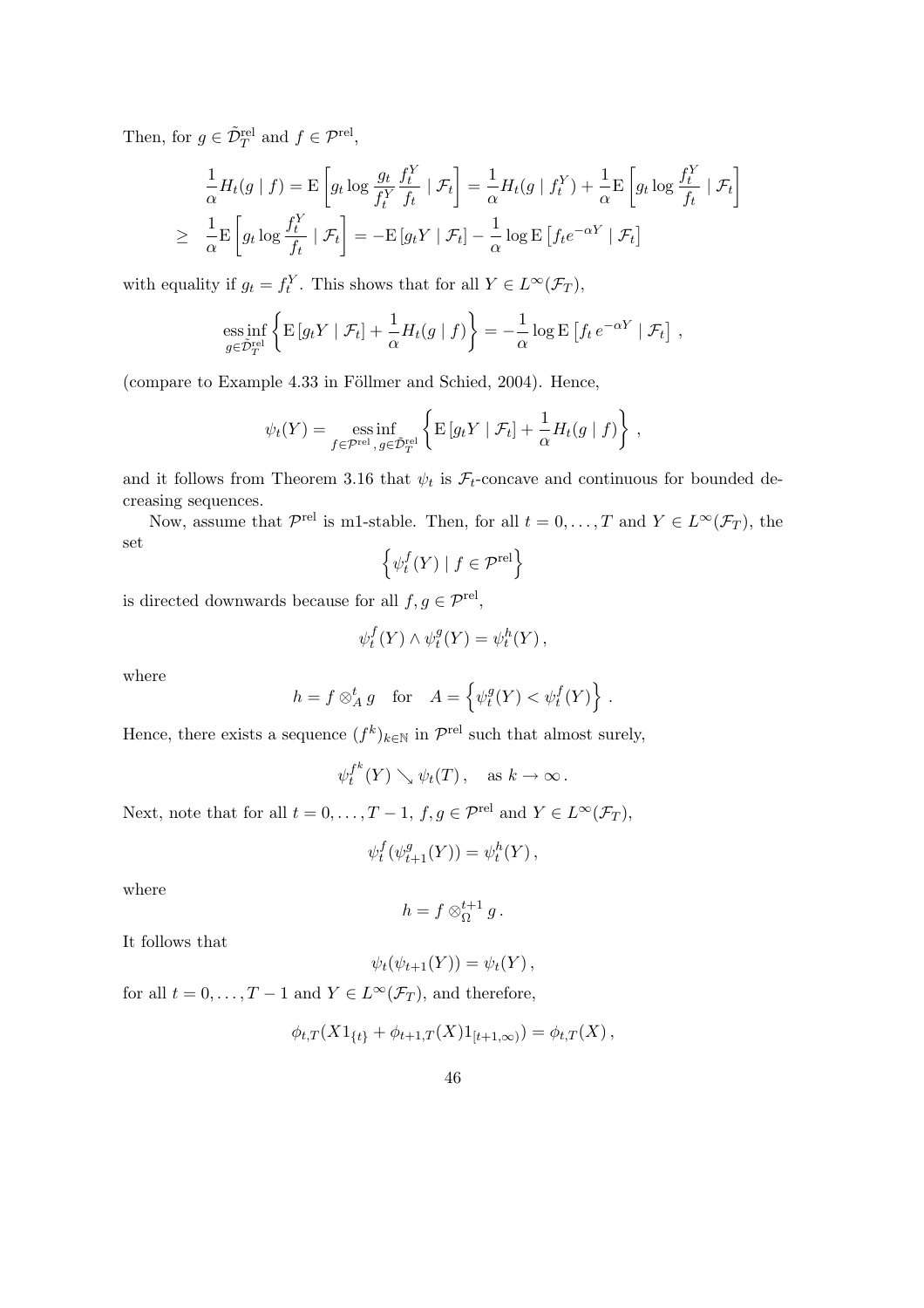Then, for $g \in \tilde{\mathcal{D}}_T^{\mathrm{rel}}$ and $f \in \mathcal{P}^{\mathrm{rel}}$,

$$
\begin{aligned}
& \frac{1}{\alpha} H_t(g \mid f) = \mathrm{E}\left[ g_t \log \frac{g_t}{f_t^Y} \frac{f_t^Y}{f_t} \mid \mathcal{F}_t \right] = \frac{1}{\alpha} H_t(g \mid f_t^Y) + \frac{1}{\alpha} \mathrm{E}\left[ g_t \log \frac{f_t^Y}{f_t} \mid \mathcal{F}_t \right] \\
\geq \; & \frac{1}{\alpha} \mathrm{E}\left[ g_t \log \frac{f_t^Y}{f_t} \mid \mathcal{F}_t \right] = -\mathrm{E}\left[ g_t Y \mid \mathcal{F}_t \right] - \frac{1}{\alpha} \log \mathrm{E}\left[ f_t e^{-\alpha Y} \mid \mathcal{F}_t \right]
\end{aligned}
$$

with equality if $g_t = f_t^Y$. This shows that for all $Y \in L^\infty(\mathcal{F}_T)$,

$$
\operatorname*{ess\,inf}_{g \in \tilde{\mathcal{D}}_T^{\mathrm{rel}}} \left\{ \mathrm{E}\left[ g_t Y \mid \mathcal{F}_t \right] + \frac{1}{\alpha} H_t(g \mid f) \right\} = -\frac{1}{\alpha} \log \mathrm{E}\left[ f_t \, e^{-\alpha Y} \mid \mathcal{F}_t \right] ,
$$

(compare to Example 4.33 in Föllmer and Schied, 2004). Hence,

$$
\psi_t(Y) = \operatorname*{ess\,inf}_{f \in \mathcal{P}^{\mathrm{rel}},\, g \in \tilde{\mathcal{D}}_T^{\mathrm{rel}}} \left\{ \mathrm{E}\left[ g_t Y \mid \mathcal{F}_t \right] + \frac{1}{\alpha} H_t(g \mid f) \right\} ,
$$

and it follows from Theorem 3.16 that $\psi_t$ is $\mathcal{F}_t$-concave and continuous for bounded decreasing sequences.

Now, assume that $\mathcal{P}^{\mathrm{rel}}$ is m1-stable. Then, for all $t = 0, \dots, T$ and $Y \in L^\infty(\mathcal{F}_T)$, the set

$$
\left\{ \psi_t^f(Y) \mid f \in \mathcal{P}^{\mathrm{rel}} \right\}
$$

is directed downwards because for all $f, g \in \mathcal{P}^{\mathrm{rel}}$,

$$
\psi_t^f(Y) \wedge \psi_t^g(Y) = \psi_t^h(Y) ,
$$

where

$$
h = f \otimes_A^t g \quad \text{for} \quad A = \left\{ \psi_t^g(Y) < \psi_t^f(Y) \right\} .
$$

Hence, there exists a sequence $(f^k)_{k \in \mathbb{N}}$ in $\mathcal{P}^{\mathrm{rel}}$ such that almost surely,

$$
\psi_t^{f^k}(Y) \searrow \psi_t(T) , \quad \text{as } k \to \infty .
$$

Next, note that for all $t = 0, \dots, T-1$, $f, g \in \mathcal{P}^{\mathrm{rel}}$ and $Y \in L^\infty(\mathcal{F}_T)$,

$$
\psi_t^f(\psi_{t+1}^g(Y)) = \psi_t^h(Y) ,
$$

where

$$
h = f \otimes_\Omega^{t+1} g .
$$

It follows that

$$
\psi_t(\psi_{t+1}(Y)) = \psi_t(Y) ,
$$

for all $t = 0, \dots, T-1$ and $Y \in L^\infty(\mathcal{F}_T)$, and therefore,

$$
\phi_{t,T}(X 1_{\{t\}} + \phi_{t+1,T}(X) 1_{[t+1,\infty)}) = \phi_{t,T}(X) ,
$$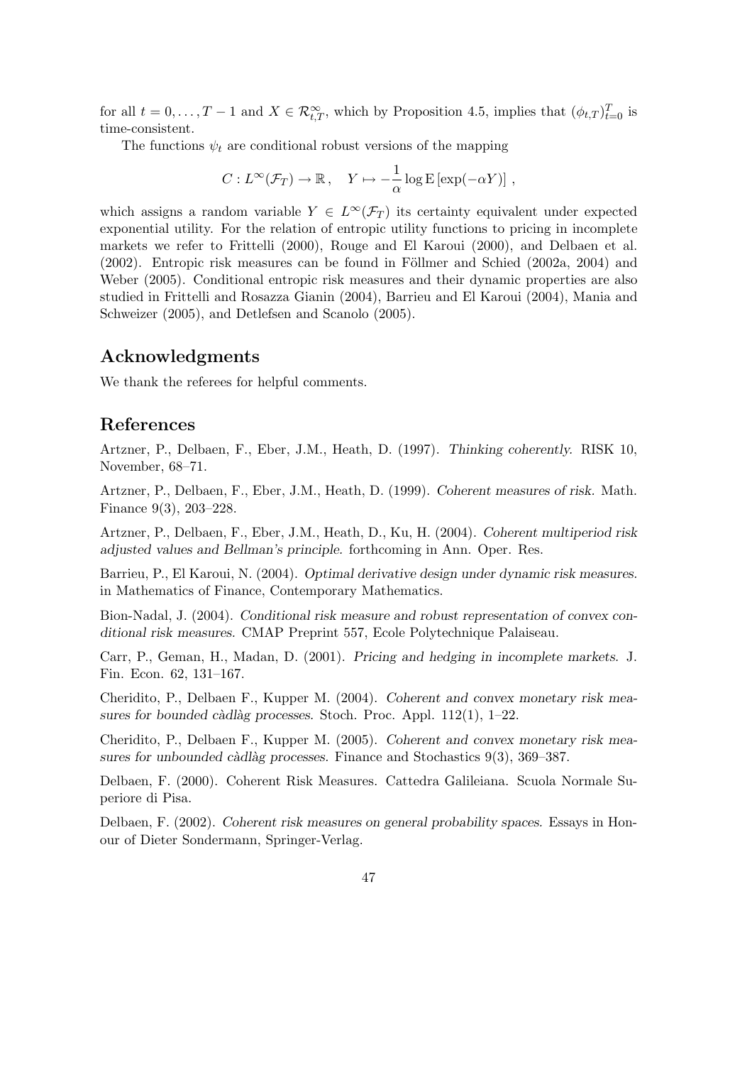for all $t = 0, \ldots, T-1$ and $X \in \mathcal{R}^\infty_{t,T}$, which by Proposition 4.5, implies that $(\phi_{t,T})_{t=0}^T$ is time-consistent.

The functions $\psi_t$ are conditional robust versions of the mapping

$$C : L^\infty(\mathcal{F}_T) \to \mathbb{R}\,, \quad Y \mapsto -\frac{1}{\alpha} \log \mathrm{E}\left[\exp(-\alpha Y)\right]\,,$$

which assigns a random variable $Y \in L^\infty(\mathcal{F}_T)$ its certainty equivalent under expected exponential utility. For the relation of entropic utility functions to pricing in incomplete markets we refer to Frittelli (2000), Rouge and El Karoui (2000), and Delbaen et al. (2002). Entropic risk measures can be found in Föllmer and Schied (2002a, 2004) and Weber (2005). Conditional entropic risk measures and their dynamic properties are also studied in Frittelli and Rosazza Gianin (2004), Barrieu and El Karoui (2004), Mania and Schweizer (2005), and Detlefsen and Scanolo (2005).

## Acknowledgments

We thank the referees for helpful comments.

## References

Artzner, P., Delbaen, F., Eber, J.M., Heath, D. (1997). *Thinking coherently.* RISK 10, November, 68–71.

Artzner, P., Delbaen, F., Eber, J.M., Heath, D. (1999). *Coherent measures of risk.* Math. Finance 9(3), 203–228.

Artzner, P., Delbaen, F., Eber, J.M., Heath, D., Ku, H. (2004). *Coherent multiperiod risk adjusted values and Bellman's principle.* forthcoming in Ann. Oper. Res.

Barrieu, P., El Karoui, N. (2004). *Optimal derivative design under dynamic risk measures.* in Mathematics of Finance, Contemporary Mathematics.

Bion-Nadal, J. (2004). *Conditional risk measure and robust representation of convex conditional risk measures.* CMAP Preprint 557, Ecole Polytechnique Palaiseau.

Carr, P., Geman, H., Madan, D. (2001). *Pricing and hedging in incomplete markets.* J. Fin. Econ. 62, 131–167.

Cheridito, P., Delbaen F., Kupper M. (2004). *Coherent and convex monetary risk measures for bounded càdlàg processes.* Stoch. Proc. Appl. 112(1), 1–22.

Cheridito, P., Delbaen F., Kupper M. (2005). *Coherent and convex monetary risk measures for unbounded càdlàg processes.* Finance and Stochastics 9(3), 369–387.

Delbaen, F. (2000). Coherent Risk Measures. Cattedra Galileiana. Scuola Normale Superiore di Pisa.

Delbaen, F. (2002). *Coherent risk measures on general probability spaces.* Essays in Honour of Dieter Sondermann, Springer-Verlag.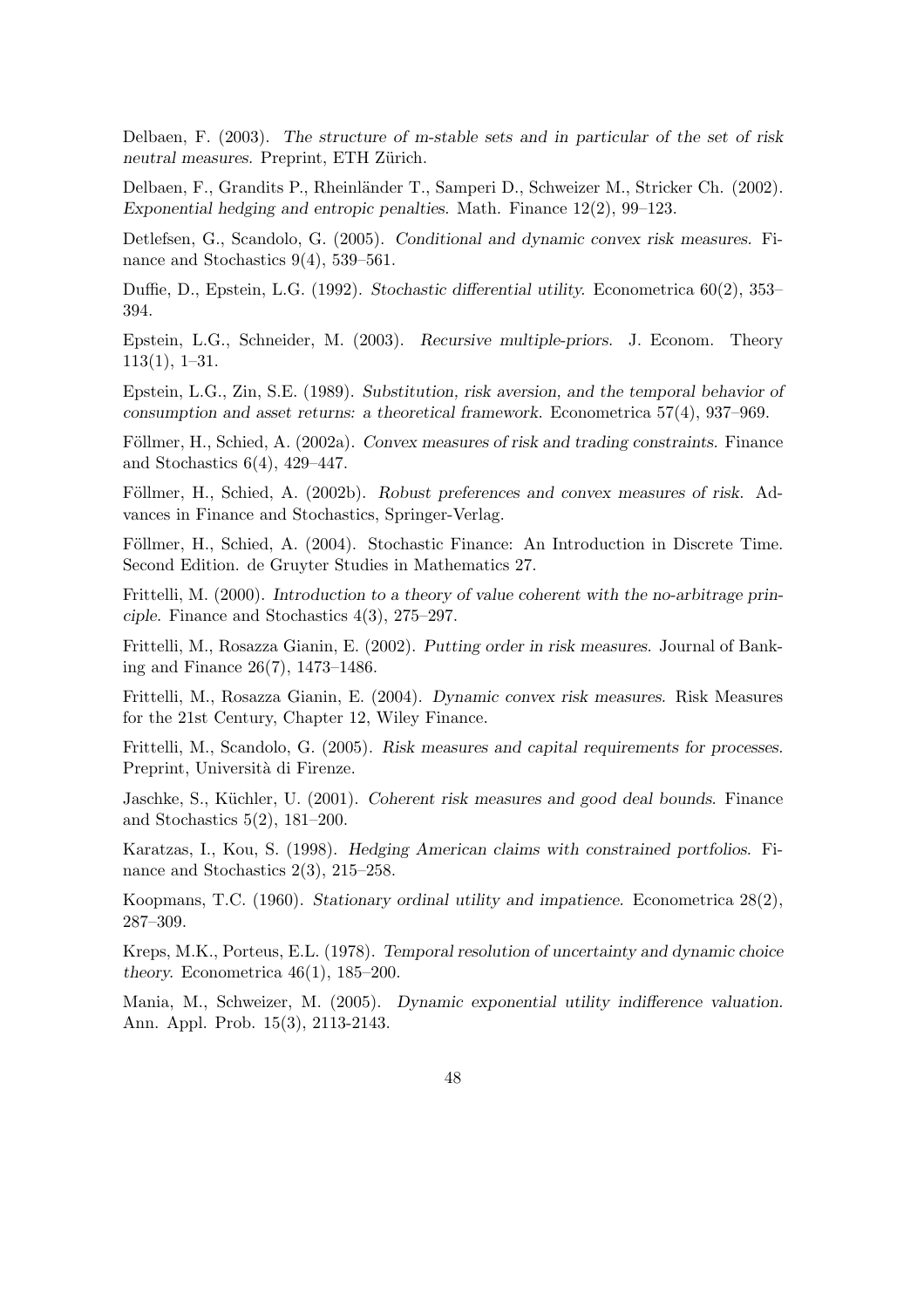Delbaen, F. (2003). *The structure of m-stable sets and in particular of the set of risk neutral measures.* Preprint, ETH Zürich.

Delbaen, F., Grandits P., Rheinländer T., Samperi D., Schweizer M., Stricker Ch. (2002). *Exponential hedging and entropic penalties.* Math. Finance 12(2), 99–123.

Detlefsen, G., Scandolo, G. (2005). *Conditional and dynamic convex risk measures.* Finance and Stochastics 9(4), 539–561.

Duffie, D., Epstein, L.G. (1992). *Stochastic differential utility.* Econometrica 60(2), 353–394.

Epstein, L.G., Schneider, M. (2003). *Recursive multiple-priors.* J. Econom. Theory 113(1), 1–31.

Epstein, L.G., Zin, S.E. (1989). *Substitution, risk aversion, and the temporal behavior of consumption and asset returns: a theoretical framework.* Econometrica 57(4), 937–969.

Föllmer, H., Schied, A. (2002a). *Convex measures of risk and trading constraints.* Finance and Stochastics 6(4), 429–447.

Föllmer, H., Schied, A. (2002b). *Robust preferences and convex measures of risk.* Advances in Finance and Stochastics, Springer-Verlag.

Föllmer, H., Schied, A. (2004). Stochastic Finance: An Introduction in Discrete Time. Second Edition. de Gruyter Studies in Mathematics 27.

Frittelli, M. (2000). *Introduction to a theory of value coherent with the no-arbitrage principle.* Finance and Stochastics 4(3), 275–297.

Frittelli, M., Rosazza Gianin, E. (2002). *Putting order in risk measures.* Journal of Banking and Finance 26(7), 1473–1486.

Frittelli, M., Rosazza Gianin, E. (2004). *Dynamic convex risk measures.* Risk Measures for the 21st Century, Chapter 12, Wiley Finance.

Frittelli, M., Scandolo, G. (2005). *Risk measures and capital requirements for processes.* Preprint, Università di Firenze.

Jaschke, S., Küchler, U. (2001). *Coherent risk measures and good deal bounds.* Finance and Stochastics 5(2), 181–200.

Karatzas, I., Kou, S. (1998). *Hedging American claims with constrained portfolios.* Finance and Stochastics 2(3), 215–258.

Koopmans, T.C. (1960). *Stationary ordinal utility and impatience.* Econometrica 28(2), 287–309.

Kreps, M.K., Porteus, E.L. (1978). *Temporal resolution of uncertainty and dynamic choice theory.* Econometrica 46(1), 185–200.

Mania, M., Schweizer, M. (2005). *Dynamic exponential utility indifference valuation.* Ann. Appl. Prob. 15(3), 2113-2143.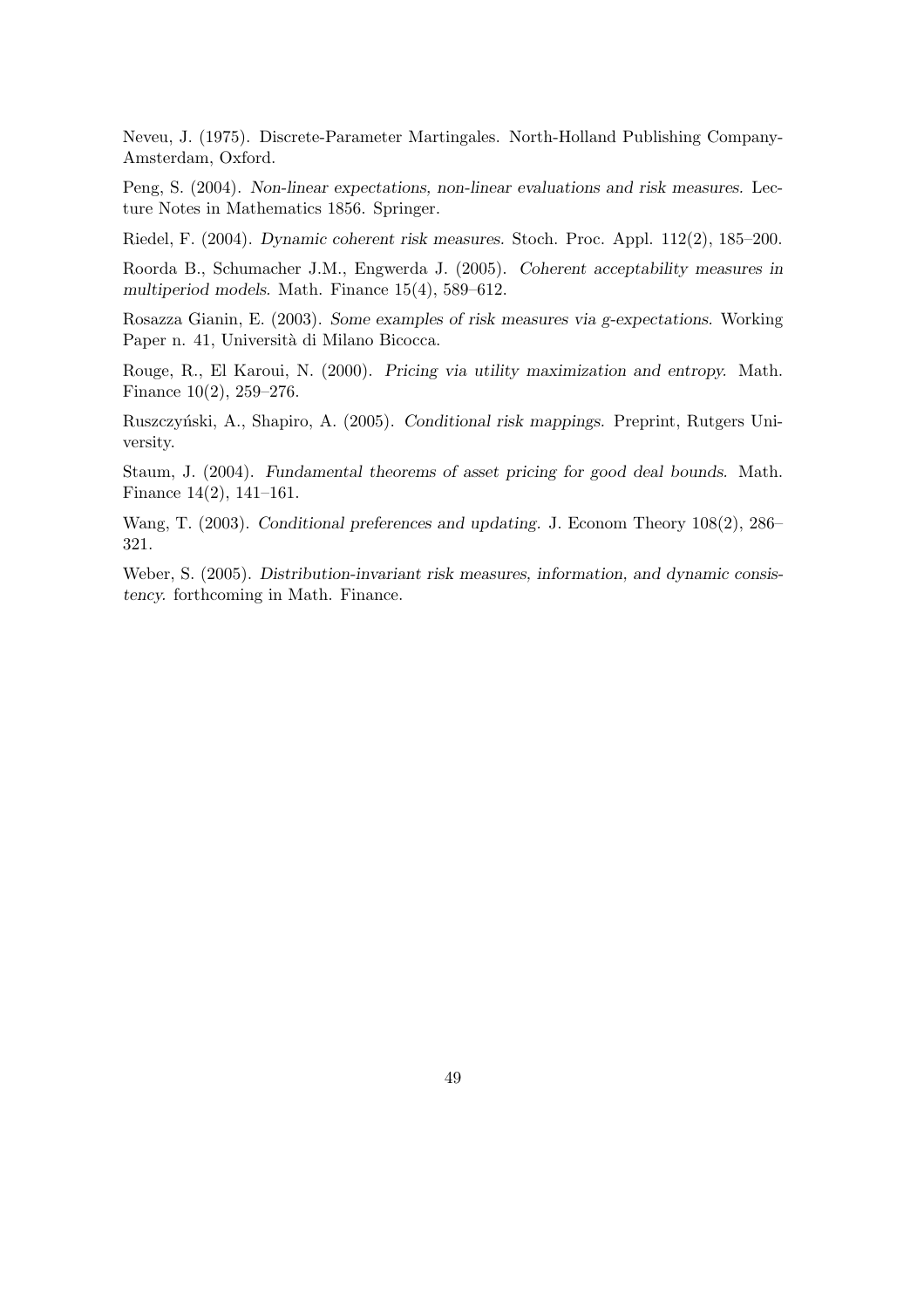Neveu, J. (1975). Discrete-Parameter Martingales. North-Holland Publishing Company-Amsterdam, Oxford.

Peng, S. (2004). *Non-linear expectations, non-linear evaluations and risk measures.* Lecture Notes in Mathematics 1856. Springer.

Riedel, F. (2004). *Dynamic coherent risk measures.* Stoch. Proc. Appl. 112(2), 185–200.

Roorda B., Schumacher J.M., Engwerda J. (2005). *Coherent acceptability measures in multiperiod models.* Math. Finance 15(4), 589–612.

Rosazza Gianin, E. (2003). *Some examples of risk measures via g-expectations.* Working Paper n. 41, Università di Milano Bicocca.

Rouge, R., El Karoui, N. (2000). *Pricing via utility maximization and entropy.* Math. Finance 10(2), 259–276.

Ruszczyński, A., Shapiro, A. (2005). *Conditional risk mappings.* Preprint, Rutgers University.

Staum, J. (2004). *Fundamental theorems of asset pricing for good deal bounds.* Math. Finance 14(2), 141–161.

Wang, T. (2003). *Conditional preferences and updating.* J. Econom Theory 108(2), 286–321.

Weber, S. (2005). *Distribution-invariant risk measures, information, and dynamic consistency.* forthcoming in Math. Finance.